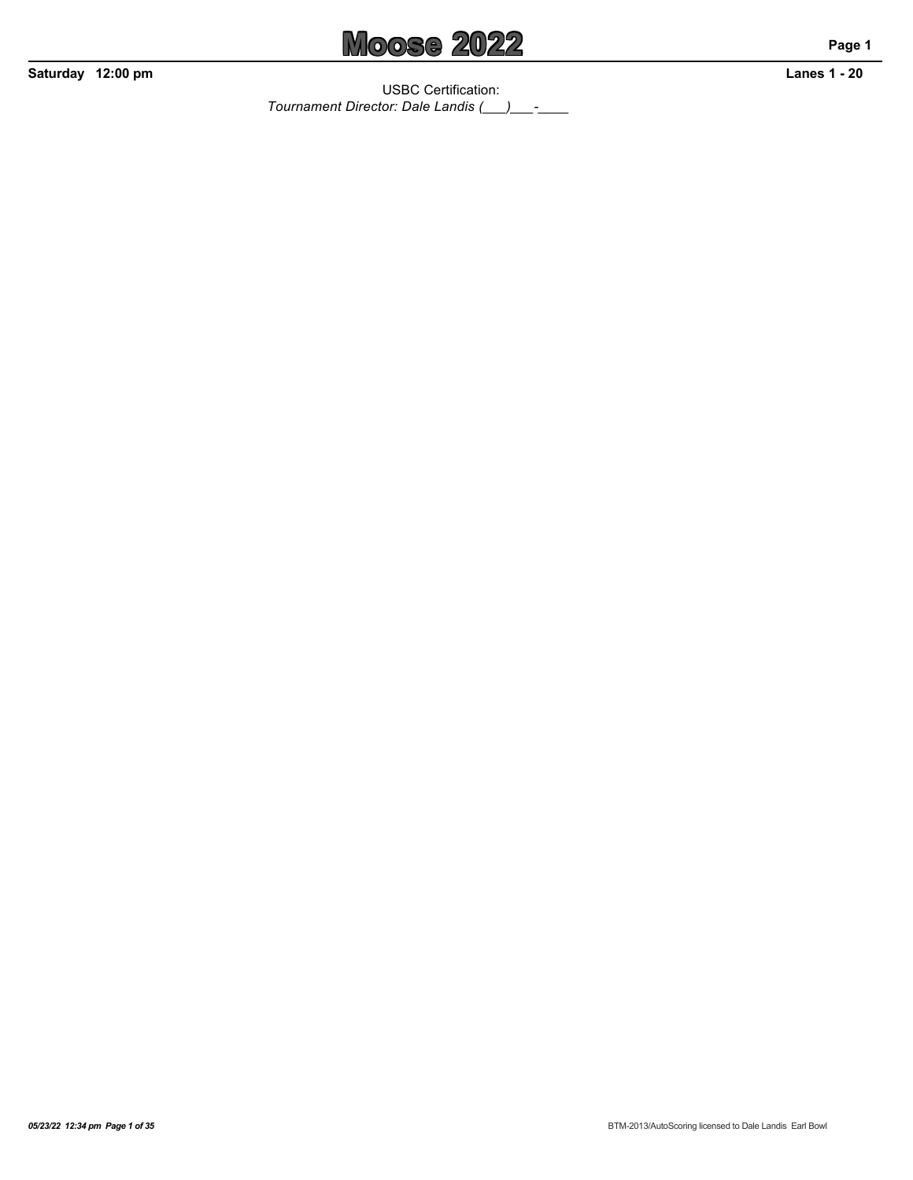# Moose 2022

**Saturday 12:00 pm** **Lanes 1 - 20**

USBC Certification:

*Tournament Director: Dale Landis (___)___-____*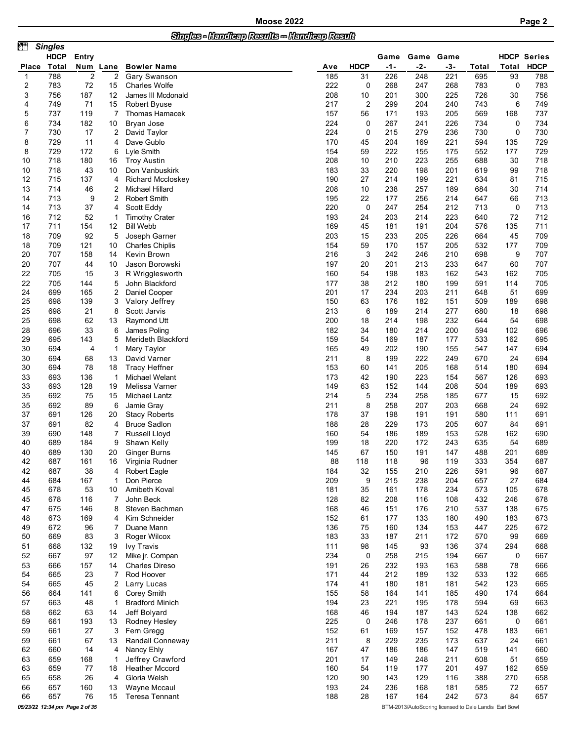## Singles - Handicap Results -- Handicap Result

### Singles

| Place | HDCP Total | Entry Num | Lane | Bowler Name | Ave | HDCP | Game -1- | Game -2- | Game -3- | Total | HDCP Total | Series HDCP |
|---|---|---|---|---|---|---|---|---|---|---|---|---|
| 1 | 788 | 2 | 2 | Gary Swanson | 185 | 31 | 226 | 248 | 221 | 695 | 93 | 788 |
| 2 | 783 | 72 | 15 | Charles Wolfe | 222 | 0 | 268 | 247 | 268 | 783 | 0 | 783 |
| 3 | 756 | 187 | 12 | James III Mcdonald | 208 | 10 | 201 | 300 | 225 | 726 | 30 | 756 |
| 4 | 749 | 71 | 15 | Robert Byuse | 217 | 2 | 299 | 204 | 240 | 743 | 6 | 749 |
| 5 | 737 | 119 | 7 | Thomas Hamacek | 157 | 56 | 171 | 193 | 205 | 569 | 168 | 737 |
| 6 | 734 | 182 | 10 | Bryan Jose | 224 | 0 | 267 | 241 | 226 | 734 | 0 | 734 |
| 7 | 730 | 17 | 2 | David Taylor | 224 | 0 | 215 | 279 | 236 | 730 | 0 | 730 |
| 8 | 729 | 11 | 4 | Dave Gublo | 170 | 45 | 204 | 169 | 221 | 594 | 135 | 729 |
| 8 | 729 | 172 | 6 | Lyle Smith | 154 | 59 | 222 | 155 | 175 | 552 | 177 | 729 |
| 10 | 718 | 180 | 16 | Troy Austin | 208 | 10 | 210 | 223 | 255 | 688 | 30 | 718 |
| 10 | 718 | 43 | 10 | Don Vanbuskirk | 183 | 33 | 220 | 198 | 201 | 619 | 99 | 718 |
| 12 | 715 | 137 | 4 | Richard Mccloskey | 190 | 27 | 214 | 199 | 221 | 634 | 81 | 715 |
| 13 | 714 | 46 | 2 | Michael Hillard | 208 | 10 | 238 | 257 | 189 | 684 | 30 | 714 |
| 14 | 713 | 9 | 2 | Robert Smith | 195 | 22 | 177 | 256 | 214 | 647 | 66 | 713 |
| 14 | 713 | 37 | 4 | Scott Eddy | 220 | 0 | 247 | 254 | 212 | 713 | 0 | 713 |
| 16 | 712 | 52 | 1 | Timothy Crater | 193 | 24 | 203 | 214 | 223 | 640 | 72 | 712 |
| 17 | 711 | 154 | 12 | Bill Webb | 169 | 45 | 181 | 191 | 204 | 576 | 135 | 711 |
| 18 | 709 | 92 | 5 | Joseph Garner | 203 | 15 | 233 | 205 | 226 | 664 | 45 | 709 |
| 18 | 709 | 121 | 10 | Charles Chiplis | 154 | 59 | 170 | 157 | 205 | 532 | 177 | 709 |
| 20 | 707 | 158 | 14 | Kevin Brown | 216 | 3 | 242 | 246 | 210 | 698 | 9 | 707 |
| 20 | 707 | 44 | 10 | Jason Borowski | 197 | 20 | 201 | 213 | 233 | 647 | 60 | 707 |
| 22 | 705 | 15 | 3 | R Wrigglesworth | 160 | 54 | 198 | 183 | 162 | 543 | 162 | 705 |
| 22 | 705 | 144 | 5 | John Blackford | 177 | 38 | 212 | 180 | 199 | 591 | 114 | 705 |
| 24 | 699 | 165 | 2 | Daniel Cooper | 201 | 17 | 234 | 203 | 211 | 648 | 51 | 699 |
| 25 | 698 | 139 | 3 | Valory Jeffrey | 150 | 63 | 176 | 182 | 151 | 509 | 189 | 698 |
| 25 | 698 | 21 | 8 | Scott Jarvis | 213 | 6 | 189 | 214 | 277 | 680 | 18 | 698 |
| 25 | 698 | 62 | 13 | Raymond Utt | 200 | 18 | 214 | 198 | 232 | 644 | 54 | 698 |
| 28 | 696 | 33 | 6 | James Poling | 182 | 34 | 180 | 214 | 200 | 594 | 102 | 696 |
| 29 | 695 | 143 | 5 | Merideth Blackford | 159 | 54 | 169 | 187 | 177 | 533 | 162 | 695 |
| 30 | 694 | 4 | 1 | Mary Taylor | 165 | 49 | 202 | 190 | 155 | 547 | 147 | 694 |
| 30 | 694 | 68 | 13 | David Varner | 211 | 8 | 199 | 222 | 249 | 670 | 24 | 694 |
| 30 | 694 | 78 | 18 | Tracy Heffner | 153 | 60 | 141 | 205 | 168 | 514 | 180 | 694 |
| 33 | 693 | 136 | 1 | Michael Welant | 173 | 42 | 190 | 223 | 154 | 567 | 126 | 693 |
| 33 | 693 | 128 | 19 | Melissa Varner | 149 | 63 | 152 | 144 | 208 | 504 | 189 | 693 |
| 35 | 692 | 75 | 15 | Michael Lantz | 214 | 5 | 234 | 258 | 185 | 677 | 15 | 692 |
| 35 | 692 | 89 | 6 | Jamie Gray | 211 | 8 | 258 | 207 | 203 | 668 | 24 | 692 |
| 37 | 691 | 126 | 20 | Stacy Roberts | 178 | 37 | 198 | 191 | 191 | 580 | 111 | 691 |
| 37 | 691 | 82 | 4 | Bruce Sadlon | 188 | 28 | 229 | 173 | 205 | 607 | 84 | 691 |
| 39 | 690 | 148 | 7 | Russell Lloyd | 160 | 54 | 186 | 189 | 153 | 528 | 162 | 690 |
| 40 | 689 | 184 | 9 | Shawn Kelly | 199 | 18 | 220 | 172 | 243 | 635 | 54 | 689 |
| 40 | 689 | 130 | 20 | Ginger Burns | 145 | 67 | 150 | 191 | 147 | 488 | 201 | 689 |
| 42 | 687 | 161 | 16 | Virginia Rudner | 88 | 118 | 118 | 96 | 119 | 333 | 354 | 687 |
| 42 | 687 | 38 | 4 | Robert Eagle | 184 | 32 | 155 | 210 | 226 | 591 | 96 | 687 |
| 44 | 684 | 167 | 1 | Don Pierce | 209 | 9 | 215 | 238 | 204 | 657 | 27 | 684 |
| 45 | 678 | 53 | 10 | Amibeth Koval | 181 | 35 | 161 | 178 | 234 | 573 | 105 | 678 |
| 45 | 678 | 116 | 7 | John Beck | 128 | 82 | 208 | 116 | 108 | 432 | 246 | 678 |
| 47 | 675 | 146 | 8 | Steven Bachman | 168 | 46 | 151 | 176 | 210 | 537 | 138 | 675 |
| 48 | 673 | 169 | 4 | Kim Schneider | 152 | 61 | 177 | 133 | 180 | 490 | 183 | 673 |
| 49 | 672 | 96 | 7 | Duane Mann | 136 | 75 | 160 | 134 | 153 | 447 | 225 | 672 |
| 50 | 669 | 83 | 3 | Roger Wilcox | 183 | 33 | 187 | 211 | 172 | 570 | 99 | 669 |
| 51 | 668 | 132 | 19 | Ivy Travis | 111 | 98 | 145 | 93 | 136 | 374 | 294 | 668 |
| 52 | 667 | 97 | 12 | Mike jr. Compan | 234 | 0 | 258 | 215 | 194 | 667 | 0 | 667 |
| 53 | 666 | 157 | 14 | Charles Direso | 191 | 26 | 232 | 193 | 163 | 588 | 78 | 666 |
| 54 | 665 | 23 | 7 | Rod Hoover | 171 | 44 | 212 | 189 | 132 | 533 | 132 | 665 |
| 54 | 665 | 45 | 2 | Larry Lucas | 174 | 41 | 180 | 181 | 181 | 542 | 123 | 665 |
| 56 | 664 | 141 | 6 | Corey Smith | 155 | 58 | 164 | 141 | 185 | 490 | 174 | 664 |
| 57 | 663 | 48 | 1 | Bradford Minich | 194 | 23 | 221 | 195 | 178 | 594 | 69 | 663 |
| 58 | 662 | 63 | 14 | Jeff Bolyard | 168 | 46 | 194 | 187 | 143 | 524 | 138 | 662 |
| 59 | 661 | 193 | 13 | Rodney Hesley | 225 | 0 | 246 | 178 | 237 | 661 | 0 | 661 |
| 59 | 661 | 27 | 3 | Fern Gregg | 152 | 61 | 169 | 157 | 152 | 478 | 183 | 661 |
| 59 | 661 | 67 | 13 | Randall Conneway | 211 | 8 | 229 | 235 | 173 | 637 | 24 | 661 |
| 62 | 660 | 14 | 4 | Nancy Ehly | 167 | 47 | 186 | 186 | 147 | 519 | 141 | 660 |
| 63 | 659 | 168 | 1 | Jeffrey Crawford | 201 | 17 | 149 | 248 | 211 | 608 | 51 | 659 |
| 63 | 659 | 77 | 18 | Heather Mccord | 160 | 54 | 119 | 177 | 201 | 497 | 162 | 659 |
| 65 | 658 | 26 | 4 | Gloria Welsh | 120 | 90 | 143 | 129 | 116 | 388 | 270 | 658 |
| 66 | 657 | 160 | 13 | Wayne Mccaul | 193 | 24 | 236 | 168 | 181 | 585 | 72 | 657 |
| 66 | 657 | 76 | 15 | Teresa Tennant | 188 | 28 | 167 | 164 | 242 | 573 | 84 | 657 |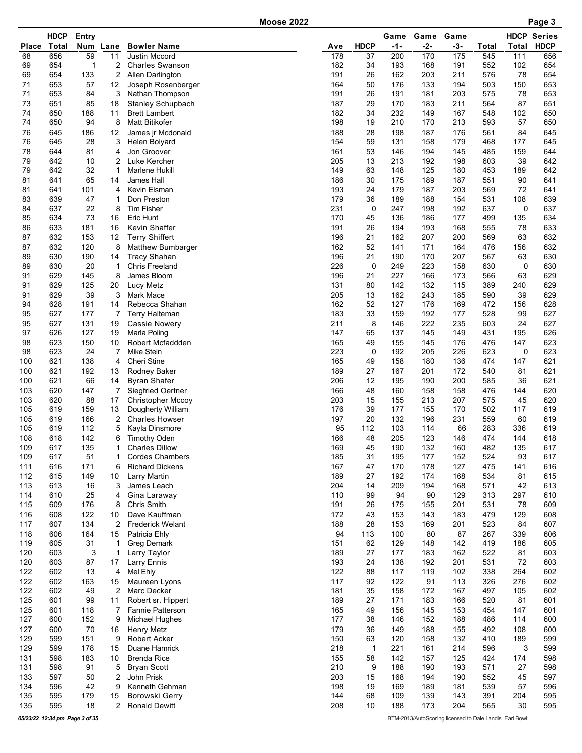# Moose 2022

| Place | HDCP Total | Entry Num | Lane | Bowler Name | Ave | HDCP | Game -1- | Game -2- | Game -3- | Total | HDCP Total | Series HDCP |
|---|---|---|---|---|---|---|---|---|---|---|---|---|
| 68 | 656 | 59 | 11 | Justin Mccord | 178 | 37 | 200 | 170 | 175 | 545 | 111 | 656 |
| 69 | 654 | 1 | 2 | Charles Swanson | 182 | 34 | 193 | 168 | 191 | 552 | 102 | 654 |
| 69 | 654 | 133 | 2 | Allen Darlington | 191 | 26 | 162 | 203 | 211 | 576 | 78 | 654 |
| 71 | 653 | 57 | 12 | Joseph Rosenberger | 164 | 50 | 176 | 133 | 194 | 503 | 150 | 653 |
| 71 | 653 | 84 | 3 | Nathan Thompson | 191 | 26 | 191 | 181 | 203 | 575 | 78 | 653 |
| 73 | 651 | 85 | 18 | Stanley Schupbach | 187 | 29 | 170 | 183 | 211 | 564 | 87 | 651 |
| 74 | 650 | 188 | 11 | Brett Lambert | 182 | 34 | 232 | 149 | 167 | 548 | 102 | 650 |
| 74 | 650 | 94 | 8 | Matt Bitikofer | 198 | 19 | 210 | 170 | 213 | 593 | 57 | 650 |
| 76 | 645 | 186 | 12 | James jr Mcdonald | 188 | 28 | 198 | 187 | 176 | 561 | 84 | 645 |
| 76 | 645 | 28 | 3 | Helen Bolyard | 154 | 59 | 131 | 158 | 179 | 468 | 177 | 645 |
| 78 | 644 | 81 | 4 | Jon Groover | 161 | 53 | 146 | 194 | 145 | 485 | 159 | 644 |
| 79 | 642 | 10 | 2 | Luke Kercher | 205 | 13 | 213 | 192 | 198 | 603 | 39 | 642 |
| 79 | 642 | 32 | 1 | Marlene Hukill | 149 | 63 | 148 | 125 | 180 | 453 | 189 | 642 |
| 81 | 641 | 65 | 14 | James Hall | 186 | 30 | 175 | 189 | 187 | 551 | 90 | 641 |
| 81 | 641 | 101 | 4 | Kevin Elsman | 193 | 24 | 179 | 187 | 203 | 569 | 72 | 641 |
| 83 | 639 | 47 | 1 | Don Preston | 179 | 36 | 189 | 188 | 154 | 531 | 108 | 639 |
| 84 | 637 | 22 | 8 | Tim Fisher | 231 | 0 | 247 | 198 | 192 | 637 | 0 | 637 |
| 85 | 634 | 73 | 16 | Eric Hunt | 170 | 45 | 136 | 186 | 177 | 499 | 135 | 634 |
| 86 | 633 | 181 | 16 | Kevin Shaffer | 191 | 26 | 194 | 193 | 168 | 555 | 78 | 633 |
| 87 | 632 | 153 | 12 | Terry Shiffert | 196 | 21 | 162 | 207 | 200 | 569 | 63 | 632 |
| 87 | 632 | 120 | 8 | Matthew Bumbarger | 162 | 52 | 141 | 171 | 164 | 476 | 156 | 632 |
| 89 | 630 | 190 | 14 | Tracy Shahan | 196 | 21 | 190 | 170 | 207 | 567 | 63 | 630 |
| 89 | 630 | 20 | 1 | Chris Freeland | 226 | 0 | 249 | 223 | 158 | 630 | 0 | 630 |
| 91 | 629 | 145 | 8 | James Bloom | 196 | 21 | 227 | 166 | 173 | 566 | 63 | 629 |
| 91 | 629 | 125 | 20 | Lucy Metz | 131 | 80 | 142 | 132 | 115 | 389 | 240 | 629 |
| 91 | 629 | 39 | 3 | Mark Mace | 205 | 13 | 162 | 243 | 185 | 590 | 39 | 629 |
| 94 | 628 | 191 | 14 | Rebecca Shahan | 162 | 52 | 127 | 176 | 169 | 472 | 156 | 628 |
| 95 | 627 | 177 | 7 | Terry Halteman | 183 | 33 | 159 | 192 | 177 | 528 | 99 | 627 |
| 95 | 627 | 131 | 19 | Cassie Nowery | 211 | 8 | 146 | 222 | 235 | 603 | 24 | 627 |
| 97 | 626 | 127 | 19 | Marla Poling | 147 | 65 | 137 | 145 | 149 | 431 | 195 | 626 |
| 98 | 623 | 150 | 10 | Robert Mcfaddden | 165 | 49 | 155 | 145 | 176 | 476 | 147 | 623 |
| 98 | 623 | 24 | 7 | Mike Stein | 223 | 0 | 192 | 205 | 226 | 623 | 0 | 623 |
| 100 | 621 | 138 | 4 | Cheri Stine | 165 | 49 | 158 | 180 | 136 | 474 | 147 | 621 |
| 100 | 621 | 192 | 13 | Rodney Baker | 189 | 27 | 167 | 201 | 172 | 540 | 81 | 621 |
| 100 | 621 | 66 | 14 | Byran Shafer | 206 | 12 | 195 | 190 | 200 | 585 | 36 | 621 |
| 103 | 620 | 147 | 7 | Siegfried Oertner | 166 | 48 | 160 | 158 | 158 | 476 | 144 | 620 |
| 103 | 620 | 88 | 17 | Christopher Mccoy | 203 | 15 | 155 | 213 | 207 | 575 | 45 | 620 |
| 105 | 619 | 159 | 13 | Dougherty William | 176 | 39 | 177 | 155 | 170 | 502 | 117 | 619 |
| 105 | 619 | 166 | 2 | Charles Howser | 197 | 20 | 132 | 196 | 231 | 559 | 60 | 619 |
| 105 | 619 | 112 | 5 | Kayla Dinsmore | 95 | 112 | 103 | 114 | 66 | 283 | 336 | 619 |
| 108 | 618 | 142 | 6 | Timothy Oden | 166 | 48 | 205 | 123 | 146 | 474 | 144 | 618 |
| 109 | 617 | 135 | 1 | Charles Dillow | 169 | 45 | 190 | 132 | 160 | 482 | 135 | 617 |
| 109 | 617 | 51 | 1 | Cordes Chambers | 185 | 31 | 195 | 177 | 152 | 524 | 93 | 617 |
| 111 | 616 | 171 | 6 | Richard Dickens | 167 | 47 | 170 | 178 | 127 | 475 | 141 | 616 |
| 112 | 615 | 149 | 10 | Larry Martin | 189 | 27 | 192 | 174 | 168 | 534 | 81 | 615 |
| 113 | 613 | 16 | 3 | James Leach | 204 | 14 | 209 | 194 | 168 | 571 | 42 | 613 |
| 114 | 610 | 25 | 4 | Gina Laraway | 110 | 99 | 94 | 90 | 129 | 313 | 297 | 610 |
| 115 | 609 | 176 | 8 | Chris Smith | 191 | 26 | 175 | 155 | 201 | 531 | 78 | 609 |
| 116 | 608 | 122 | 10 | Dave Kauffman | 172 | 43 | 153 | 143 | 183 | 479 | 129 | 608 |
| 117 | 607 | 134 | 2 | Frederick Welant | 188 | 28 | 153 | 169 | 201 | 523 | 84 | 607 |
| 118 | 606 | 164 | 15 | Patricia Ehly | 94 | 113 | 100 | 80 | 87 | 267 | 339 | 606 |
| 119 | 605 | 31 | 1 | Greg Demark | 151 | 62 | 129 | 148 | 142 | 419 | 186 | 605 |
| 120 | 603 | 3 | 1 | Larry Taylor | 189 | 27 | 177 | 183 | 162 | 522 | 81 | 603 |
| 120 | 603 | 87 | 17 | Larry Ennis | 193 | 24 | 138 | 192 | 201 | 531 | 72 | 603 |
| 122 | 602 | 13 | 4 | Mel Ehly | 122 | 88 | 117 | 119 | 102 | 338 | 264 | 602 |
| 122 | 602 | 163 | 15 | Maureen Lyons | 117 | 92 | 122 | 91 | 113 | 326 | 276 | 602 |
| 122 | 602 | 49 | 2 | Marc Decker | 181 | 35 | 158 | 172 | 167 | 497 | 105 | 602 |
| 125 | 601 | 99 | 11 | Robert sr. Hippert | 189 | 27 | 171 | 183 | 166 | 520 | 81 | 601 |
| 125 | 601 | 118 | 7 | Fannie Patterson | 165 | 49 | 156 | 145 | 153 | 454 | 147 | 601 |
| 127 | 600 | 152 | 9 | Michael Hughes | 177 | 38 | 146 | 152 | 188 | 486 | 114 | 600 |
| 127 | 600 | 70 | 16 | Henry Metz | 179 | 36 | 149 | 188 | 155 | 492 | 108 | 600 |
| 129 | 599 | 151 | 9 | Robert Acker | 150 | 63 | 120 | 158 | 132 | 410 | 189 | 599 |
| 129 | 599 | 178 | 15 | Duane Hamrick | 218 | 1 | 221 | 161 | 214 | 596 | 3 | 599 |
| 131 | 598 | 183 | 10 | Brenda Rice | 155 | 58 | 142 | 157 | 125 | 424 | 174 | 598 |
| 131 | 598 | 91 | 5 | Bryan Scott | 210 | 9 | 188 | 190 | 193 | 571 | 27 | 598 |
| 133 | 597 | 50 | 2 | John Prisk | 203 | 15 | 168 | 194 | 190 | 552 | 45 | 597 |
| 134 | 596 | 42 | 9 | Kenneth Gehman | 198 | 19 | 169 | 189 | 181 | 539 | 57 | 596 |
| 135 | 595 | 179 | 15 | Borowski Gerry | 144 | 68 | 109 | 139 | 143 | 391 | 204 | 595 |
| 135 | 595 | 18 | 2 | Ronald Dewitt | 208 | 10 | 188 | 173 | 204 | 565 | 30 | 595 |

05/23/22 12:34 pm

BTM-2013/AutoScoring licensed to Dale Landis Earl Bowl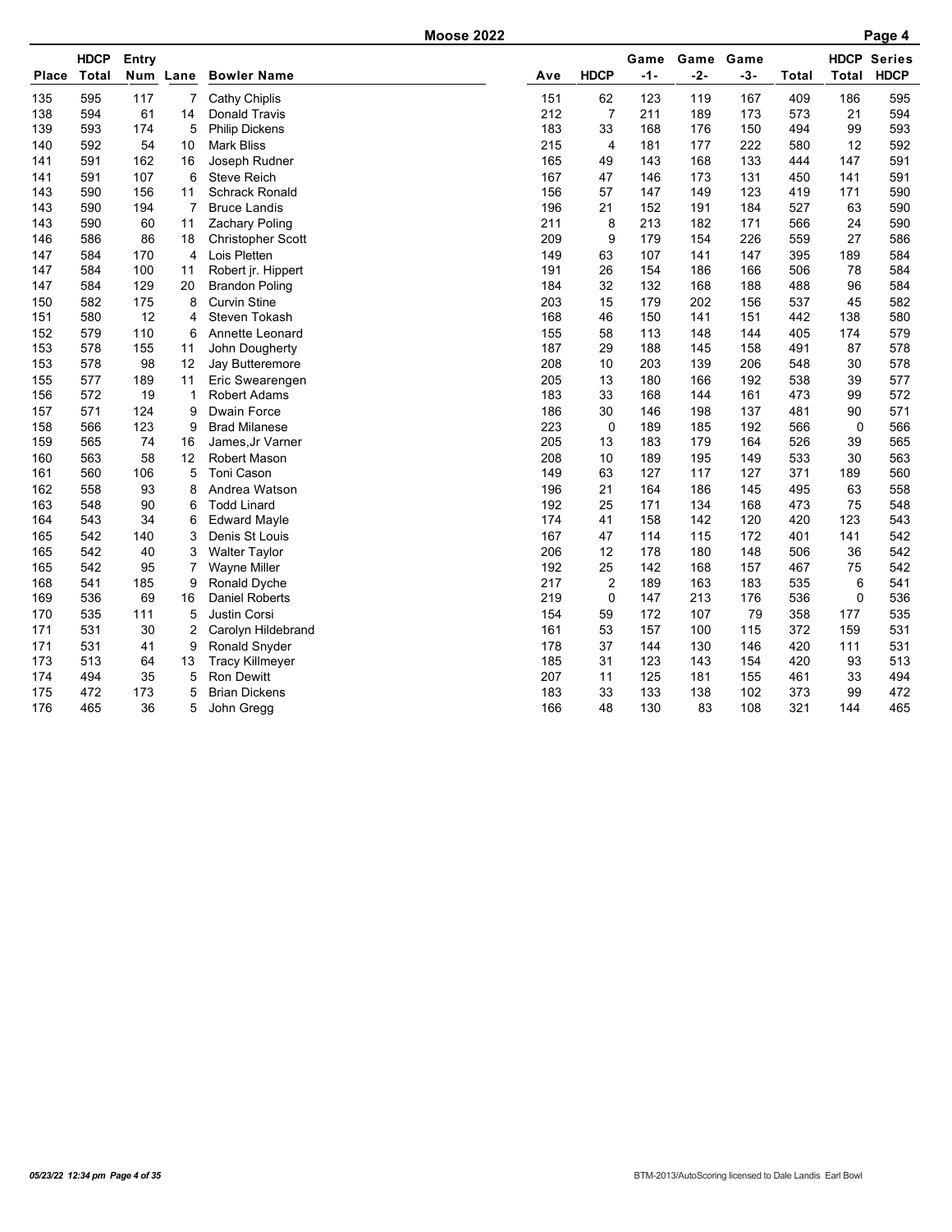# Moose 2022

| Place | HDCP Total | Entry Num | Lane | Bowler Name | Ave | HDCP | Game -1- | Game -2- | Game -3- | Total | HDCP Total | Series HDCP |
|---|---|---|---|---|---|---|---|---|---|---|---|---|
| 135 | 595 | 117 | 7 | Cathy Chiplis | 151 | 62 | 123 | 119 | 167 | 409 | 186 | 595 |
| 138 | 594 | 61 | 14 | Donald Travis | 212 | 7 | 211 | 189 | 173 | 573 | 21 | 594 |
| 139 | 593 | 174 | 5 | Philip Dickens | 183 | 33 | 168 | 176 | 150 | 494 | 99 | 593 |
| 140 | 592 | 54 | 10 | Mark Bliss | 215 | 4 | 181 | 177 | 222 | 580 | 12 | 592 |
| 141 | 591 | 162 | 16 | Joseph Rudner | 165 | 49 | 143 | 168 | 133 | 444 | 147 | 591 |
| 141 | 591 | 107 | 6 | Steve Reich | 167 | 47 | 146 | 173 | 131 | 450 | 141 | 591 |
| 143 | 590 | 156 | 11 | Schrack Ronald | 156 | 57 | 147 | 149 | 123 | 419 | 171 | 590 |
| 143 | 590 | 194 | 7 | Bruce Landis | 196 | 21 | 152 | 191 | 184 | 527 | 63 | 590 |
| 143 | 590 | 60 | 11 | Zachary Poling | 211 | 8 | 213 | 182 | 171 | 566 | 24 | 590 |
| 146 | 586 | 86 | 18 | Christopher Scott | 209 | 9 | 179 | 154 | 226 | 559 | 27 | 586 |
| 147 | 584 | 170 | 4 | Lois Pletten | 149 | 63 | 107 | 141 | 147 | 395 | 189 | 584 |
| 147 | 584 | 100 | 11 | Robert jr. Hippert | 191 | 26 | 154 | 186 | 166 | 506 | 78 | 584 |
| 147 | 584 | 129 | 20 | Brandon Poling | 184 | 32 | 132 | 168 | 188 | 488 | 96 | 584 |
| 150 | 582 | 175 | 8 | Curvin Stine | 203 | 15 | 179 | 202 | 156 | 537 | 45 | 582 |
| 151 | 580 | 12 | 4 | Steven Tokash | 168 | 46 | 150 | 141 | 151 | 442 | 138 | 580 |
| 152 | 579 | 110 | 6 | Annette Leonard | 155 | 58 | 113 | 148 | 144 | 405 | 174 | 579 |
| 153 | 578 | 155 | 11 | John Dougherty | 187 | 29 | 188 | 145 | 158 | 491 | 87 | 578 |
| 153 | 578 | 98 | 12 | Jay Butteremore | 208 | 10 | 203 | 139 | 206 | 548 | 30 | 578 |
| 155 | 577 | 189 | 11 | Eric Swearengen | 205 | 13 | 180 | 166 | 192 | 538 | 39 | 577 |
| 156 | 572 | 19 | 1 | Robert Adams | 183 | 33 | 168 | 144 | 161 | 473 | 99 | 572 |
| 157 | 571 | 124 | 9 | Dwain Force | 186 | 30 | 146 | 198 | 137 | 481 | 90 | 571 |
| 158 | 566 | 123 | 9 | Brad Milanese | 223 | 0 | 189 | 185 | 192 | 566 | 0 | 566 |
| 159 | 565 | 74 | 16 | James,Jr Varner | 205 | 13 | 183 | 179 | 164 | 526 | 39 | 565 |
| 160 | 563 | 58 | 12 | Robert Mason | 208 | 10 | 189 | 195 | 149 | 533 | 30 | 563 |
| 161 | 560 | 106 | 5 | Toni Cason | 149 | 63 | 127 | 117 | 127 | 371 | 189 | 560 |
| 162 | 558 | 93 | 8 | Andrea Watson | 196 | 21 | 164 | 186 | 145 | 495 | 63 | 558 |
| 163 | 548 | 90 | 6 | Todd Linard | 192 | 25 | 171 | 134 | 168 | 473 | 75 | 548 |
| 164 | 543 | 34 | 6 | Edward Mayle | 174 | 41 | 158 | 142 | 120 | 420 | 123 | 543 |
| 165 | 542 | 140 | 3 | Denis St Louis | 167 | 47 | 114 | 115 | 172 | 401 | 141 | 542 |
| 165 | 542 | 40 | 3 | Walter Taylor | 206 | 12 | 178 | 180 | 148 | 506 | 36 | 542 |
| 165 | 542 | 95 | 7 | Wayne Miller | 192 | 25 | 142 | 168 | 157 | 467 | 75 | 542 |
| 168 | 541 | 185 | 9 | Ronald Dyche | 217 | 2 | 189 | 163 | 183 | 535 | 6 | 541 |
| 169 | 536 | 69 | 16 | Daniel Roberts | 219 | 0 | 147 | 213 | 176 | 536 | 0 | 536 |
| 170 | 535 | 111 | 5 | Justin Corsi | 154 | 59 | 172 | 107 | 79 | 358 | 177 | 535 |
| 171 | 531 | 30 | 2 | Carolyn Hildebrand | 161 | 53 | 157 | 100 | 115 | 372 | 159 | 531 |
| 171 | 531 | 41 | 9 | Ronald Snyder | 178 | 37 | 144 | 130 | 146 | 420 | 111 | 531 |
| 173 | 513 | 64 | 13 | Tracy Killmeyer | 185 | 31 | 123 | 143 | 154 | 420 | 93 | 513 |
| 174 | 494 | 35 | 5 | Ron Dewitt | 207 | 11 | 125 | 181 | 155 | 461 | 33 | 494 |
| 175 | 472 | 173 | 5 | Brian Dickens | 183 | 33 | 133 | 138 | 102 | 373 | 99 | 472 |
| 176 | 465 | 36 | 5 | John Gregg | 166 | 48 | 130 | 83 | 108 | 321 | 144 | 465 |

05/23/22 12:34 pm

BTM-2013/AutoScoring licensed to Dale Landis Earl Bowl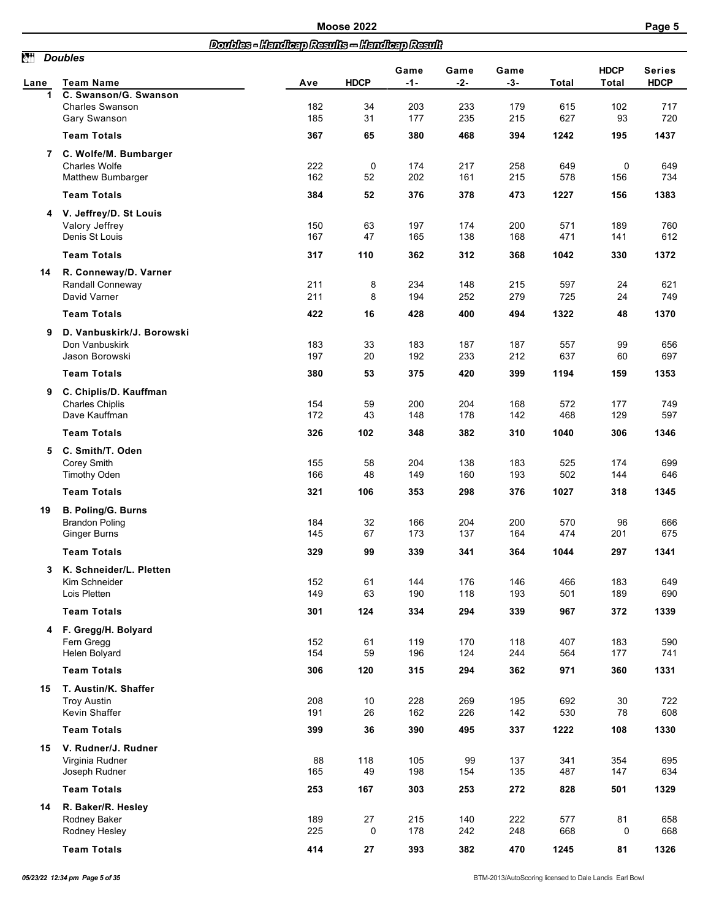## Doubles - Handicap Results -- Handicap Result

### Doubles

| Lane | Team Name | Ave | HDCP | Game -1- | Game -2- | Game -3- | Total | HDCP Total | Series HDCP |
|---|---|---|---|---|---|---|---|---|---|
| 1 | **C. Swanson/G. Swanson** | | | | | | | | |
| | Charles Swanson | 182 | 34 | 203 | 233 | 179 | 615 | 102 | 717 |
| | Gary Swanson | 185 | 31 | 177 | 235 | 215 | 627 | 93 | 720 |
| | **Team Totals** | **367** | **65** | **380** | **468** | **394** | **1242** | **195** | **1437** |
| 7 | **C. Wolfe/M. Bumbarger** | | | | | | | | |
| | Charles Wolfe | 222 | 0 | 174 | 217 | 258 | 649 | 0 | 649 |
| | Matthew Bumbarger | 162 | 52 | 202 | 161 | 215 | 578 | 156 | 734 |
| | **Team Totals** | **384** | **52** | **376** | **378** | **473** | **1227** | **156** | **1383** |
| 4 | **V. Jeffrey/D. St Louis** | | | | | | | | |
| | Valory Jeffrey | 150 | 63 | 197 | 174 | 200 | 571 | 189 | 760 |
| | Denis St Louis | 167 | 47 | 165 | 138 | 168 | 471 | 141 | 612 |
| | **Team Totals** | **317** | **110** | **362** | **312** | **368** | **1042** | **330** | **1372** |
| 14 | **R. Conneway/D. Varner** | | | | | | | | |
| | Randall Conneway | 211 | 8 | 234 | 148 | 215 | 597 | 24 | 621 |
| | David Varner | 211 | 8 | 194 | 252 | 279 | 725 | 24 | 749 |
| | **Team Totals** | **422** | **16** | **428** | **400** | **494** | **1322** | **48** | **1370** |
| 9 | **D. Vanbuskirk/J. Borowski** | | | | | | | | |
| | Don Vanbuskirk | 183 | 33 | 183 | 187 | 187 | 557 | 99 | 656 |
| | Jason Borowski | 197 | 20 | 192 | 233 | 212 | 637 | 60 | 697 |
| | **Team Totals** | **380** | **53** | **375** | **420** | **399** | **1194** | **159** | **1353** |
| 9 | **C. Chiplis/D. Kauffman** | | | | | | | | |
| | Charles Chiplis | 154 | 59 | 200 | 204 | 168 | 572 | 177 | 749 |
| | Dave Kauffman | 172 | 43 | 148 | 178 | 142 | 468 | 129 | 597 |
| | **Team Totals** | **326** | **102** | **348** | **382** | **310** | **1040** | **306** | **1346** |
| 5 | **C. Smith/T. Oden** | | | | | | | | |
| | Corey Smith | 155 | 58 | 204 | 138 | 183 | 525 | 174 | 699 |
| | Timothy Oden | 166 | 48 | 149 | 160 | 193 | 502 | 144 | 646 |
| | **Team Totals** | **321** | **106** | **353** | **298** | **376** | **1027** | **318** | **1345** |
| 19 | **B. Poling/G. Burns** | | | | | | | | |
| | Brandon Poling | 184 | 32 | 166 | 204 | 200 | 570 | 96 | 666 |
| | Ginger Burns | 145 | 67 | 173 | 137 | 164 | 474 | 201 | 675 |
| | **Team Totals** | **329** | **99** | **339** | **341** | **364** | **1044** | **297** | **1341** |
| 3 | **K. Schneider/L. Pletten** | | | | | | | | |
| | Kim Schneider | 152 | 61 | 144 | 176 | 146 | 466 | 183 | 649 |
| | Lois Pletten | 149 | 63 | 190 | 118 | 193 | 501 | 189 | 690 |
| | **Team Totals** | **301** | **124** | **334** | **294** | **339** | **967** | **372** | **1339** |
| 4 | **F. Gregg/H. Bolyard** | | | | | | | | |
| | Fern Gregg | 152 | 61 | 119 | 170 | 118 | 407 | 183 | 590 |
| | Helen Bolyard | 154 | 59 | 196 | 124 | 244 | 564 | 177 | 741 |
| | **Team Totals** | **306** | **120** | **315** | **294** | **362** | **971** | **360** | **1331** |
| 15 | **T. Austin/K. Shaffer** | | | | | | | | |
| | Troy Austin | 208 | 10 | 228 | 269 | 195 | 692 | 30 | 722 |
| | Kevin Shaffer | 191 | 26 | 162 | 226 | 142 | 530 | 78 | 608 |
| | **Team Totals** | **399** | **36** | **390** | **495** | **337** | **1222** | **108** | **1330** |
| 15 | **V. Rudner/J. Rudner** | | | | | | | | |
| | Virginia Rudner | 88 | 118 | 105 | 99 | 137 | 341 | 354 | 695 |
| | Joseph Rudner | 165 | 49 | 198 | 154 | 135 | 487 | 147 | 634 |
| | **Team Totals** | **253** | **167** | **303** | **253** | **272** | **828** | **501** | **1329** |
| 14 | **R. Baker/R. Hesley** | | | | | | | | |
| | Rodney Baker | 189 | 27 | 215 | 140 | 222 | 577 | 81 | 658 |
| | Rodney Hesley | 225 | 0 | 178 | 242 | 248 | 668 | 0 | 668 |
| | **Team Totals** | **414** | **27** | **393** | **382** | **470** | **1245** | **81** | **1326** |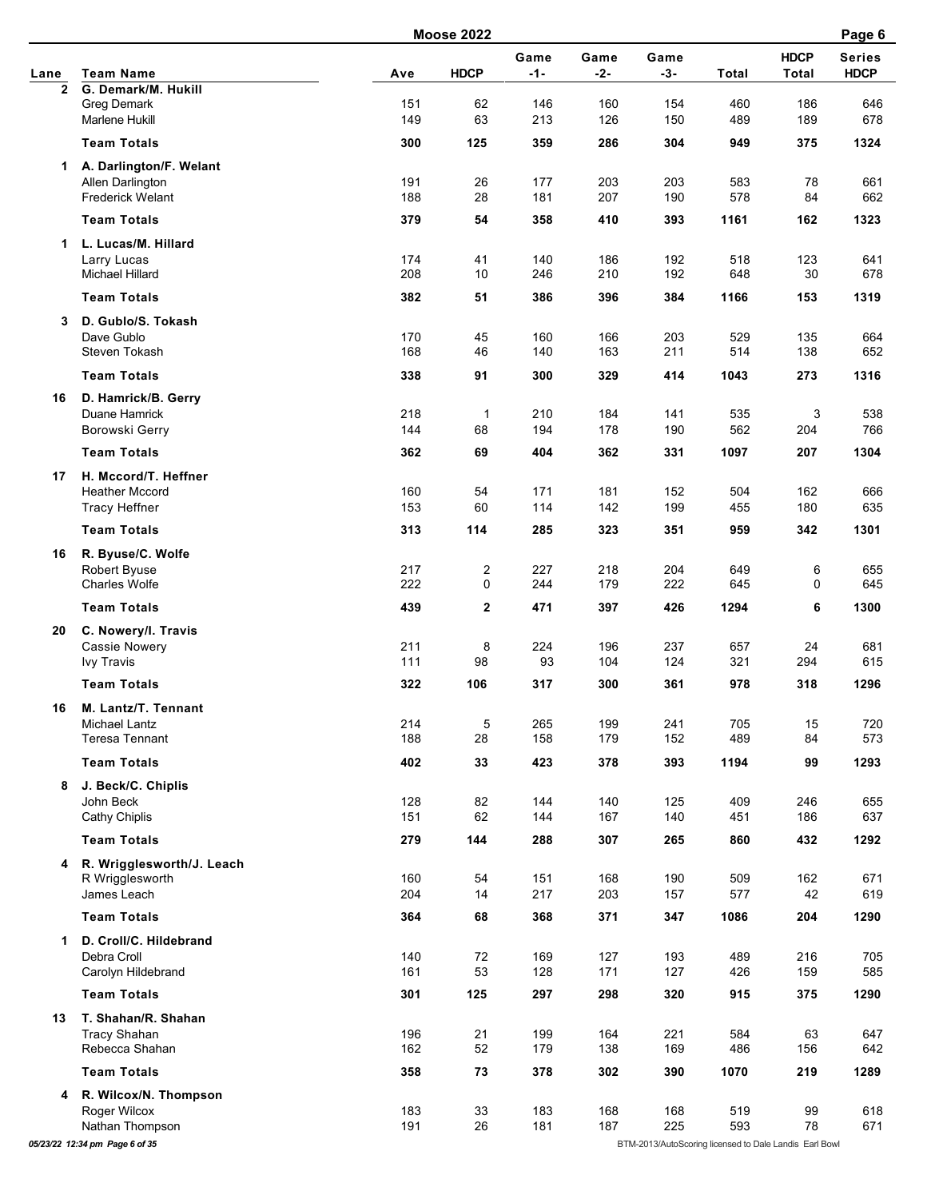# Moose 2022

| Lane | Team Name | Ave | HDCP | Game -1- | Game -2- | Game -3- | Total | HDCP Total | Series HDCP |
|---|---|---|---|---|---|---|---|---|---|
| 2 | **G. Demark/M. Hukill** | | | | | | | | |
| | Greg Demark | 151 | 62 | 146 | 160 | 154 | 460 | 186 | 646 |
| | Marlene Hukill | 149 | 63 | 213 | 126 | 150 | 489 | 189 | 678 |
| | **Team Totals** | **300** | **125** | **359** | **286** | **304** | **949** | **375** | **1324** |
| 1 | **A. Darlington/F. Welant** | | | | | | | | |
| | Allen Darlington | 191 | 26 | 177 | 203 | 203 | 583 | 78 | 661 |
| | Frederick Welant | 188 | 28 | 181 | 207 | 190 | 578 | 84 | 662 |
| | **Team Totals** | **379** | **54** | **358** | **410** | **393** | **1161** | **162** | **1323** |
| 1 | **L. Lucas/M. Hillard** | | | | | | | | |
| | Larry Lucas | 174 | 41 | 140 | 186 | 192 | 518 | 123 | 641 |
| | Michael Hillard | 208 | 10 | 246 | 210 | 192 | 648 | 30 | 678 |
| | **Team Totals** | **382** | **51** | **386** | **396** | **384** | **1166** | **153** | **1319** |
| 3 | **D. Gublo/S. Tokash** | | | | | | | | |
| | Dave Gublo | 170 | 45 | 160 | 166 | 203 | 529 | 135 | 664 |
| | Steven Tokash | 168 | 46 | 140 | 163 | 211 | 514 | 138 | 652 |
| | **Team Totals** | **338** | **91** | **300** | **329** | **414** | **1043** | **273** | **1316** |
| 16 | **D. Hamrick/B. Gerry** | | | | | | | | |
| | Duane Hamrick | 218 | 1 | 210 | 184 | 141 | 535 | 3 | 538 |
| | Borowski Gerry | 144 | 68 | 194 | 178 | 190 | 562 | 204 | 766 |
| | **Team Totals** | **362** | **69** | **404** | **362** | **331** | **1097** | **207** | **1304** |
| 17 | **H. Mccord/T. Heffner** | | | | | | | | |
| | Heather Mccord | 160 | 54 | 171 | 181 | 152 | 504 | 162 | 666 |
| | Tracy Heffner | 153 | 60 | 114 | 142 | 199 | 455 | 180 | 635 |
| | **Team Totals** | **313** | **114** | **285** | **323** | **351** | **959** | **342** | **1301** |
| 16 | **R. Byuse/C. Wolfe** | | | | | | | | |
| | Robert Byuse | 217 | 2 | 227 | 218 | 204 | 649 | 6 | 655 |
| | Charles Wolfe | 222 | 0 | 244 | 179 | 222 | 645 | 0 | 645 |
| | **Team Totals** | **439** | **2** | **471** | **397** | **426** | **1294** | **6** | **1300** |
| 20 | **C. Nowery/I. Travis** | | | | | | | | |
| | Cassie Nowery | 211 | 8 | 224 | 196 | 237 | 657 | 24 | 681 |
| | Ivy Travis | 111 | 98 | 93 | 104 | 124 | 321 | 294 | 615 |
| | **Team Totals** | **322** | **106** | **317** | **300** | **361** | **978** | **318** | **1296** |
| 16 | **M. Lantz/T. Tennant** | | | | | | | | |
| | Michael Lantz | 214 | 5 | 265 | 199 | 241 | 705 | 15 | 720 |
| | Teresa Tennant | 188 | 28 | 158 | 179 | 152 | 489 | 84 | 573 |
| | **Team Totals** | **402** | **33** | **423** | **378** | **393** | **1194** | **99** | **1293** |
| 8 | **J. Beck/C. Chiplis** | | | | | | | | |
| | John Beck | 128 | 82 | 144 | 140 | 125 | 409 | 246 | 655 |
| | Cathy Chiplis | 151 | 62 | 144 | 167 | 140 | 451 | 186 | 637 |
| | **Team Totals** | **279** | **144** | **288** | **307** | **265** | **860** | **432** | **1292** |
| 4 | **R. Wrigglesworth/J. Leach** | | | | | | | | |
| | R Wrigglesworth | 160 | 54 | 151 | 168 | 190 | 509 | 162 | 671 |
| | James Leach | 204 | 14 | 217 | 203 | 157 | 577 | 42 | 619 |
| | **Team Totals** | **364** | **68** | **368** | **371** | **347** | **1086** | **204** | **1290** |
| 1 | **D. Croll/C. Hildebrand** | | | | | | | | |
| | Debra Croll | 140 | 72 | 169 | 127 | 193 | 489 | 216 | 705 |
| | Carolyn Hildebrand | 161 | 53 | 128 | 171 | 127 | 426 | 159 | 585 |
| | **Team Totals** | **301** | **125** | **297** | **298** | **320** | **915** | **375** | **1290** |
| 13 | **T. Shahan/R. Shahan** | | | | | | | | |
| | Tracy Shahan | 196 | 21 | 199 | 164 | 221 | 584 | 63 | 647 |
| | Rebecca Shahan | 162 | 52 | 179 | 138 | 169 | 486 | 156 | 642 |
| | **Team Totals** | **358** | **73** | **378** | **302** | **390** | **1070** | **219** | **1289** |
| 4 | **R. Wilcox/N. Thompson** | | | | | | | | |
| | Roger Wilcox | 183 | 33 | 183 | 168 | 168 | 519 | 99 | 618 |
| | Nathan Thompson | 191 | 26 | 181 | 187 | 225 | 593 | 78 | 671 |

05/23/22 12:34 pm

BTM-2013/AutoScoring licensed to Dale Landis Earl Bowl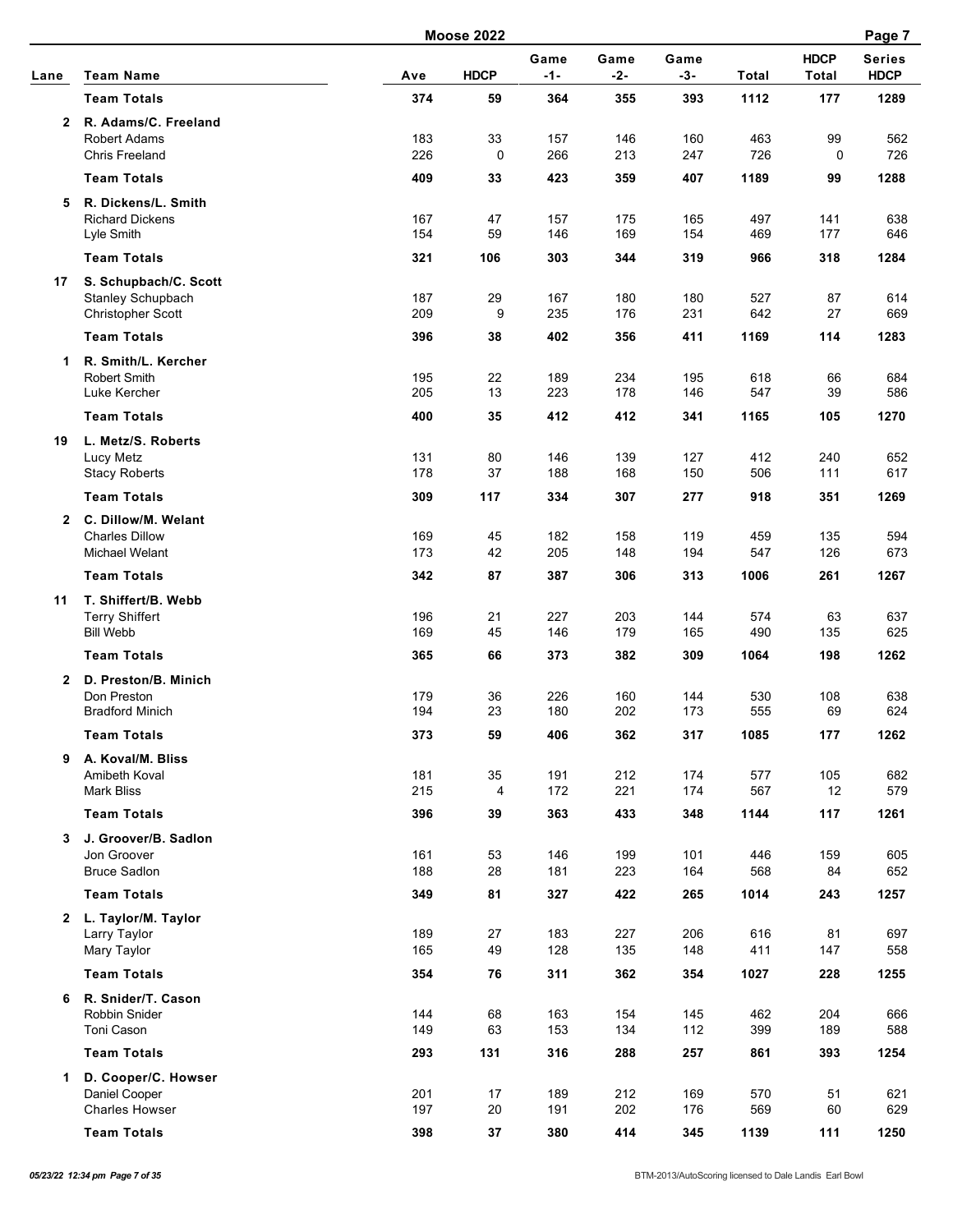## Moose 2022

| Lane | Team Name | Ave | HDCP | Game -1- | Game -2- | Game -3- | Total | HDCP Total | Series HDCP |
|---|---|---|---|---|---|---|---|---|---|
| | **Team Totals** | **374** | **59** | **364** | **355** | **393** | **1112** | **177** | **1289** |
| **2** | **R. Adams/C. Freeland** | | | | | | | | |
| | Robert Adams | 183 | 33 | 157 | 146 | 160 | 463 | 99 | 562 |
| | Chris Freeland | 226 | 0 | 266 | 213 | 247 | 726 | 0 | 726 |
| | **Team Totals** | **409** | **33** | **423** | **359** | **407** | **1189** | **99** | **1288** |
| **5** | **R. Dickens/L. Smith** | | | | | | | | |
| | Richard Dickens | 167 | 47 | 157 | 175 | 165 | 497 | 141 | 638 |
| | Lyle Smith | 154 | 59 | 146 | 169 | 154 | 469 | 177 | 646 |
| | **Team Totals** | **321** | **106** | **303** | **344** | **319** | **966** | **318** | **1284** |
| **17** | **S. Schupbach/C. Scott** | | | | | | | | |
| | Stanley Schupbach | 187 | 29 | 167 | 180 | 180 | 527 | 87 | 614 |
| | Christopher Scott | 209 | 9 | 235 | 176 | 231 | 642 | 27 | 669 |
| | **Team Totals** | **396** | **38** | **402** | **356** | **411** | **1169** | **114** | **1283** |
| **1** | **R. Smith/L. Kercher** | | | | | | | | |
| | Robert Smith | 195 | 22 | 189 | 234 | 195 | 618 | 66 | 684 |
| | Luke Kercher | 205 | 13 | 223 | 178 | 146 | 547 | 39 | 586 |
| | **Team Totals** | **400** | **35** | **412** | **412** | **341** | **1165** | **105** | **1270** |
| **19** | **L. Metz/S. Roberts** | | | | | | | | |
| | Lucy Metz | 131 | 80 | 146 | 139 | 127 | 412 | 240 | 652 |
| | Stacy Roberts | 178 | 37 | 188 | 168 | 150 | 506 | 111 | 617 |
| | **Team Totals** | **309** | **117** | **334** | **307** | **277** | **918** | **351** | **1269** |
| **2** | **C. Dillow/M. Welant** | | | | | | | | |
| | Charles Dillow | 169 | 45 | 182 | 158 | 119 | 459 | 135 | 594 |
| | Michael Welant | 173 | 42 | 205 | 148 | 194 | 547 | 126 | 673 |
| | **Team Totals** | **342** | **87** | **387** | **306** | **313** | **1006** | **261** | **1267** |
| **11** | **T. Shiffert/B. Webb** | | | | | | | | |
| | Terry Shiffert | 196 | 21 | 227 | 203 | 144 | 574 | 63 | 637 |
| | Bill Webb | 169 | 45 | 146 | 179 | 165 | 490 | 135 | 625 |
| | **Team Totals** | **365** | **66** | **373** | **382** | **309** | **1064** | **198** | **1262** |
| **2** | **D. Preston/B. Minich** | | | | | | | | |
| | Don Preston | 179 | 36 | 226 | 160 | 144 | 530 | 108 | 638 |
| | Bradford Minich | 194 | 23 | 180 | 202 | 173 | 555 | 69 | 624 |
| | **Team Totals** | **373** | **59** | **406** | **362** | **317** | **1085** | **177** | **1262** |
| **9** | **A. Koval/M. Bliss** | | | | | | | | |
| | Amibeth Koval | 181 | 35 | 191 | 212 | 174 | 577 | 105 | 682 |
| | Mark Bliss | 215 | 4 | 172 | 221 | 174 | 567 | 12 | 579 |
| | **Team Totals** | **396** | **39** | **363** | **433** | **348** | **1144** | **117** | **1261** |
| **3** | **J. Groover/B. Sadlon** | | | | | | | | |
| | Jon Groover | 161 | 53 | 146 | 199 | 101 | 446 | 159 | 605 |
| | Bruce Sadlon | 188 | 28 | 181 | 223 | 164 | 568 | 84 | 652 |
| | **Team Totals** | **349** | **81** | **327** | **422** | **265** | **1014** | **243** | **1257** |
| **2** | **L. Taylor/M. Taylor** | | | | | | | | |
| | Larry Taylor | 189 | 27 | 183 | 227 | 206 | 616 | 81 | 697 |
| | Mary Taylor | 165 | 49 | 128 | 135 | 148 | 411 | 147 | 558 |
| | **Team Totals** | **354** | **76** | **311** | **362** | **354** | **1027** | **228** | **1255** |
| **6** | **R. Snider/T. Cason** | | | | | | | | |
| | Robbin Snider | 144 | 68 | 163 | 154 | 145 | 462 | 204 | 666 |
| | Toni Cason | 149 | 63 | 153 | 134 | 112 | 399 | 189 | 588 |
| | **Team Totals** | **293** | **131** | **316** | **288** | **257** | **861** | **393** | **1254** |
| **1** | **D. Cooper/C. Howser** | | | | | | | | |
| | Daniel Cooper | 201 | 17 | 189 | 212 | 169 | 570 | 51 | 621 |
| | Charles Howser | 197 | 20 | 191 | 202 | 176 | 569 | 60 | 629 |
| | **Team Totals** | **398** | **37** | **380** | **414** | **345** | **1139** | **111** | **1250** |

*05/23/22 12:34 pm*

BTM-2013/AutoScoring licensed to Dale Landis Earl Bowl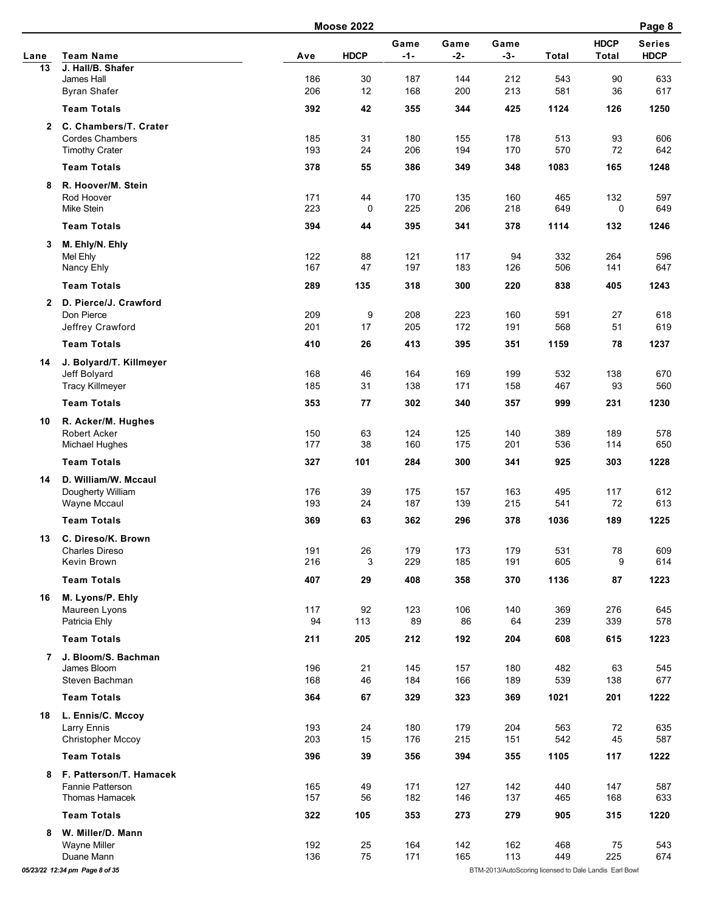# Moose 2022

| Lane | Team Name | Ave | HDCP | Game -1- | Game -2- | Game -3- | Total | HDCP Total | Series HDCP |
|---|---|---|---|---|---|---|---|---|---|
| 13 | **J. Hall/B. Shafer** | | | | | | | | |
| | James Hall | 186 | 30 | 187 | 144 | 212 | 543 | 90 | 633 |
| | Byran Shafer | 206 | 12 | 168 | 200 | 213 | 581 | 36 | 617 |
| | **Team Totals** | **392** | **42** | **355** | **344** | **425** | **1124** | **126** | **1250** |
| 2 | **C. Chambers/T. Crater** | | | | | | | | |
| | Cordes Chambers | 185 | 31 | 180 | 155 | 178 | 513 | 93 | 606 |
| | Timothy Crater | 193 | 24 | 206 | 194 | 170 | 570 | 72 | 642 |
| | **Team Totals** | **378** | **55** | **386** | **349** | **348** | **1083** | **165** | **1248** |
| 8 | **R. Hoover/M. Stein** | | | | | | | | |
| | Rod Hoover | 171 | 44 | 170 | 135 | 160 | 465 | 132 | 597 |
| | Mike Stein | 223 | 0 | 225 | 206 | 218 | 649 | 0 | 649 |
| | **Team Totals** | **394** | **44** | **395** | **341** | **378** | **1114** | **132** | **1246** |
| 3 | **M. Ehly/N. Ehly** | | | | | | | | |
| | Mel Ehly | 122 | 88 | 121 | 117 | 94 | 332 | 264 | 596 |
| | Nancy Ehly | 167 | 47 | 197 | 183 | 126 | 506 | 141 | 647 |
| | **Team Totals** | **289** | **135** | **318** | **300** | **220** | **838** | **405** | **1243** |
| 2 | **D. Pierce/J. Crawford** | | | | | | | | |
| | Don Pierce | 209 | 9 | 208 | 223 | 160 | 591 | 27 | 618 |
| | Jeffrey Crawford | 201 | 17 | 205 | 172 | 191 | 568 | 51 | 619 |
| | **Team Totals** | **410** | **26** | **413** | **395** | **351** | **1159** | **78** | **1237** |
| 14 | **J. Bolyard/T. Killmeyer** | | | | | | | | |
| | Jeff Bolyard | 168 | 46 | 164 | 169 | 199 | 532 | 138 | 670 |
| | Tracy Killmeyer | 185 | 31 | 138 | 171 | 158 | 467 | 93 | 560 |
| | **Team Totals** | **353** | **77** | **302** | **340** | **357** | **999** | **231** | **1230** |
| 10 | **R. Acker/M. Hughes** | | | | | | | | |
| | Robert Acker | 150 | 63 | 124 | 125 | 140 | 389 | 189 | 578 |
| | Michael Hughes | 177 | 38 | 160 | 175 | 201 | 536 | 114 | 650 |
| | **Team Totals** | **327** | **101** | **284** | **300** | **341** | **925** | **303** | **1228** |
| 14 | **D. William/W. Mccaul** | | | | | | | | |
| | Dougherty William | 176 | 39 | 175 | 157 | 163 | 495 | 117 | 612 |
| | Wayne Mccaul | 193 | 24 | 187 | 139 | 215 | 541 | 72 | 613 |
| | **Team Totals** | **369** | **63** | **362** | **296** | **378** | **1036** | **189** | **1225** |
| 13 | **C. Direso/K. Brown** | | | | | | | | |
| | Charles Direso | 191 | 26 | 179 | 173 | 179 | 531 | 78 | 609 |
| | Kevin Brown | 216 | 3 | 229 | 185 | 191 | 605 | 9 | 614 |
| | **Team Totals** | **407** | **29** | **408** | **358** | **370** | **1136** | **87** | **1223** |
| 16 | **M. Lyons/P. Ehly** | | | | | | | | |
| | Maureen Lyons | 117 | 92 | 123 | 106 | 140 | 369 | 276 | 645 |
| | Patricia Ehly | 94 | 113 | 89 | 86 | 64 | 239 | 339 | 578 |
| | **Team Totals** | **211** | **205** | **212** | **192** | **204** | **608** | **615** | **1223** |
| 7 | **J. Bloom/S. Bachman** | | | | | | | | |
| | James Bloom | 196 | 21 | 145 | 157 | 180 | 482 | 63 | 545 |
| | Steven Bachman | 168 | 46 | 184 | 166 | 189 | 539 | 138 | 677 |
| | **Team Totals** | **364** | **67** | **329** | **323** | **369** | **1021** | **201** | **1222** |
| 18 | **L. Ennis/C. Mccoy** | | | | | | | | |
| | Larry Ennis | 193 | 24 | 180 | 179 | 204 | 563 | 72 | 635 |
| | Christopher Mccoy | 203 | 15 | 176 | 215 | 151 | 542 | 45 | 587 |
| | **Team Totals** | **396** | **39** | **356** | **394** | **355** | **1105** | **117** | **1222** |
| 8 | **F. Patterson/T. Hamacek** | | | | | | | | |
| | Fannie Patterson | 165 | 49 | 171 | 127 | 142 | 440 | 147 | 587 |
| | Thomas Hamacek | 157 | 56 | 182 | 146 | 137 | 465 | 168 | 633 |
| | **Team Totals** | **322** | **105** | **353** | **273** | **279** | **905** | **315** | **1220** |
| 8 | **W. Miller/D. Mann** | | | | | | | | |
| | Wayne Miller | 192 | 25 | 164 | 142 | 162 | 468 | 75 | 543 |
| | Duane Mann | 136 | 75 | 171 | 165 | 113 | 449 | 225 | 674 |

*05/23/22 12:34 pm*

BTM-2013/AutoScoring licensed to Dale Landis Earl Bowl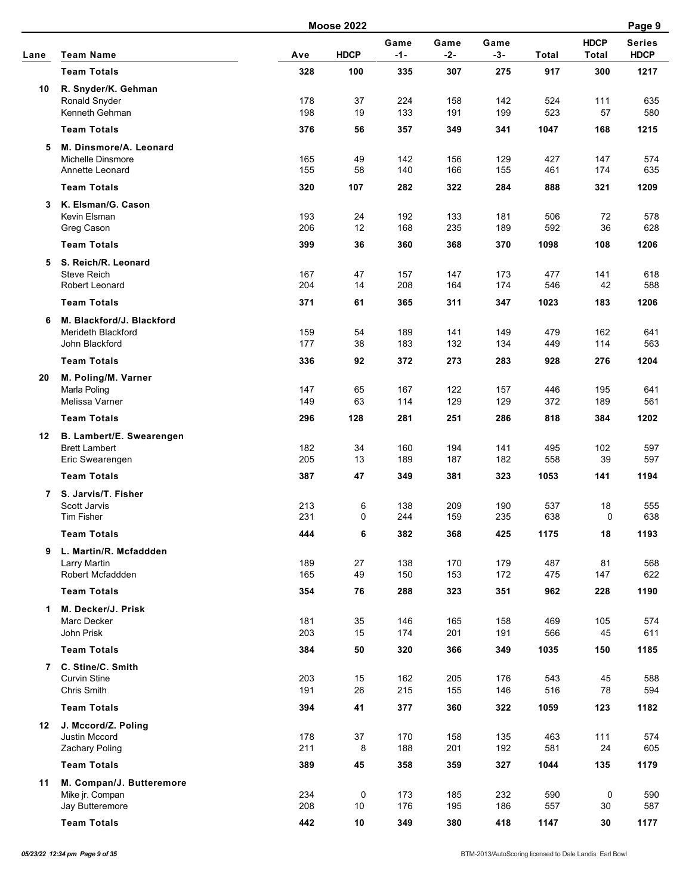## Moose 2022

| Lane | Team Name | Ave | HDCP | Game -1- | Game -2- | Game -3- | Total | HDCP Total | Series HDCP |
|---|---|---|---|---|---|---|---|---|---|
| | **Team Totals** | **328** | **100** | **335** | **307** | **275** | **917** | **300** | **1217** |
| **10** | **R. Snyder/K. Gehman** | | | | | | | | |
| | Ronald Snyder | 178 | 37 | 224 | 158 | 142 | 524 | 111 | 635 |
| | Kenneth Gehman | 198 | 19 | 133 | 191 | 199 | 523 | 57 | 580 |
| | **Team Totals** | **376** | **56** | **357** | **349** | **341** | **1047** | **168** | **1215** |
| **5** | **M. Dinsmore/A. Leonard** | | | | | | | | |
| | Michelle Dinsmore | 165 | 49 | 142 | 156 | 129 | 427 | 147 | 574 |
| | Annette Leonard | 155 | 58 | 140 | 166 | 155 | 461 | 174 | 635 |
| | **Team Totals** | **320** | **107** | **282** | **322** | **284** | **888** | **321** | **1209** |
| **3** | **K. Elsman/G. Cason** | | | | | | | | |
| | Kevin Elsman | 193 | 24 | 192 | 133 | 181 | 506 | 72 | 578 |
| | Greg Cason | 206 | 12 | 168 | 235 | 189 | 592 | 36 | 628 |
| | **Team Totals** | **399** | **36** | **360** | **368** | **370** | **1098** | **108** | **1206** |
| **5** | **S. Reich/R. Leonard** | | | | | | | | |
| | Steve Reich | 167 | 47 | 157 | 147 | 173 | 477 | 141 | 618 |
| | Robert Leonard | 204 | 14 | 208 | 164 | 174 | 546 | 42 | 588 |
| | **Team Totals** | **371** | **61** | **365** | **311** | **347** | **1023** | **183** | **1206** |
| **6** | **M. Blackford/J. Blackford** | | | | | | | | |
| | Merideth Blackford | 159 | 54 | 189 | 141 | 149 | 479 | 162 | 641 |
| | John Blackford | 177 | 38 | 183 | 132 | 134 | 449 | 114 | 563 |
| | **Team Totals** | **336** | **92** | **372** | **273** | **283** | **928** | **276** | **1204** |
| **20** | **M. Poling/M. Varner** | | | | | | | | |
| | Marla Poling | 147 | 65 | 167 | 122 | 157 | 446 | 195 | 641 |
| | Melissa Varner | 149 | 63 | 114 | 129 | 129 | 372 | 189 | 561 |
| | **Team Totals** | **296** | **128** | **281** | **251** | **286** | **818** | **384** | **1202** |
| **12** | **B. Lambert/E. Swearengen** | | | | | | | | |
| | Brett Lambert | 182 | 34 | 160 | 194 | 141 | 495 | 102 | 597 |
| | Eric Swearengen | 205 | 13 | 189 | 187 | 182 | 558 | 39 | 597 |
| | **Team Totals** | **387** | **47** | **349** | **381** | **323** | **1053** | **141** | **1194** |
| **7** | **S. Jarvis/T. Fisher** | | | | | | | | |
| | Scott Jarvis | 213 | 6 | 138 | 209 | 190 | 537 | 18 | 555 |
| | Tim Fisher | 231 | 0 | 244 | 159 | 235 | 638 | 0 | 638 |
| | **Team Totals** | **444** | **6** | **382** | **368** | **425** | **1175** | **18** | **1193** |
| **9** | **L. Martin/R. Mcfaddden** | | | | | | | | |
| | Larry Martin | 189 | 27 | 138 | 170 | 179 | 487 | 81 | 568 |
| | Robert Mcfaddden | 165 | 49 | 150 | 153 | 172 | 475 | 147 | 622 |
| | **Team Totals** | **354** | **76** | **288** | **323** | **351** | **962** | **228** | **1190** |
| **1** | **M. Decker/J. Prisk** | | | | | | | | |
| | Marc Decker | 181 | 35 | 146 | 165 | 158 | 469 | 105 | 574 |
| | John Prisk | 203 | 15 | 174 | 201 | 191 | 566 | 45 | 611 |
| | **Team Totals** | **384** | **50** | **320** | **366** | **349** | **1035** | **150** | **1185** |
| **7** | **C. Stine/C. Smith** | | | | | | | | |
| | Curvin Stine | 203 | 15 | 162 | 205 | 176 | 543 | 45 | 588 |
| | Chris Smith | 191 | 26 | 215 | 155 | 146 | 516 | 78 | 594 |
| | **Team Totals** | **394** | **41** | **377** | **360** | **322** | **1059** | **123** | **1182** |
| **12** | **J. Mccord/Z. Poling** | | | | | | | | |
| | Justin Mccord | 178 | 37 | 170 | 158 | 135 | 463 | 111 | 574 |
| | Zachary Poling | 211 | 8 | 188 | 201 | 192 | 581 | 24 | 605 |
| | **Team Totals** | **389** | **45** | **358** | **359** | **327** | **1044** | **135** | **1179** |
| **11** | **M. Compan/J. Butteremore** | | | | | | | | |
| | Mike jr. Compan | 234 | 0 | 173 | 185 | 232 | 590 | 0 | 590 |
| | Jay Butteremore | 208 | 10 | 176 | 195 | 186 | 557 | 30 | 587 |
| | **Team Totals** | **442** | **10** | **349** | **380** | **418** | **1147** | **30** | **1177** |

*05/23/22 12:34 pm* BTM-2013/AutoScoring licensed to Dale Landis Earl Bowl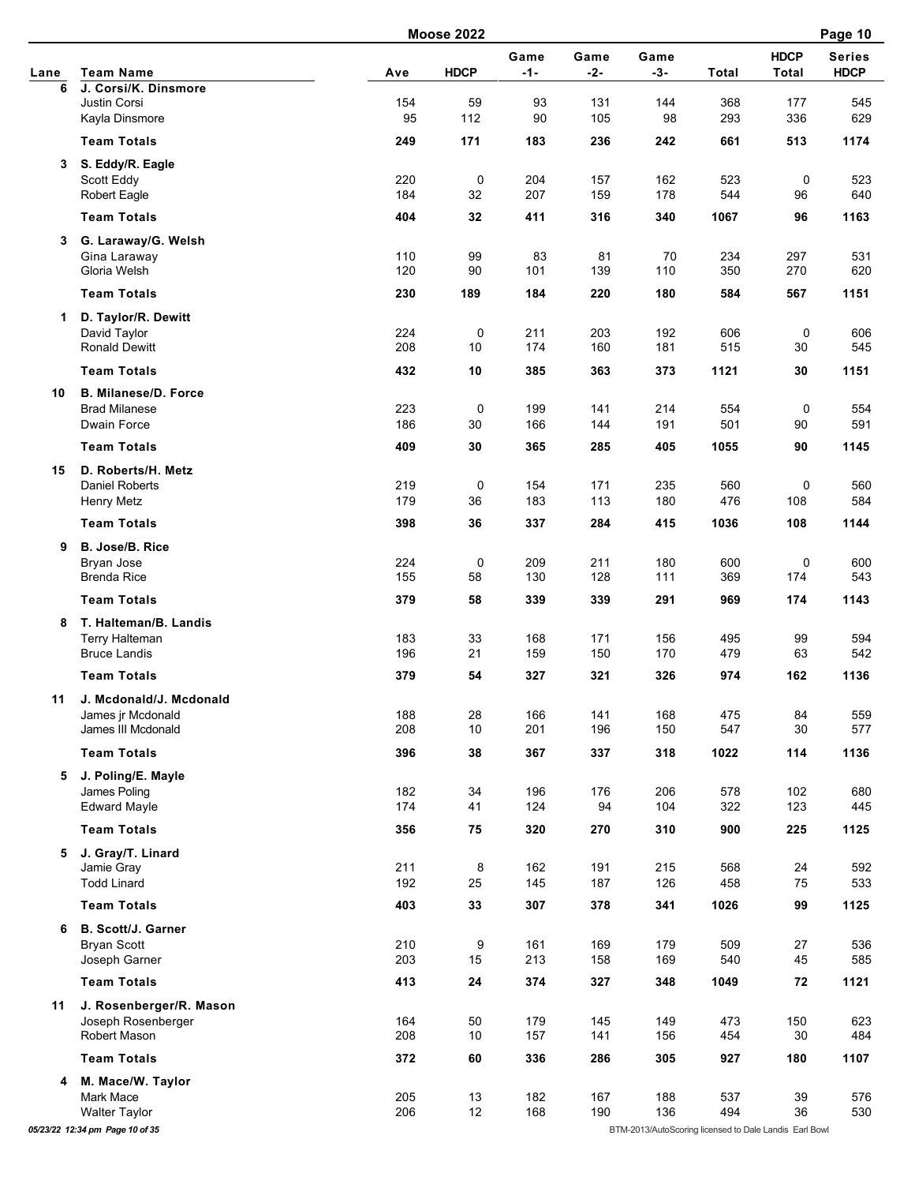## Moose 2022

| Lane | Team Name | Ave | HDCP | Game -1- | Game -2- | Game -3- | Total | HDCP Total | Series HDCP |
|---|---|---|---|---|---|---|---|---|---|
| 6 | **J. Corsi/K. Dinsmore** | | | | | | | | |
| | Justin Corsi | 154 | 59 | 93 | 131 | 144 | 368 | 177 | 545 |
| | Kayla Dinsmore | 95 | 112 | 90 | 105 | 98 | 293 | 336 | 629 |
| | **Team Totals** | **249** | **171** | **183** | **236** | **242** | **661** | **513** | **1174** |
| 3 | **S. Eddy/R. Eagle** | | | | | | | | |
| | Scott Eddy | 220 | 0 | 204 | 157 | 162 | 523 | 0 | 523 |
| | Robert Eagle | 184 | 32 | 207 | 159 | 178 | 544 | 96 | 640 |
| | **Team Totals** | **404** | **32** | **411** | **316** | **340** | **1067** | **96** | **1163** |
| 3 | **G. Laraway/G. Welsh** | | | | | | | | |
| | Gina Laraway | 110 | 99 | 83 | 81 | 70 | 234 | 297 | 531 |
| | Gloria Welsh | 120 | 90 | 101 | 139 | 110 | 350 | 270 | 620 |
| | **Team Totals** | **230** | **189** | **184** | **220** | **180** | **584** | **567** | **1151** |
| 1 | **D. Taylor/R. Dewitt** | | | | | | | | |
| | David Taylor | 224 | 0 | 211 | 203 | 192 | 606 | 0 | 606 |
| | Ronald Dewitt | 208 | 10 | 174 | 160 | 181 | 515 | 30 | 545 |
| | **Team Totals** | **432** | **10** | **385** | **363** | **373** | **1121** | **30** | **1151** |
| 10 | **B. Milanese/D. Force** | | | | | | | | |
| | Brad Milanese | 223 | 0 | 199 | 141 | 214 | 554 | 0 | 554 |
| | Dwain Force | 186 | 30 | 166 | 144 | 191 | 501 | 90 | 591 |
| | **Team Totals** | **409** | **30** | **365** | **285** | **405** | **1055** | **90** | **1145** |
| 15 | **D. Roberts/H. Metz** | | | | | | | | |
| | Daniel Roberts | 219 | 0 | 154 | 171 | 235 | 560 | 0 | 560 |
| | Henry Metz | 179 | 36 | 183 | 113 | 180 | 476 | 108 | 584 |
| | **Team Totals** | **398** | **36** | **337** | **284** | **415** | **1036** | **108** | **1144** |
| 9 | **B. Jose/B. Rice** | | | | | | | | |
| | Bryan Jose | 224 | 0 | 209 | 211 | 180 | 600 | 0 | 600 |
| | Brenda Rice | 155 | 58 | 130 | 128 | 111 | 369 | 174 | 543 |
| | **Team Totals** | **379** | **58** | **339** | **339** | **291** | **969** | **174** | **1143** |
| 8 | **T. Halteman/B. Landis** | | | | | | | | |
| | Terry Halteman | 183 | 33 | 168 | 171 | 156 | 495 | 99 | 594 |
| | Bruce Landis | 196 | 21 | 159 | 150 | 170 | 479 | 63 | 542 |
| | **Team Totals** | **379** | **54** | **327** | **321** | **326** | **974** | **162** | **1136** |
| 11 | **J. Mcdonald/J. Mcdonald** | | | | | | | | |
| | James jr Mcdonald | 188 | 28 | 166 | 141 | 168 | 475 | 84 | 559 |
| | James III Mcdonald | 208 | 10 | 201 | 196 | 150 | 547 | 30 | 577 |
| | **Team Totals** | **396** | **38** | **367** | **337** | **318** | **1022** | **114** | **1136** |
| 5 | **J. Poling/E. Mayle** | | | | | | | | |
| | James Poling | 182 | 34 | 196 | 176 | 206 | 578 | 102 | 680 |
| | Edward Mayle | 174 | 41 | 124 | 94 | 104 | 322 | 123 | 445 |
| | **Team Totals** | **356** | **75** | **320** | **270** | **310** | **900** | **225** | **1125** |
| 5 | **J. Gray/T. Linard** | | | | | | | | |
| | Jamie Gray | 211 | 8 | 162 | 191 | 215 | 568 | 24 | 592 |
| | Todd Linard | 192 | 25 | 145 | 187 | 126 | 458 | 75 | 533 |
| | **Team Totals** | **403** | **33** | **307** | **378** | **341** | **1026** | **99** | **1125** |
| 6 | **B. Scott/J. Garner** | | | | | | | | |
| | Bryan Scott | 210 | 9 | 161 | 169 | 179 | 509 | 27 | 536 |
| | Joseph Garner | 203 | 15 | 213 | 158 | 169 | 540 | 45 | 585 |
| | **Team Totals** | **413** | **24** | **374** | **327** | **348** | **1049** | **72** | **1121** |
| 11 | **J. Rosenberger/R. Mason** | | | | | | | | |
| | Joseph Rosenberger | 164 | 50 | 179 | 145 | 149 | 473 | 150 | 623 |
| | Robert Mason | 208 | 10 | 157 | 141 | 156 | 454 | 30 | 484 |
| | **Team Totals** | **372** | **60** | **336** | **286** | **305** | **927** | **180** | **1107** |
| 4 | **M. Mace/W. Taylor** | | | | | | | | |
| | Mark Mace | 205 | 13 | 182 | 167 | 188 | 537 | 39 | 576 |
| | Walter Taylor | 206 | 12 | 168 | 190 | 136 | 494 | 36 | 530 |

*05/23/22 12:34 pm*

BTM-2013/AutoScoring licensed to Dale Landis Earl Bowl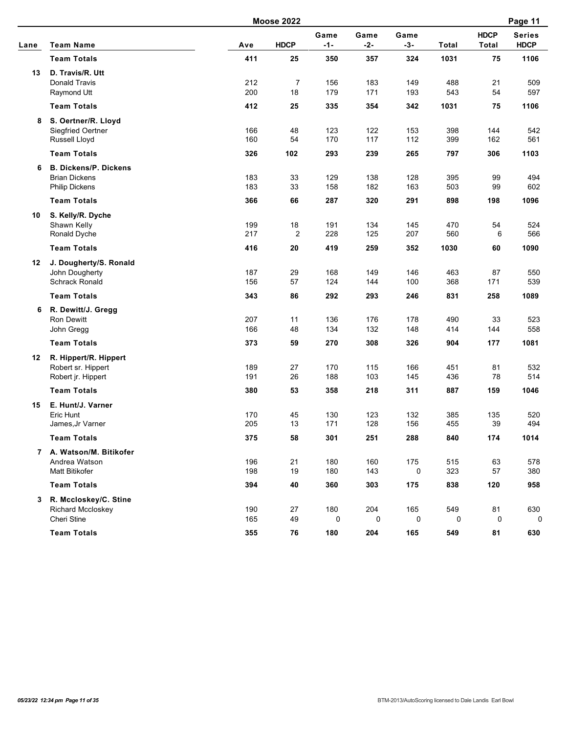# Moose 2022

| Lane | Team Name | Ave | HDCP | Game -1- | Game -2- | Game -3- | Total | HDCP Total | Series HDCP |
|---|---|---|---|---|---|---|---|---|---|
| | **Team Totals** | **411** | **25** | **350** | **357** | **324** | **1031** | **75** | **1106** |
| **13** | **D. Travis/R. Utt** | | | | | | | | |
| | Donald Travis | 212 | 7 | 156 | 183 | 149 | 488 | 21 | 509 |
| | Raymond Utt | 200 | 18 | 179 | 171 | 193 | 543 | 54 | 597 |
| | **Team Totals** | **412** | **25** | **335** | **354** | **342** | **1031** | **75** | **1106** |
| **8** | **S. Oertner/R. Lloyd** | | | | | | | | |
| | Siegfried Oertner | 166 | 48 | 123 | 122 | 153 | 398 | 144 | 542 |
| | Russell Lloyd | 160 | 54 | 170 | 117 | 112 | 399 | 162 | 561 |
| | **Team Totals** | **326** | **102** | **293** | **239** | **265** | **797** | **306** | **1103** |
| **6** | **B. Dickens/P. Dickens** | | | | | | | | |
| | Brian Dickens | 183 | 33 | 129 | 138 | 128 | 395 | 99 | 494 |
| | Philip Dickens | 183 | 33 | 158 | 182 | 163 | 503 | 99 | 602 |
| | **Team Totals** | **366** | **66** | **287** | **320** | **291** | **898** | **198** | **1096** |
| **10** | **S. Kelly/R. Dyche** | | | | | | | | |
| | Shawn Kelly | 199 | 18 | 191 | 134 | 145 | 470 | 54 | 524 |
| | Ronald Dyche | 217 | 2 | 228 | 125 | 207 | 560 | 6 | 566 |
| | **Team Totals** | **416** | **20** | **419** | **259** | **352** | **1030** | **60** | **1090** |
| **12** | **J. Dougherty/S. Ronald** | | | | | | | | |
| | John Dougherty | 187 | 29 | 168 | 149 | 146 | 463 | 87 | 550 |
| | Schrack Ronald | 156 | 57 | 124 | 144 | 100 | 368 | 171 | 539 |
| | **Team Totals** | **343** | **86** | **292** | **293** | **246** | **831** | **258** | **1089** |
| **6** | **R. Dewitt/J. Gregg** | | | | | | | | |
| | Ron Dewitt | 207 | 11 | 136 | 176 | 178 | 490 | 33 | 523 |
| | John Gregg | 166 | 48 | 134 | 132 | 148 | 414 | 144 | 558 |
| | **Team Totals** | **373** | **59** | **270** | **308** | **326** | **904** | **177** | **1081** |
| **12** | **R. Hippert/R. Hippert** | | | | | | | | |
| | Robert sr. Hippert | 189 | 27 | 170 | 115 | 166 | 451 | 81 | 532 |
| | Robert jr. Hippert | 191 | 26 | 188 | 103 | 145 | 436 | 78 | 514 |
| | **Team Totals** | **380** | **53** | **358** | **218** | **311** | **887** | **159** | **1046** |
| **15** | **E. Hunt/J. Varner** | | | | | | | | |
| | Eric Hunt | 170 | 45 | 130 | 123 | 132 | 385 | 135 | 520 |
| | James,Jr Varner | 205 | 13 | 171 | 128 | 156 | 455 | 39 | 494 |
| | **Team Totals** | **375** | **58** | **301** | **251** | **288** | **840** | **174** | **1014** |
| **7** | **A. Watson/M. Bitikofer** | | | | | | | | |
| | Andrea Watson | 196 | 21 | 180 | 160 | 175 | 515 | 63 | 578 |
| | Matt Bitikofer | 198 | 19 | 180 | 143 | 0 | 323 | 57 | 380 |
| | **Team Totals** | **394** | **40** | **360** | **303** | **175** | **838** | **120** | **958** |
| **3** | **R. Mccloskey/C. Stine** | | | | | | | | |
| | Richard Mccloskey | 190 | 27 | 180 | 204 | 165 | 549 | 81 | 630 |
| | Cheri Stine | 165 | 49 | 0 | 0 | 0 | 0 | 0 | 0 |
| | **Team Totals** | **355** | **76** | **180** | **204** | **165** | **549** | **81** | **630** |

*05/23/22 12:34 pm Page 11 of 35* BTM-2013/AutoScoring licensed to Dale Landis Earl Bowl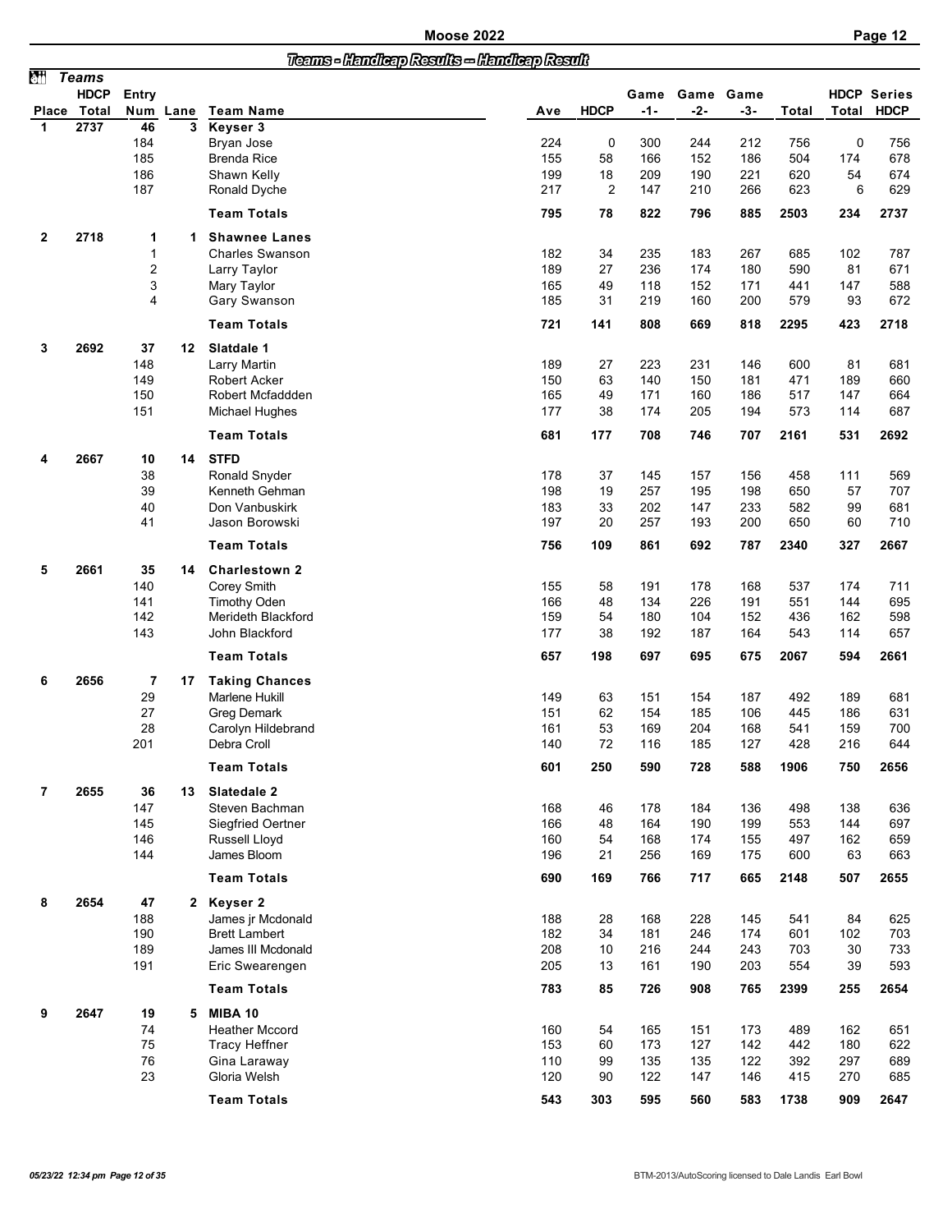# Moose 2022

## Teams - Handicap Results -- Handicap Result

| Place | Teams HDCP Total | Entry Num | Lane | Team Name | Ave | HDCP | Game -1- | Game -2- | Game -3- | Total | HDCP Total | Series HDCP |
|---|---|---|---|---|---|---|---|---|---|---|---|---|
| 1 | 2737 | 46 | 3 | **Keyser 3** | | | | | | | | |
| | | 184 | | Bryan Jose | 224 | 0 | 300 | 244 | 212 | 756 | 0 | 756 |
| | | 185 | | Brenda Rice | 155 | 58 | 166 | 152 | 186 | 504 | 174 | 678 |
| | | 186 | | Shawn Kelly | 199 | 18 | 209 | 190 | 221 | 620 | 54 | 674 |
| | | 187 | | Ronald Dyche | 217 | 2 | 147 | 210 | 266 | 623 | 6 | 629 |
| | | | | **Team Totals** | 795 | 78 | 822 | 796 | 885 | 2503 | 234 | 2737 |
| 2 | 2718 | 1 | 1 | **Shawnee Lanes** | | | | | | | | |
| | | 1 | | Charles Swanson | 182 | 34 | 235 | 183 | 267 | 685 | 102 | 787 |
| | | 2 | | Larry Taylor | 189 | 27 | 236 | 174 | 180 | 590 | 81 | 671 |
| | | 3 | | Mary Taylor | 165 | 49 | 118 | 152 | 171 | 441 | 147 | 588 |
| | | 4 | | Gary Swanson | 185 | 31 | 219 | 160 | 200 | 579 | 93 | 672 |
| | | | | **Team Totals** | 721 | 141 | 808 | 669 | 818 | 2295 | 423 | 2718 |
| 3 | 2692 | 37 | 12 | **Slatdale 1** | | | | | | | | |
| | | 148 | | Larry Martin | 189 | 27 | 223 | 231 | 146 | 600 | 81 | 681 |
| | | 149 | | Robert Acker | 150 | 63 | 140 | 150 | 181 | 471 | 189 | 660 |
| | | 150 | | Robert Mcfaddden | 165 | 49 | 171 | 160 | 186 | 517 | 147 | 664 |
| | | 151 | | Michael Hughes | 177 | 38 | 174 | 205 | 194 | 573 | 114 | 687 |
| | | | | **Team Totals** | 681 | 177 | 708 | 746 | 707 | 2161 | 531 | 2692 |
| 4 | 2667 | 10 | 14 | **STFD** | | | | | | | | |
| | | 38 | | Ronald Snyder | 178 | 37 | 145 | 157 | 156 | 458 | 111 | 569 |
| | | 39 | | Kenneth Gehman | 198 | 19 | 257 | 195 | 198 | 650 | 57 | 707 |
| | | 40 | | Don Vanbuskirk | 183 | 33 | 202 | 147 | 233 | 582 | 99 | 681 |
| | | 41 | | Jason Borowski | 197 | 20 | 257 | 193 | 200 | 650 | 60 | 710 |
| | | | | **Team Totals** | 756 | 109 | 861 | 692 | 787 | 2340 | 327 | 2667 |
| 5 | 2661 | 35 | 14 | **Charlestown 2** | | | | | | | | |
| | | 140 | | Corey Smith | 155 | 58 | 191 | 178 | 168 | 537 | 174 | 711 |
| | | 141 | | Timothy Oden | 166 | 48 | 134 | 226 | 191 | 551 | 144 | 695 |
| | | 142 | | Merideth Blackford | 159 | 54 | 180 | 104 | 152 | 436 | 162 | 598 |
| | | 143 | | John Blackford | 177 | 38 | 192 | 187 | 164 | 543 | 114 | 657 |
| | | | | **Team Totals** | 657 | 198 | 697 | 695 | 675 | 2067 | 594 | 2661 |
| 6 | 2656 | 7 | 17 | **Taking Chances** | | | | | | | | |
| | | 29 | | Marlene Hukill | 149 | 63 | 151 | 154 | 187 | 492 | 189 | 681 |
| | | 27 | | Greg Demark | 151 | 62 | 154 | 185 | 106 | 445 | 186 | 631 |
| | | 28 | | Carolyn Hildebrand | 161 | 53 | 169 | 204 | 168 | 541 | 159 | 700 |
| | | 201 | | Debra Croll | 140 | 72 | 116 | 185 | 127 | 428 | 216 | 644 |
| | | | | **Team Totals** | 601 | 250 | 590 | 728 | 588 | 1906 | 750 | 2656 |
| 7 | 2655 | 36 | 13 | **Slatedale 2** | | | | | | | | |
| | | 147 | | Steven Bachman | 168 | 46 | 178 | 184 | 136 | 498 | 138 | 636 |
| | | 145 | | Siegfried Oertner | 166 | 48 | 164 | 190 | 199 | 553 | 144 | 697 |
| | | 146 | | Russell Lloyd | 160 | 54 | 168 | 174 | 155 | 497 | 162 | 659 |
| | | 144 | | James Bloom | 196 | 21 | 256 | 169 | 175 | 600 | 63 | 663 |
| | | | | **Team Totals** | 690 | 169 | 766 | 717 | 665 | 2148 | 507 | 2655 |
| 8 | 2654 | 47 | 2 | **Keyser 2** | | | | | | | | |
| | | 188 | | James jr Mcdonald | 188 | 28 | 168 | 228 | 145 | 541 | 84 | 625 |
| | | 190 | | Brett Lambert | 182 | 34 | 181 | 246 | 174 | 601 | 102 | 703 |
| | | 189 | | James III Mcdonald | 208 | 10 | 216 | 244 | 243 | 703 | 30 | 733 |
| | | 191 | | Eric Swearengen | 205 | 13 | 161 | 190 | 203 | 554 | 39 | 593 |
| | | | | **Team Totals** | 783 | 85 | 726 | 908 | 765 | 2399 | 255 | 2654 |
| 9 | 2647 | 19 | 5 | **MIBA 10** | | | | | | | | |
| | | 74 | | Heather Mccord | 160 | 54 | 165 | 151 | 173 | 489 | 162 | 651 |
| | | 75 | | Tracy Heffner | 153 | 60 | 173 | 127 | 142 | 442 | 180 | 622 |
| | | 76 | | Gina Laraway | 110 | 99 | 135 | 135 | 122 | 392 | 297 | 689 |
| | | 23 | | Gloria Welsh | 120 | 90 | 122 | 147 | 146 | 415 | 270 | 685 |
| | | | | **Team Totals** | 543 | 303 | 595 | 560 | 583 | 1738 | 909 | 2647 |

*05/23/22 12:34 pm* BTM-2013/AutoScoring licensed to Dale Landis Earl Bowl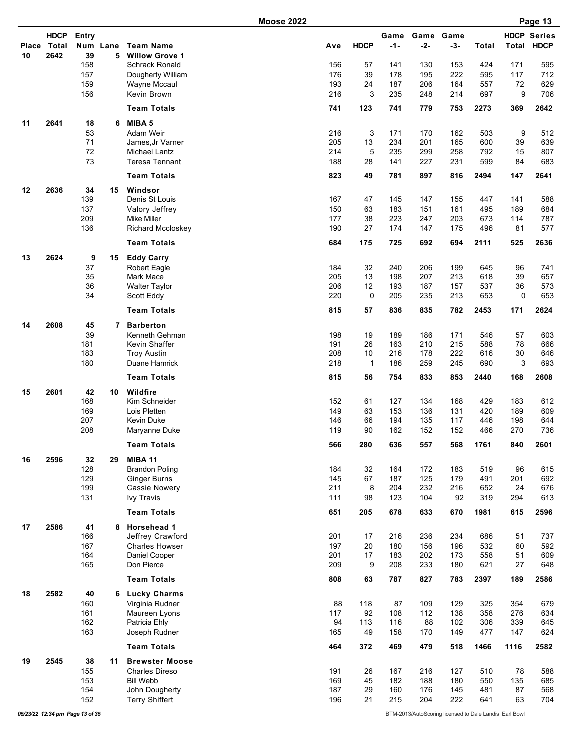# Moose 2022

| Place | HDCP Total | Entry Num | Lane | Team Name | Ave | HDCP | Game -1- | Game -2- | Game -3- | Total | HDCP Total | Series HDCP |
|---|---|---|---|---|---|---|---|---|---|---|---|---|
| 10 | 2642 | 39 | 5 | **Willow Grove 1** | | | | | | | | |
| | | 158 | | Schrack Ronald | 156 | 57 | 141 | 130 | 153 | 424 | 171 | 595 |
| | | 157 | | Dougherty William | 176 | 39 | 178 | 195 | 222 | 595 | 117 | 712 |
| | | 159 | | Wayne Mccaul | 193 | 24 | 187 | 206 | 164 | 557 | 72 | 629 |
| | | 156 | | Kevin Brown | 216 | 3 | 235 | 248 | 214 | 697 | 9 | 706 |
| | | | | **Team Totals** | **741** | **123** | **741** | **779** | **753** | **2273** | **369** | **2642** |
| 11 | 2641 | 18 | 6 | **MIBA 5** | | | | | | | | |
| | | 53 | | Adam Weir | 216 | 3 | 171 | 170 | 162 | 503 | 9 | 512 |
| | | 71 | | James,Jr Varner | 205 | 13 | 234 | 201 | 165 | 600 | 39 | 639 |
| | | 72 | | Michael Lantz | 214 | 5 | 235 | 299 | 258 | 792 | 15 | 807 |
| | | 73 | | Teresa Tennant | 188 | 28 | 141 | 227 | 231 | 599 | 84 | 683 |
| | | | | **Team Totals** | **823** | **49** | **781** | **897** | **816** | **2494** | **147** | **2641** |
| 12 | 2636 | 34 | 15 | **Windsor** | | | | | | | | |
| | | 139 | | Denis St Louis | 167 | 47 | 145 | 147 | 155 | 447 | 141 | 588 |
| | | 137 | | Valory Jeffrey | 150 | 63 | 183 | 151 | 161 | 495 | 189 | 684 |
| | | 209 | | Mike Miller | 177 | 38 | 223 | 247 | 203 | 673 | 114 | 787 |
| | | 136 | | Richard Mccloskey | 190 | 27 | 174 | 147 | 175 | 496 | 81 | 577 |
| | | | | **Team Totals** | **684** | **175** | **725** | **692** | **694** | **2111** | **525** | **2636** |
| 13 | 2624 | 9 | 15 | **Eddy Carry** | | | | | | | | |
| | | 37 | | Robert Eagle | 184 | 32 | 240 | 206 | 199 | 645 | 96 | 741 |
| | | 35 | | Mark Mace | 205 | 13 | 198 | 207 | 213 | 618 | 39 | 657 |
| | | 36 | | Walter Taylor | 206 | 12 | 193 | 187 | 157 | 537 | 36 | 573 |
| | | 34 | | Scott Eddy | 220 | 0 | 205 | 235 | 213 | 653 | 0 | 653 |
| | | | | **Team Totals** | **815** | **57** | **836** | **835** | **782** | **2453** | **171** | **2624** |
| 14 | 2608 | 45 | 7 | **Barberton** | | | | | | | | |
| | | 39 | | Kenneth Gehman | 198 | 19 | 189 | 186 | 171 | 546 | 57 | 603 |
| | | 181 | | Kevin Shaffer | 191 | 26 | 163 | 210 | 215 | 588 | 78 | 666 |
| | | 183 | | Troy Austin | 208 | 10 | 216 | 178 | 222 | 616 | 30 | 646 |
| | | 180 | | Duane Hamrick | 218 | 1 | 186 | 259 | 245 | 690 | 3 | 693 |
| | | | | **Team Totals** | **815** | **56** | **754** | **833** | **853** | **2440** | **168** | **2608** |
| 15 | 2601 | 42 | 10 | **Wildfire** | | | | | | | | |
| | | 168 | | Kim Schneider | 152 | 61 | 127 | 134 | 168 | 429 | 183 | 612 |
| | | 169 | | Lois Pletten | 149 | 63 | 153 | 136 | 131 | 420 | 189 | 609 |
| | | 207 | | Kevin Duke | 146 | 66 | 194 | 135 | 117 | 446 | 198 | 644 |
| | | 208 | | Maryanne Duke | 119 | 90 | 162 | 152 | 152 | 466 | 270 | 736 |
| | | | | **Team Totals** | **566** | **280** | **636** | **557** | **568** | **1761** | **840** | **2601** |
| 16 | 2596 | 32 | 29 | **MIBA 11** | | | | | | | | |
| | | 128 | | Brandon Poling | 184 | 32 | 164 | 172 | 183 | 519 | 96 | 615 |
| | | 129 | | Ginger Burns | 145 | 67 | 187 | 125 | 179 | 491 | 201 | 692 |
| | | 199 | | Cassie Nowery | 211 | 8 | 204 | 232 | 216 | 652 | 24 | 676 |
| | | 131 | | Ivy Travis | 111 | 98 | 123 | 104 | 92 | 319 | 294 | 613 |
| | | | | **Team Totals** | **651** | **205** | **678** | **633** | **670** | **1981** | **615** | **2596** |
| 17 | 2586 | 41 | 8 | **Horsehead 1** | | | | | | | | |
| | | 166 | | Jeffrey Crawford | 201 | 17 | 216 | 236 | 234 | 686 | 51 | 737 |
| | | 167 | | Charles Howser | 197 | 20 | 180 | 156 | 196 | 532 | 60 | 592 |
| | | 164 | | Daniel Cooper | 201 | 17 | 183 | 202 | 173 | 558 | 51 | 609 |
| | | 165 | | Don Pierce | 209 | 9 | 208 | 233 | 180 | 621 | 27 | 648 |
| | | | | **Team Totals** | **808** | **63** | **787** | **827** | **783** | **2397** | **189** | **2586** |
| 18 | 2582 | 40 | 6 | **Lucky Charms** | | | | | | | | |
| | | 160 | | Virginia Rudner | 88 | 118 | 87 | 109 | 129 | 325 | 354 | 679 |
| | | 161 | | Maureen Lyons | 117 | 92 | 108 | 112 | 138 | 358 | 276 | 634 |
| | | 162 | | Patricia Ehly | 94 | 113 | 116 | 88 | 102 | 306 | 339 | 645 |
| | | 163 | | Joseph Rudner | 165 | 49 | 158 | 170 | 149 | 477 | 147 | 624 |
| | | | | **Team Totals** | **464** | **372** | **469** | **479** | **518** | **1466** | **1116** | **2582** |
| 19 | 2545 | 38 | 11 | **Brewster Moose** | | | | | | | | |
| | | 155 | | Charles Direso | 191 | 26 | 167 | 216 | 127 | 510 | 78 | 588 |
| | | 153 | | Bill Webb | 169 | 45 | 182 | 188 | 180 | 550 | 135 | 685 |
| | | 154 | | John Dougherty | 187 | 29 | 160 | 176 | 145 | 481 | 87 | 568 |
| | | 152 | | Terry Shiffert | 196 | 21 | 215 | 204 | 222 | 641 | 63 | 704 |

*05/23/22 12:34 pm*

BTM-2013/AutoScoring licensed to Dale Landis Earl Bowl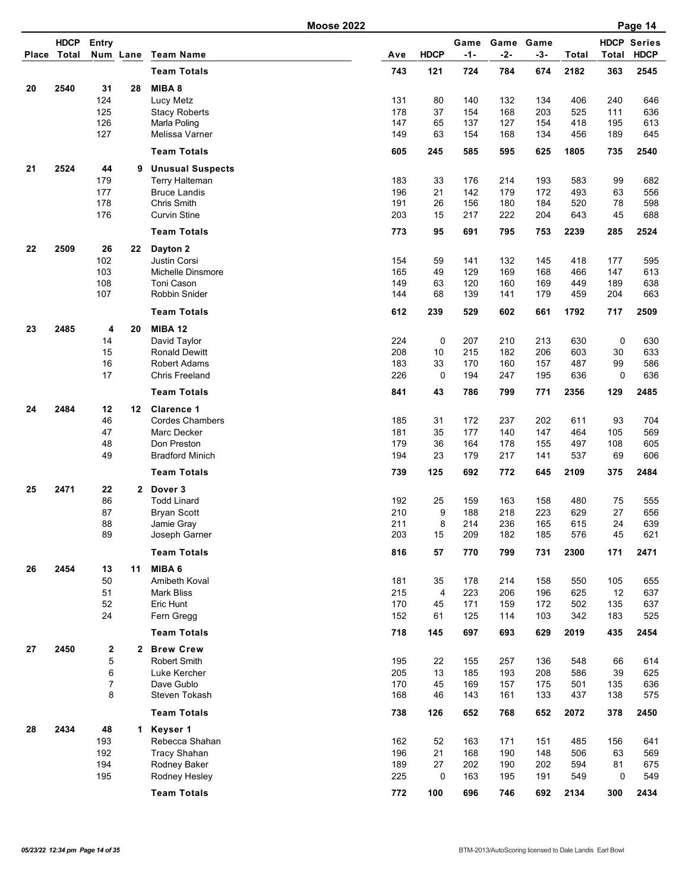## Moose 2022

| Place | HDCP Total | Entry Num | Lane | Team Name | Ave | HDCP | Game -1- | Game -2- | Game -3- | Total | HDCP Total | Series HDCP |
|---|---|---|---|---|---|---|---|---|---|---|---|---|
| | | | | **Team Totals** | 743 | 121 | 724 | 784 | 674 | 2182 | 363 | 2545 |
| 20 | 2540 | 31 | 28 | **MIBA 8** | | | | | | | | |
| | | 124 | | Lucy Metz | 131 | 80 | 140 | 132 | 134 | 406 | 240 | 646 |
| | | 125 | | Stacy Roberts | 178 | 37 | 154 | 168 | 203 | 525 | 111 | 636 |
| | | 126 | | Marla Poling | 147 | 65 | 137 | 127 | 154 | 418 | 195 | 613 |
| | | 127 | | Melissa Varner | 149 | 63 | 154 | 168 | 134 | 456 | 189 | 645 |
| | | | | **Team Totals** | 605 | 245 | 585 | 595 | 625 | 1805 | 735 | 2540 |
| 21 | 2524 | 44 | 9 | **Unusual Suspects** | | | | | | | | |
| | | 179 | | Terry Halteman | 183 | 33 | 176 | 214 | 193 | 583 | 99 | 682 |
| | | 177 | | Bruce Landis | 196 | 21 | 142 | 179 | 172 | 493 | 63 | 556 |
| | | 178 | | Chris Smith | 191 | 26 | 156 | 180 | 184 | 520 | 78 | 598 |
| | | 176 | | Curvin Stine | 203 | 15 | 217 | 222 | 204 | 643 | 45 | 688 |
| | | | | **Team Totals** | 773 | 95 | 691 | 795 | 753 | 2239 | 285 | 2524 |
| 22 | 2509 | 26 | 22 | **Dayton 2** | | | | | | | | |
| | | 102 | | Justin Corsi | 154 | 59 | 141 | 132 | 145 | 418 | 177 | 595 |
| | | 103 | | Michelle Dinsmore | 165 | 49 | 129 | 169 | 168 | 466 | 147 | 613 |
| | | 108 | | Toni Cason | 149 | 63 | 120 | 160 | 169 | 449 | 189 | 638 |
| | | 107 | | Robbin Snider | 144 | 68 | 139 | 141 | 179 | 459 | 204 | 663 |
| | | | | **Team Totals** | 612 | 239 | 529 | 602 | 661 | 1792 | 717 | 2509 |
| 23 | 2485 | 4 | 20 | **MIBA 12** | | | | | | | | |
| | | 14 | | David Taylor | 224 | 0 | 207 | 210 | 213 | 630 | 0 | 630 |
| | | 15 | | Ronald Dewitt | 208 | 10 | 215 | 182 | 206 | 603 | 30 | 633 |
| | | 16 | | Robert Adams | 183 | 33 | 170 | 160 | 157 | 487 | 99 | 586 |
| | | 17 | | Chris Freeland | 226 | 0 | 194 | 247 | 195 | 636 | 0 | 636 |
| | | | | **Team Totals** | 841 | 43 | 786 | 799 | 771 | 2356 | 129 | 2485 |
| 24 | 2484 | 12 | 12 | **Clarence 1** | | | | | | | | |
| | | 46 | | Cordes Chambers | 185 | 31 | 172 | 237 | 202 | 611 | 93 | 704 |
| | | 47 | | Marc Decker | 181 | 35 | 177 | 140 | 147 | 464 | 105 | 569 |
| | | 48 | | Don Preston | 179 | 36 | 164 | 178 | 155 | 497 | 108 | 605 |
| | | 49 | | Bradford Minich | 194 | 23 | 179 | 217 | 141 | 537 | 69 | 606 |
| | | | | **Team Totals** | 739 | 125 | 692 | 772 | 645 | 2109 | 375 | 2484 |
| 25 | 2471 | 22 | 2 | **Dover 3** | | | | | | | | |
| | | 86 | | Todd Linard | 192 | 25 | 159 | 163 | 158 | 480 | 75 | 555 |
| | | 87 | | Bryan Scott | 210 | 9 | 188 | 218 | 223 | 629 | 27 | 656 |
| | | 88 | | Jamie Gray | 211 | 8 | 214 | 236 | 165 | 615 | 24 | 639 |
| | | 89 | | Joseph Garner | 203 | 15 | 209 | 182 | 185 | 576 | 45 | 621 |
| | | | | **Team Totals** | 816 | 57 | 770 | 799 | 731 | 2300 | 171 | 2471 |
| 26 | 2454 | 13 | 11 | **MIBA 6** | | | | | | | | |
| | | 50 | | Amibeth Koval | 181 | 35 | 178 | 214 | 158 | 550 | 105 | 655 |
| | | 51 | | Mark Bliss | 215 | 4 | 223 | 206 | 196 | 625 | 12 | 637 |
| | | 52 | | Eric Hunt | 170 | 45 | 171 | 159 | 172 | 502 | 135 | 637 |
| | | 24 | | Fern Gregg | 152 | 61 | 125 | 114 | 103 | 342 | 183 | 525 |
| | | | | **Team Totals** | 718 | 145 | 697 | 693 | 629 | 2019 | 435 | 2454 |
| 27 | 2450 | 2 | 2 | **Brew Crew** | | | | | | | | |
| | | 5 | | Robert Smith | 195 | 22 | 155 | 257 | 136 | 548 | 66 | 614 |
| | | 6 | | Luke Kercher | 205 | 13 | 185 | 193 | 208 | 586 | 39 | 625 |
| | | 7 | | Dave Gublo | 170 | 45 | 169 | 157 | 175 | 501 | 135 | 636 |
| | | 8 | | Steven Tokash | 168 | 46 | 143 | 161 | 133 | 437 | 138 | 575 |
| | | | | **Team Totals** | 738 | 126 | 652 | 768 | 652 | 2072 | 378 | 2450 |
| 28 | 2434 | 48 | 1 | **Keyser 1** | | | | | | | | |
| | | 193 | | Rebecca Shahan | 162 | 52 | 163 | 171 | 151 | 485 | 156 | 641 |
| | | 192 | | Tracy Shahan | 196 | 21 | 168 | 190 | 148 | 506 | 63 | 569 |
| | | 194 | | Rodney Baker | 189 | 27 | 202 | 190 | 202 | 594 | 81 | 675 |
| | | 195 | | Rodney Hesley | 225 | 0 | 163 | 195 | 191 | 549 | 0 | 549 |
| | | | | **Team Totals** | 772 | 100 | 696 | 746 | 692 | 2134 | 300 | 2434 |

*05/23/22 12:34 pm*

BTM-2013/AutoScoring licensed to Dale Landis Earl Bowl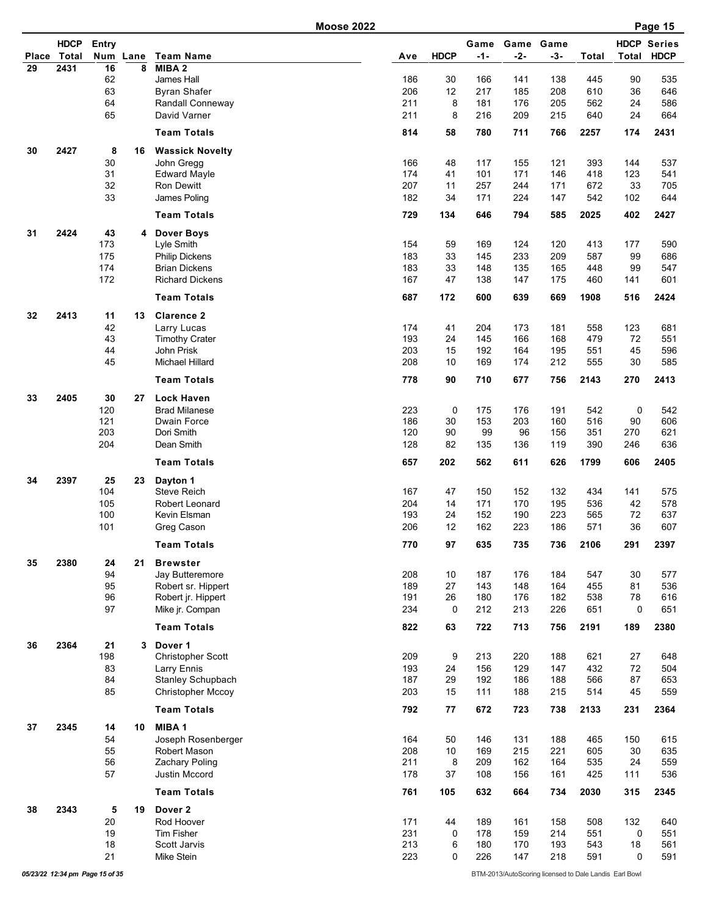# Moose 2022

| Place | HDCP Total | Entry Num | Lane | Team Name | Ave | HDCP | Game -1- | Game -2- | Game -3- | Total | HDCP Total | Series HDCP |
|---|---|---|---|---|---|---|---|---|---|---|---|---|
| 29 | 2431 | 16 | 8 | **MIBA 2** | | | | | | | | |
| | | 62 | | James Hall | 186 | 30 | 166 | 141 | 138 | 445 | 90 | 535 |
| | | 63 | | Byran Shafer | 206 | 12 | 217 | 185 | 208 | 610 | 36 | 646 |
| | | 64 | | Randall Conneway | 211 | 8 | 181 | 176 | 205 | 562 | 24 | 586 |
| | | 65 | | David Varner | 211 | 8 | 216 | 209 | 215 | 640 | 24 | 664 |
| | | | | **Team Totals** | **814** | **58** | **780** | **711** | **766** | **2257** | **174** | **2431** |
| 30 | 2427 | 8 | 16 | **Wassick Novelty** | | | | | | | | |
| | | 30 | | John Gregg | 166 | 48 | 117 | 155 | 121 | 393 | 144 | 537 |
| | | 31 | | Edward Mayle | 174 | 41 | 101 | 171 | 146 | 418 | 123 | 541 |
| | | 32 | | Ron Dewitt | 207 | 11 | 257 | 244 | 171 | 672 | 33 | 705 |
| | | 33 | | James Poling | 182 | 34 | 171 | 224 | 147 | 542 | 102 | 644 |
| | | | | **Team Totals** | **729** | **134** | **646** | **794** | **585** | **2025** | **402** | **2427** |
| 31 | 2424 | 43 | 4 | **Dover Boys** | | | | | | | | |
| | | 173 | | Lyle Smith | 154 | 59 | 169 | 124 | 120 | 413 | 177 | 590 |
| | | 175 | | Philip Dickens | 183 | 33 | 145 | 233 | 209 | 587 | 99 | 686 |
| | | 174 | | Brian Dickens | 183 | 33 | 148 | 135 | 165 | 448 | 99 | 547 |
| | | 172 | | Richard Dickens | 167 | 47 | 138 | 147 | 175 | 460 | 141 | 601 |
| | | | | **Team Totals** | **687** | **172** | **600** | **639** | **669** | **1908** | **516** | **2424** |
| 32 | 2413 | 11 | 13 | **Clarence 2** | | | | | | | | |
| | | 42 | | Larry Lucas | 174 | 41 | 204 | 173 | 181 | 558 | 123 | 681 |
| | | 43 | | Timothy Crater | 193 | 24 | 145 | 166 | 168 | 479 | 72 | 551 |
| | | 44 | | John Prisk | 203 | 15 | 192 | 164 | 195 | 551 | 45 | 596 |
| | | 45 | | Michael Hillard | 208 | 10 | 169 | 174 | 212 | 555 | 30 | 585 |
| | | | | **Team Totals** | **778** | **90** | **710** | **677** | **756** | **2143** | **270** | **2413** |
| 33 | 2405 | 30 | 27 | **Lock Haven** | | | | | | | | |
| | | 120 | | Brad Milanese | 223 | 0 | 175 | 176 | 191 | 542 | 0 | 542 |
| | | 121 | | Dwain Force | 186 | 30 | 153 | 203 | 160 | 516 | 90 | 606 |
| | | 203 | | Dori Smith | 120 | 90 | 99 | 96 | 156 | 351 | 270 | 621 |
| | | 204 | | Dean Smith | 128 | 82 | 135 | 136 | 119 | 390 | 246 | 636 |
| | | | | **Team Totals** | **657** | **202** | **562** | **611** | **626** | **1799** | **606** | **2405** |
| 34 | 2397 | 25 | 23 | **Dayton 1** | | | | | | | | |
| | | 104 | | Steve Reich | 167 | 47 | 150 | 152 | 132 | 434 | 141 | 575 |
| | | 105 | | Robert Leonard | 204 | 14 | 171 | 170 | 195 | 536 | 42 | 578 |
| | | 100 | | Kevin Elsman | 193 | 24 | 152 | 190 | 223 | 565 | 72 | 637 |
| | | 101 | | Greg Cason | 206 | 12 | 162 | 223 | 186 | 571 | 36 | 607 |
| | | | | **Team Totals** | **770** | **97** | **635** | **735** | **736** | **2106** | **291** | **2397** |
| 35 | 2380 | 24 | 21 | **Brewster** | | | | | | | | |
| | | 94 | | Jay Butteremore | 208 | 10 | 187 | 176 | 184 | 547 | 30 | 577 |
| | | 95 | | Robert sr. Hippert | 189 | 27 | 143 | 148 | 164 | 455 | 81 | 536 |
| | | 96 | | Robert jr. Hippert | 191 | 26 | 180 | 176 | 182 | 538 | 78 | 616 |
| | | 97 | | Mike jr. Compan | 234 | 0 | 212 | 213 | 226 | 651 | 0 | 651 |
| | | | | **Team Totals** | **822** | **63** | **722** | **713** | **756** | **2191** | **189** | **2380** |
| 36 | 2364 | 21 | 3 | **Dover 1** | | | | | | | | |
| | | 198 | | Christopher Scott | 209 | 9 | 213 | 220 | 188 | 621 | 27 | 648 |
| | | 83 | | Larry Ennis | 193 | 24 | 156 | 129 | 147 | 432 | 72 | 504 |
| | | 84 | | Stanley Schupbach | 187 | 29 | 192 | 186 | 188 | 566 | 87 | 653 |
| | | 85 | | Christopher Mccoy | 203 | 15 | 111 | 188 | 215 | 514 | 45 | 559 |
| | | | | **Team Totals** | **792** | **77** | **672** | **723** | **738** | **2133** | **231** | **2364** |
| 37 | 2345 | 14 | 10 | **MIBA 1** | | | | | | | | |
| | | 54 | | Joseph Rosenberger | 164 | 50 | 146 | 131 | 188 | 465 | 150 | 615 |
| | | 55 | | Robert Mason | 208 | 10 | 169 | 215 | 221 | 605 | 30 | 635 |
| | | 56 | | Zachary Poling | 211 | 8 | 209 | 162 | 164 | 535 | 24 | 559 |
| | | 57 | | Justin Mccord | 178 | 37 | 108 | 156 | 161 | 425 | 111 | 536 |
| | | | | **Team Totals** | **761** | **105** | **632** | **664** | **734** | **2030** | **315** | **2345** |
| 38 | 2343 | 5 | 19 | **Dover 2** | | | | | | | | |
| | | 20 | | Rod Hoover | 171 | 44 | 189 | 161 | 158 | 508 | 132 | 640 |
| | | 19 | | Tim Fisher | 231 | 0 | 178 | 159 | 214 | 551 | 0 | 551 |
| | | 18 | | Scott Jarvis | 213 | 6 | 180 | 170 | 193 | 543 | 18 | 561 |
| | | 21 | | Mike Stein | 223 | 0 | 226 | 147 | 218 | 591 | 0 | 591 |

*05/23/22 12:34 pm*

BTM-2013/AutoScoring licensed to Dale Landis Earl Bowl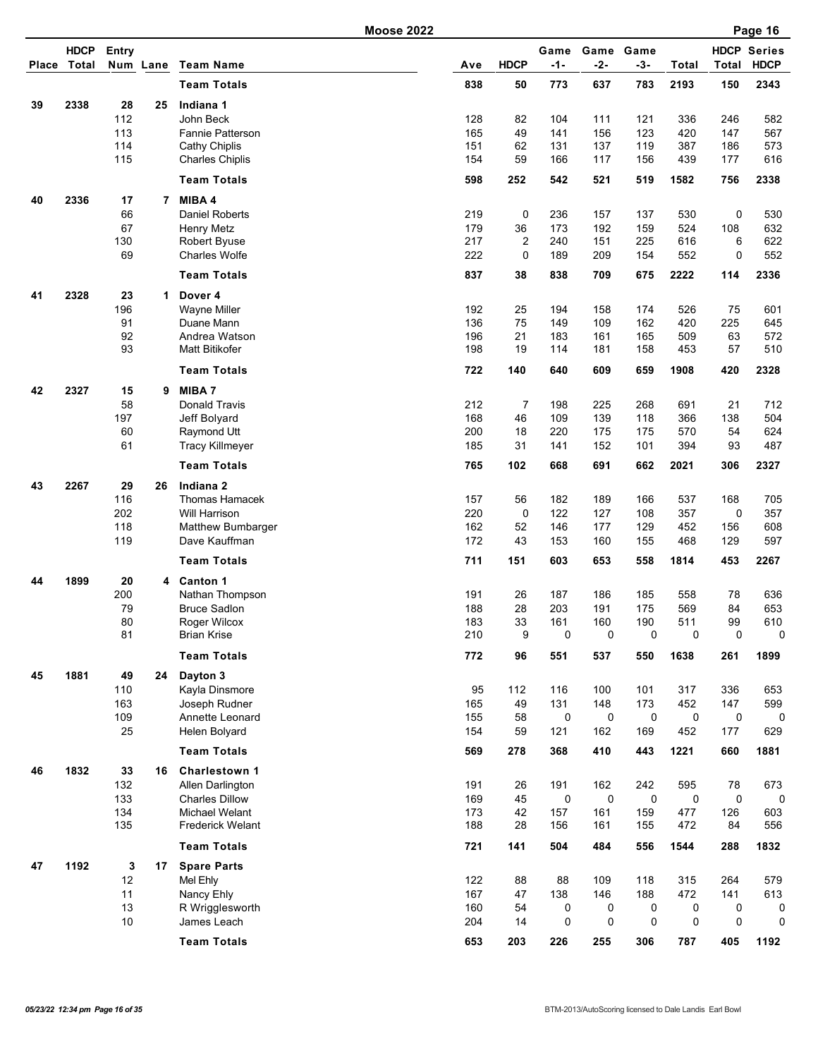# Moose 2022

| Place | HDCP Total | Entry Num | Lane | Team Name | Ave | HDCP | Game -1- | Game -2- | Game -3- | Total | HDCP Total | Series HDCP |
|---|---|---|---|---|---|---|---|---|---|---|---|---|
| | | | | **Team Totals** | **838** | **50** | **773** | **637** | **783** | **2193** | **150** | **2343** |
| **39** | **2338** | **28** | **25** | **Indiana 1** | | | | | | | | |
| | | 112 | | John Beck | 128 | 82 | 104 | 111 | 121 | 336 | 246 | 582 |
| | | 113 | | Fannie Patterson | 165 | 49 | 141 | 156 | 123 | 420 | 147 | 567 |
| | | 114 | | Cathy Chiplis | 151 | 62 | 131 | 137 | 119 | 387 | 186 | 573 |
| | | 115 | | Charles Chiplis | 154 | 59 | 166 | 117 | 156 | 439 | 177 | 616 |
| | | | | **Team Totals** | **598** | **252** | **542** | **521** | **519** | **1582** | **756** | **2338** |
| **40** | **2336** | **17** | **7** | **MIBA 4** | | | | | | | | |
| | | 66 | | Daniel Roberts | 219 | 0 | 236 | 157 | 137 | 530 | 0 | 530 |
| | | 67 | | Henry Metz | 179 | 36 | 173 | 192 | 159 | 524 | 108 | 632 |
| | | 130 | | Robert Byuse | 217 | 2 | 240 | 151 | 225 | 616 | 6 | 622 |
| | | 69 | | Charles Wolfe | 222 | 0 | 189 | 209 | 154 | 552 | 0 | 552 |
| | | | | **Team Totals** | **837** | **38** | **838** | **709** | **675** | **2222** | **114** | **2336** |
| **41** | **2328** | **23** | **1** | **Dover 4** | | | | | | | | |
| | | 196 | | Wayne Miller | 192 | 25 | 194 | 158 | 174 | 526 | 75 | 601 |
| | | 91 | | Duane Mann | 136 | 75 | 149 | 109 | 162 | 420 | 225 | 645 |
| | | 92 | | Andrea Watson | 196 | 21 | 183 | 161 | 165 | 509 | 63 | 572 |
| | | 93 | | Matt Bitikofer | 198 | 19 | 114 | 181 | 158 | 453 | 57 | 510 |
| | | | | **Team Totals** | **722** | **140** | **640** | **609** | **659** | **1908** | **420** | **2328** |
| **42** | **2327** | **15** | **9** | **MIBA 7** | | | | | | | | |
| | | 58 | | Donald Travis | 212 | 7 | 198 | 225 | 268 | 691 | 21 | 712 |
| | | 197 | | Jeff Bolyard | 168 | 46 | 109 | 139 | 118 | 366 | 138 | 504 |
| | | 60 | | Raymond Utt | 200 | 18 | 220 | 175 | 175 | 570 | 54 | 624 |
| | | 61 | | Tracy Killmeyer | 185 | 31 | 141 | 152 | 101 | 394 | 93 | 487 |
| | | | | **Team Totals** | **765** | **102** | **668** | **691** | **662** | **2021** | **306** | **2327** |
| **43** | **2267** | **29** | **26** | **Indiana 2** | | | | | | | | |
| | | 116 | | Thomas Hamacek | 157 | 56 | 182 | 189 | 166 | 537 | 168 | 705 |
| | | 202 | | Will Harrison | 220 | 0 | 122 | 127 | 108 | 357 | 0 | 357 |
| | | 118 | | Matthew Bumbarger | 162 | 52 | 146 | 177 | 129 | 452 | 156 | 608 |
| | | 119 | | Dave Kauffman | 172 | 43 | 153 | 160 | 155 | 468 | 129 | 597 |
| | | | | **Team Totals** | **711** | **151** | **603** | **653** | **558** | **1814** | **453** | **2267** |
| **44** | **1899** | **20** | **4** | **Canton 1** | | | | | | | | |
| | | 200 | | Nathan Thompson | 191 | 26 | 187 | 186 | 185 | 558 | 78 | 636 |
| | | 79 | | Bruce Sadlon | 188 | 28 | 203 | 191 | 175 | 569 | 84 | 653 |
| | | 80 | | Roger Wilcox | 183 | 33 | 161 | 160 | 190 | 511 | 99 | 610 |
| | | 81 | | Brian Krise | 210 | 9 | 0 | 0 | 0 | 0 | 0 | 0 |
| | | | | **Team Totals** | **772** | **96** | **551** | **537** | **550** | **1638** | **261** | **1899** |
| **45** | **1881** | **49** | **24** | **Dayton 3** | | | | | | | | |
| | | 110 | | Kayla Dinsmore | 95 | 112 | 116 | 100 | 101 | 317 | 336 | 653 |
| | | 163 | | Joseph Rudner | 165 | 49 | 131 | 148 | 173 | 452 | 147 | 599 |
| | | 109 | | Annette Leonard | 155 | 58 | 0 | 0 | 0 | 0 | 0 | 0 |
| | | 25 | | Helen Bolyard | 154 | 59 | 121 | 162 | 169 | 452 | 177 | 629 |
| | | | | **Team Totals** | **569** | **278** | **368** | **410** | **443** | **1221** | **660** | **1881** |
| **46** | **1832** | **33** | **16** | **Charlestown 1** | | | | | | | | |
| | | 132 | | Allen Darlington | 191 | 26 | 191 | 162 | 242 | 595 | 78 | 673 |
| | | 133 | | Charles Dillow | 169 | 45 | 0 | 0 | 0 | 0 | 0 | 0 |
| | | 134 | | Michael Welant | 173 | 42 | 157 | 161 | 159 | 477 | 126 | 603 |
| | | 135 | | Frederick Welant | 188 | 28 | 156 | 161 | 155 | 472 | 84 | 556 |
| | | | | **Team Totals** | **721** | **141** | **504** | **484** | **556** | **1544** | **288** | **1832** |
| **47** | **1192** | **3** | **17** | **Spare Parts** | | | | | | | | |
| | | 12 | | Mel Ehly | 122 | 88 | 88 | 109 | 118 | 315 | 264 | 579 |
| | | 11 | | Nancy Ehly | 167 | 47 | 138 | 146 | 188 | 472 | 141 | 613 |
| | | 13 | | R Wrigglesworth | 160 | 54 | 0 | 0 | 0 | 0 | 0 | 0 |
| | | 10 | | James Leach | 204 | 14 | 0 | 0 | 0 | 0 | 0 | 0 |
| | | | | **Team Totals** | **653** | **203** | **226** | **255** | **306** | **787** | **405** | **1192** |

*05/23/22 12:34 pm*

BTM-2013/AutoScoring licensed to Dale Landis Earl Bowl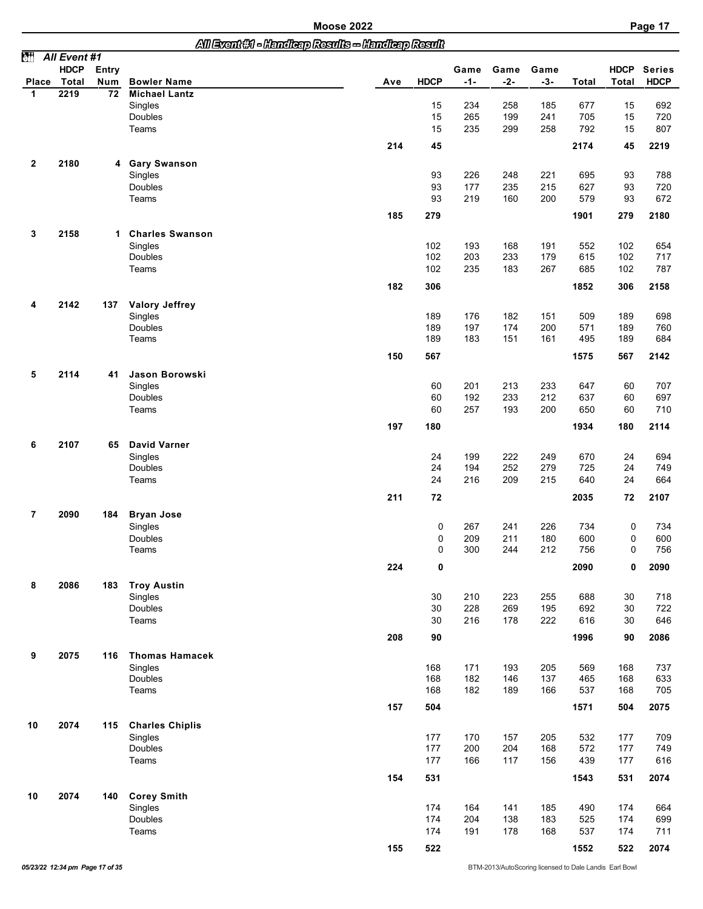# All Event #1 - Handicap Results -- Handicap Result

*All Event #1*

| Place | HDCP Total | Entry Num | Bowler Name | Ave | HDCP | Game -1- | Game -2- | Game -3- | Total | HDCP Total | Series HDCP |
|---|---|---|---|---|---|---|---|---|---|---|---|
| 1 | 2219 | 72 | **Michael Lantz** | | | | | | | | |
| | | | Singles | | 15 | 234 | 258 | 185 | 677 | 15 | 692 |
| | | | Doubles | | 15 | 265 | 199 | 241 | 705 | 15 | 720 |
| | | | Teams | | 15 | 235 | 299 | 258 | 792 | 15 | 807 |
| | | | | 214 | 45 | | | | 2174 | 45 | 2219 |
| 2 | 2180 | 4 | **Gary Swanson** | | | | | | | | |
| | | | Singles | | 93 | 226 | 248 | 221 | 695 | 93 | 788 |
| | | | Doubles | | 93 | 177 | 235 | 215 | 627 | 93 | 720 |
| | | | Teams | | 93 | 219 | 160 | 200 | 579 | 93 | 672 |
| | | | | 185 | 279 | | | | 1901 | 279 | 2180 |
| 3 | 2158 | 1 | **Charles Swanson** | | | | | | | | |
| | | | Singles | | 102 | 193 | 168 | 191 | 552 | 102 | 654 |
| | | | Doubles | | 102 | 203 | 233 | 179 | 615 | 102 | 717 |
| | | | Teams | | 102 | 235 | 183 | 267 | 685 | 102 | 787 |
| | | | | 182 | 306 | | | | 1852 | 306 | 2158 |
| 4 | 2142 | 137 | **Valory Jeffrey** | | | | | | | | |
| | | | Singles | | 189 | 176 | 182 | 151 | 509 | 189 | 698 |
| | | | Doubles | | 189 | 197 | 174 | 200 | 571 | 189 | 760 |
| | | | Teams | | 189 | 183 | 151 | 161 | 495 | 189 | 684 |
| | | | | 150 | 567 | | | | 1575 | 567 | 2142 |
| 5 | 2114 | 41 | **Jason Borowski** | | | | | | | | |
| | | | Singles | | 60 | 201 | 213 | 233 | 647 | 60 | 707 |
| | | | Doubles | | 60 | 192 | 233 | 212 | 637 | 60 | 697 |
| | | | Teams | | 60 | 257 | 193 | 200 | 650 | 60 | 710 |
| | | | | 197 | 180 | | | | 1934 | 180 | 2114 |
| 6 | 2107 | 65 | **David Varner** | | | | | | | | |
| | | | Singles | | 24 | 199 | 222 | 249 | 670 | 24 | 694 |
| | | | Doubles | | 24 | 194 | 252 | 279 | 725 | 24 | 749 |
| | | | Teams | | 24 | 216 | 209 | 215 | 640 | 24 | 664 |
| | | | | 211 | 72 | | | | 2035 | 72 | 2107 |
| 7 | 2090 | 184 | **Bryan Jose** | | | | | | | | |
| | | | Singles | | 0 | 267 | 241 | 226 | 734 | 0 | 734 |
| | | | Doubles | | 0 | 209 | 211 | 180 | 600 | 0 | 600 |
| | | | Teams | | 0 | 300 | 244 | 212 | 756 | 0 | 756 |
| | | | | 224 | 0 | | | | 2090 | 0 | 2090 |
| 8 | 2086 | 183 | **Troy Austin** | | | | | | | | |
| | | | Singles | | 30 | 210 | 223 | 255 | 688 | 30 | 718 |
| | | | Doubles | | 30 | 228 | 269 | 195 | 692 | 30 | 722 |
| | | | Teams | | 30 | 216 | 178 | 222 | 616 | 30 | 646 |
| | | | | 208 | 90 | | | | 1996 | 90 | 2086 |
| 9 | 2075 | 116 | **Thomas Hamacek** | | | | | | | | |
| | | | Singles | | 168 | 171 | 193 | 205 | 569 | 168 | 737 |
| | | | Doubles | | 168 | 182 | 146 | 137 | 465 | 168 | 633 |
| | | | Teams | | 168 | 182 | 189 | 166 | 537 | 168 | 705 |
| | | | | 157 | 504 | | | | 1571 | 504 | 2075 |
| 10 | 2074 | 115 | **Charles Chiplis** | | | | | | | | |
| | | | Singles | | 177 | 170 | 157 | 205 | 532 | 177 | 709 |
| | | | Doubles | | 177 | 200 | 204 | 168 | 572 | 177 | 749 |
| | | | Teams | | 177 | 166 | 117 | 156 | 439 | 177 | 616 |
| | | | | 154 | 531 | | | | 1543 | 531 | 2074 |
| 10 | 2074 | 140 | **Corey Smith** | | | | | | | | |
| | | | Singles | | 174 | 164 | 141 | 185 | 490 | 174 | 664 |
| | | | Doubles | | 174 | 204 | 138 | 183 | 525 | 174 | 699 |
| | | | Teams | | 174 | 191 | 178 | 168 | 537 | 174 | 711 |
| | | | | 155 | 522 | | | | 1552 | 522 | 2074 |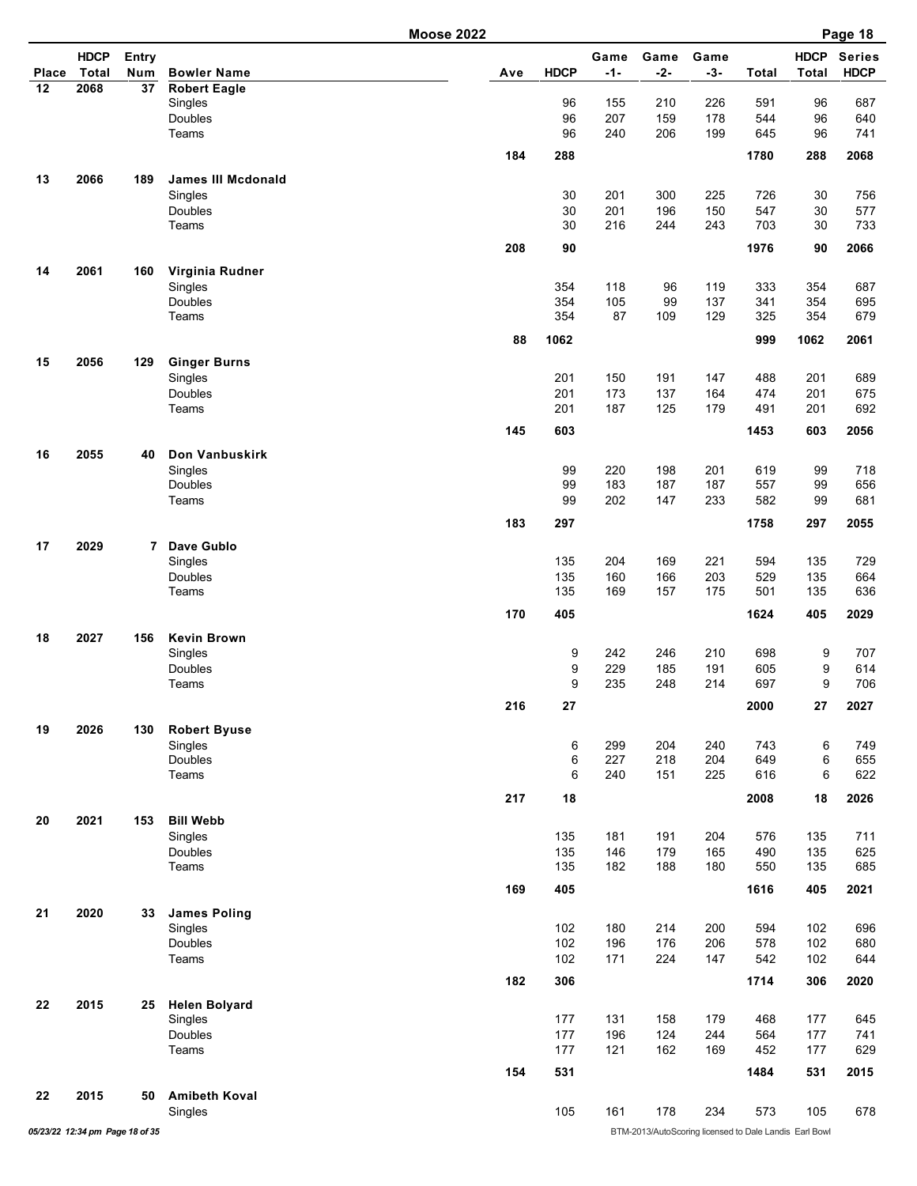# Moose 2022

| Place | HDCP Total | Entry Num | Bowler Name | Ave | HDCP | Game -1- | Game -2- | Game -3- | Total | HDCP Total | Series HDCP |
|---|---|---|---|---|---|---|---|---|---|---|---|
| 12 | 2068 | 37 | **Robert Eagle** | | | | | | | | |
| | | | Singles | | 96 | 155 | 210 | 226 | 591 | 96 | 687 |
| | | | Doubles | | 96 | 207 | 159 | 178 | 544 | 96 | 640 |
| | | | Teams | | 96 | 240 | 206 | 199 | 645 | 96 | 741 |
| | | | | 184 | 288 | | | | 1780 | 288 | 2068 |
| 13 | 2066 | 189 | **James III Mcdonald** | | | | | | | | |
| | | | Singles | | 30 | 201 | 300 | 225 | 726 | 30 | 756 |
| | | | Doubles | | 30 | 201 | 196 | 150 | 547 | 30 | 577 |
| | | | Teams | | 30 | 216 | 244 | 243 | 703 | 30 | 733 |
| | | | | 208 | 90 | | | | 1976 | 90 | 2066 |
| 14 | 2061 | 160 | **Virginia Rudner** | | | | | | | | |
| | | | Singles | | 354 | 118 | 96 | 119 | 333 | 354 | 687 |
| | | | Doubles | | 354 | 105 | 99 | 137 | 341 | 354 | 695 |
| | | | Teams | | 354 | 87 | 109 | 129 | 325 | 354 | 679 |
| | | | | 88 | 1062 | | | | 999 | 1062 | 2061 |
| 15 | 2056 | 129 | **Ginger Burns** | | | | | | | | |
| | | | Singles | | 201 | 150 | 191 | 147 | 488 | 201 | 689 |
| | | | Doubles | | 201 | 173 | 137 | 164 | 474 | 201 | 675 |
| | | | Teams | | 201 | 187 | 125 | 179 | 491 | 201 | 692 |
| | | | | 145 | 603 | | | | 1453 | 603 | 2056 |
| 16 | 2055 | 40 | **Don Vanbuskirk** | | | | | | | | |
| | | | Singles | | 99 | 220 | 198 | 201 | 619 | 99 | 718 |
| | | | Doubles | | 99 | 183 | 187 | 187 | 557 | 99 | 656 |
| | | | Teams | | 99 | 202 | 147 | 233 | 582 | 99 | 681 |
| | | | | 183 | 297 | | | | 1758 | 297 | 2055 |
| 17 | 2029 | 7 | **Dave Gublo** | | | | | | | | |
| | | | Singles | | 135 | 204 | 169 | 221 | 594 | 135 | 729 |
| | | | Doubles | | 135 | 160 | 166 | 203 | 529 | 135 | 664 |
| | | | Teams | | 135 | 169 | 157 | 175 | 501 | 135 | 636 |
| | | | | 170 | 405 | | | | 1624 | 405 | 2029 |
| 18 | 2027 | 156 | **Kevin Brown** | | | | | | | | |
| | | | Singles | | 9 | 242 | 246 | 210 | 698 | 9 | 707 |
| | | | Doubles | | 9 | 229 | 185 | 191 | 605 | 9 | 614 |
| | | | Teams | | 9 | 235 | 248 | 214 | 697 | 9 | 706 |
| | | | | 216 | 27 | | | | 2000 | 27 | 2027 |
| 19 | 2026 | 130 | **Robert Byuse** | | | | | | | | |
| | | | Singles | | 6 | 299 | 204 | 240 | 743 | 6 | 749 |
| | | | Doubles | | 6 | 227 | 218 | 204 | 649 | 6 | 655 |
| | | | Teams | | 6 | 240 | 151 | 225 | 616 | 6 | 622 |
| | | | | 217 | 18 | | | | 2008 | 18 | 2026 |
| 20 | 2021 | 153 | **Bill Webb** | | | | | | | | |
| | | | Singles | | 135 | 181 | 191 | 204 | 576 | 135 | 711 |
| | | | Doubles | | 135 | 146 | 179 | 165 | 490 | 135 | 625 |
| | | | Teams | | 135 | 182 | 188 | 180 | 550 | 135 | 685 |
| | | | | 169 | 405 | | | | 1616 | 405 | 2021 |
| 21 | 2020 | 33 | **James Poling** | | | | | | | | |
| | | | Singles | | 102 | 180 | 214 | 200 | 594 | 102 | 696 |
| | | | Doubles | | 102 | 196 | 176 | 206 | 578 | 102 | 680 |
| | | | Teams | | 102 | 171 | 224 | 147 | 542 | 102 | 644 |
| | | | | 182 | 306 | | | | 1714 | 306 | 2020 |
| 22 | 2015 | 25 | **Helen Bolyard** | | | | | | | | |
| | | | Singles | | 177 | 131 | 158 | 179 | 468 | 177 | 645 |
| | | | Doubles | | 177 | 196 | 124 | 244 | 564 | 177 | 741 |
| | | | Teams | | 177 | 121 | 162 | 169 | 452 | 177 | 629 |
| | | | | 154 | 531 | | | | 1484 | 531 | 2015 |
| 22 | 2015 | 50 | **Amibeth Koval** | | | | | | | | |
| | | | Singles | | 105 | 161 | 178 | 234 | 573 | 105 | 678 |

BTM-2013/AutoScoring licensed to Dale Landis Earl Bowl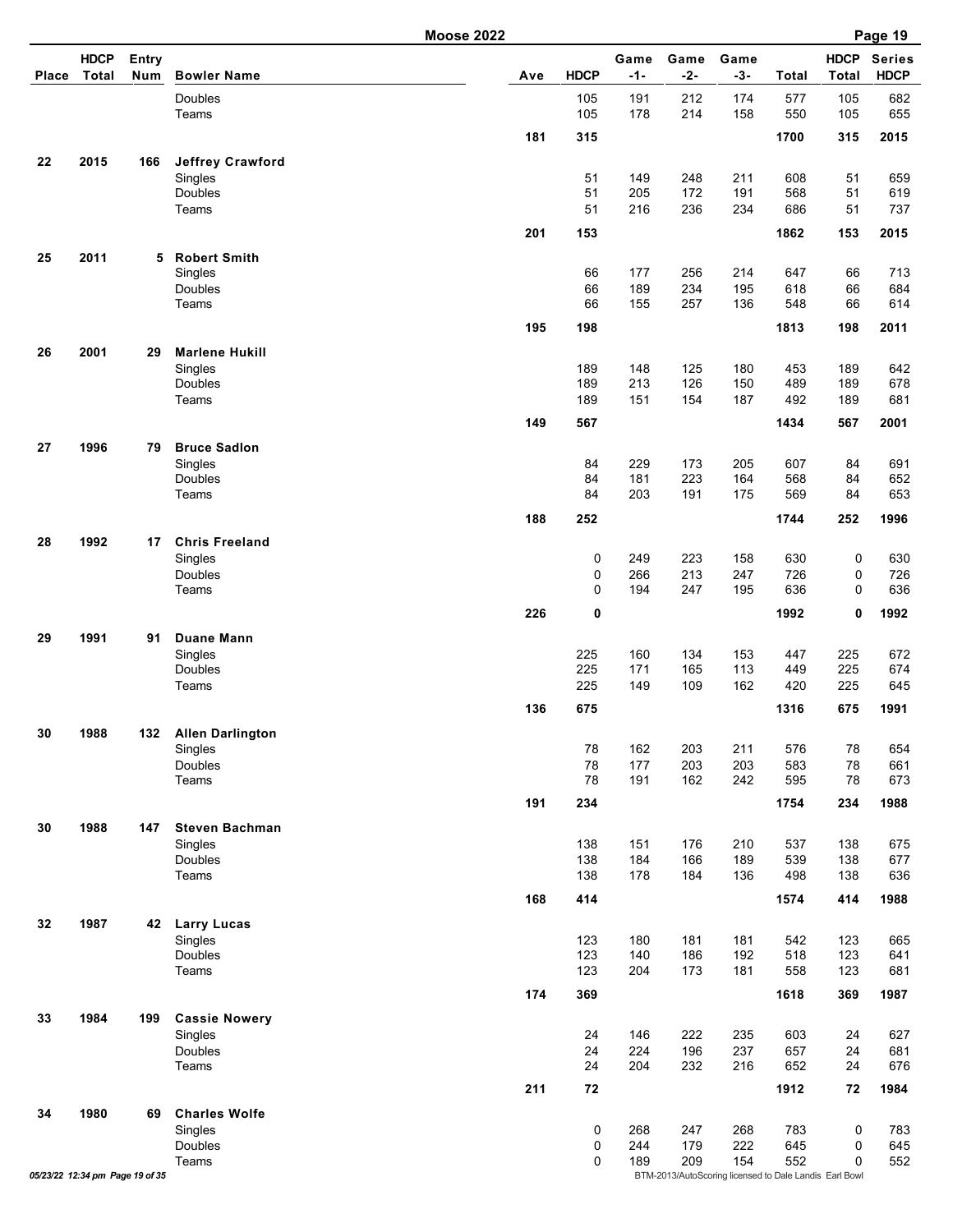**Moose 2022**

| Place | HDCP Total | Entry Num | Bowler Name | Ave | HDCP | Game -1- | Game -2- | Game -3- | Total | HDCP Total | Series HDCP |
|---|---|---|---|---|---|---|---|---|---|---|---|
| | | | Doubles | | 105 | 191 | 212 | 174 | 577 | 105 | 682 |
| | | | Teams | | 105 | 178 | 214 | 158 | 550 | 105 | 655 |
| | | | | 181 | 315 | | | | 1700 | 315 | 2015 |
| 22 | 2015 | 166 | **Jeffrey Crawford** | | | | | | | | |
| | | | Singles | | 51 | 149 | 248 | 211 | 608 | 51 | 659 |
| | | | Doubles | | 51 | 205 | 172 | 191 | 568 | 51 | 619 |
| | | | Teams | | 51 | 216 | 236 | 234 | 686 | 51 | 737 |
| | | | | 201 | 153 | | | | 1862 | 153 | 2015 |
| 25 | 2011 | 5 | **Robert Smith** | | | | | | | | |
| | | | Singles | | 66 | 177 | 256 | 214 | 647 | 66 | 713 |
| | | | Doubles | | 66 | 189 | 234 | 195 | 618 | 66 | 684 |
| | | | Teams | | 66 | 155 | 257 | 136 | 548 | 66 | 614 |
| | | | | 195 | 198 | | | | 1813 | 198 | 2011 |
| 26 | 2001 | 29 | **Marlene Hukill** | | | | | | | | |
| | | | Singles | | 189 | 148 | 125 | 180 | 453 | 189 | 642 |
| | | | Doubles | | 189 | 213 | 126 | 150 | 489 | 189 | 678 |
| | | | Teams | | 189 | 151 | 154 | 187 | 492 | 189 | 681 |
| | | | | 149 | 567 | | | | 1434 | 567 | 2001 |
| 27 | 1996 | 79 | **Bruce Sadlon** | | | | | | | | |
| | | | Singles | | 84 | 229 | 173 | 205 | 607 | 84 | 691 |
| | | | Doubles | | 84 | 181 | 223 | 164 | 568 | 84 | 652 |
| | | | Teams | | 84 | 203 | 191 | 175 | 569 | 84 | 653 |
| | | | | 188 | 252 | | | | 1744 | 252 | 1996 |
| 28 | 1992 | 17 | **Chris Freeland** | | | | | | | | |
| | | | Singles | | 0 | 249 | 223 | 158 | 630 | 0 | 630 |
| | | | Doubles | | 0 | 266 | 213 | 247 | 726 | 0 | 726 |
| | | | Teams | | 0 | 194 | 247 | 195 | 636 | 0 | 636 |
| | | | | 226 | 0 | | | | 1992 | 0 | 1992 |
| 29 | 1991 | 91 | **Duane Mann** | | | | | | | | |
| | | | Singles | | 225 | 160 | 134 | 153 | 447 | 225 | 672 |
| | | | Doubles | | 225 | 171 | 165 | 113 | 449 | 225 | 674 |
| | | | Teams | | 225 | 149 | 109 | 162 | 420 | 225 | 645 |
| | | | | 136 | 675 | | | | 1316 | 675 | 1991 |
| 30 | 1988 | 132 | **Allen Darlington** | | | | | | | | |
| | | | Singles | | 78 | 162 | 203 | 211 | 576 | 78 | 654 |
| | | | Doubles | | 78 | 177 | 203 | 203 | 583 | 78 | 661 |
| | | | Teams | | 78 | 191 | 162 | 242 | 595 | 78 | 673 |
| | | | | 191 | 234 | | | | 1754 | 234 | 1988 |
| 30 | 1988 | 147 | **Steven Bachman** | | | | | | | | |
| | | | Singles | | 138 | 151 | 176 | 210 | 537 | 138 | 675 |
| | | | Doubles | | 138 | 184 | 166 | 189 | 539 | 138 | 677 |
| | | | Teams | | 138 | 178 | 184 | 136 | 498 | 138 | 636 |
| | | | | 168 | 414 | | | | 1574 | 414 | 1988 |
| 32 | 1987 | 42 | **Larry Lucas** | | | | | | | | |
| | | | Singles | | 123 | 180 | 181 | 181 | 542 | 123 | 665 |
| | | | Doubles | | 123 | 140 | 186 | 192 | 518 | 123 | 641 |
| | | | Teams | | 123 | 204 | 173 | 181 | 558 | 123 | 681 |
| | | | | 174 | 369 | | | | 1618 | 369 | 1987 |
| 33 | 1984 | 199 | **Cassie Nowery** | | | | | | | | |
| | | | Singles | | 24 | 146 | 222 | 235 | 603 | 24 | 627 |
| | | | Doubles | | 24 | 224 | 196 | 237 | 657 | 24 | 681 |
| | | | Teams | | 24 | 204 | 232 | 216 | 652 | 24 | 676 |
| | | | | 211 | 72 | | | | 1912 | 72 | 1984 |
| 34 | 1980 | 69 | **Charles Wolfe** | | | | | | | | |
| | | | Singles | | 0 | 268 | 247 | 268 | 783 | 0 | 783 |
| | | | Doubles | | 0 | 244 | 179 | 222 | 645 | 0 | 645 |
| | | | Teams | | 0 | 189 | 209 | 154 | 552 | 0 | 552 |

BTM-2013/AutoScoring licensed to Dale Landis Earl Bowl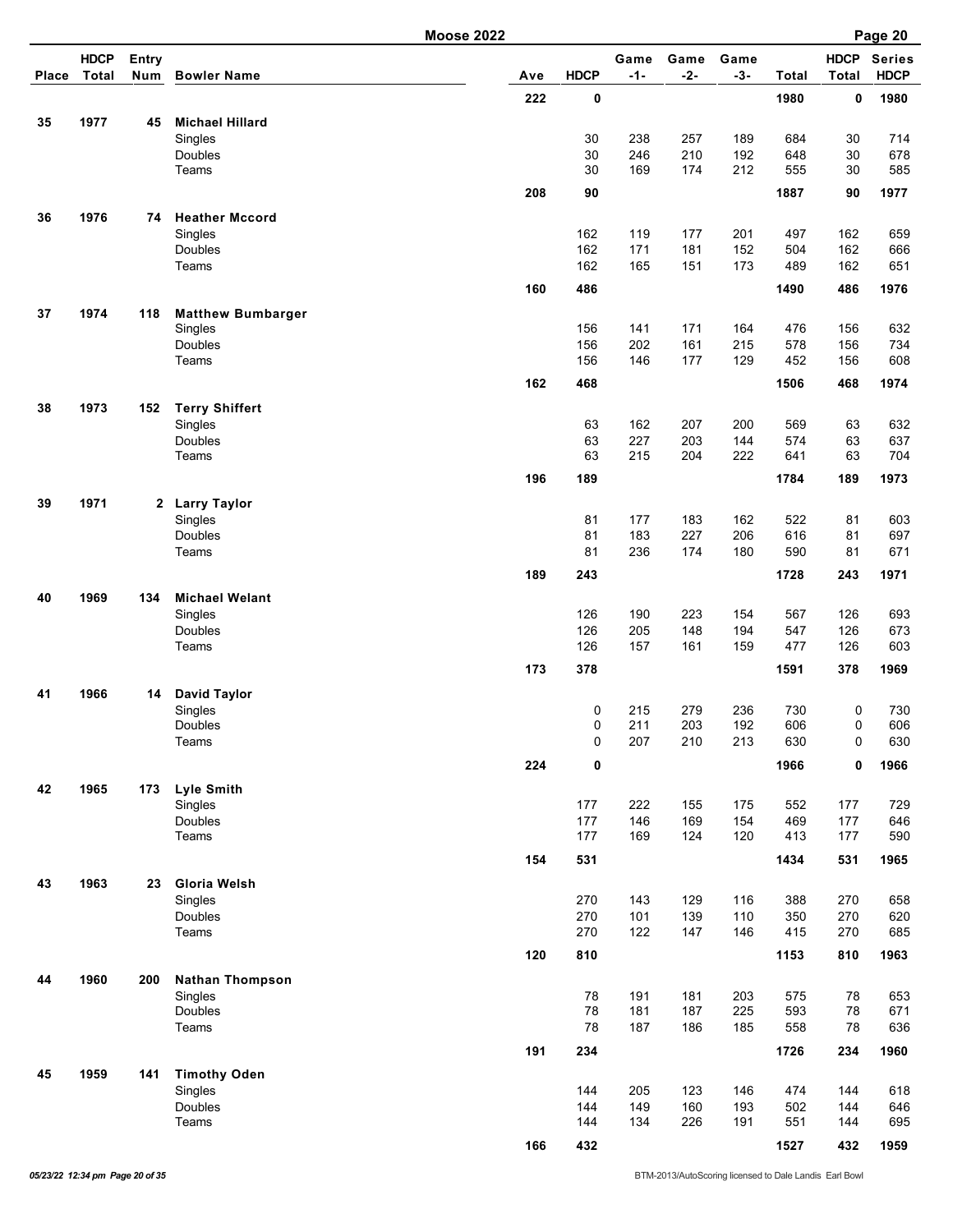# Moose 2022

| Place | HDCP Total | Entry Num | Bowler Name | Ave | HDCP | Game -1- | Game -2- | Game -3- | Total | HDCP Total | Series HDCP |
|---|---|---|---|---|---|---|---|---|---|---|---|
| | | | | 222 | 0 | | | | 1980 | 0 | 1980 |
| 35 | 1977 | 45 | **Michael Hillard** | | | | | | | | |
| | | | Singles | | 30 | 238 | 257 | 189 | 684 | 30 | 714 |
| | | | Doubles | | 30 | 246 | 210 | 192 | 648 | 30 | 678 |
| | | | Teams | | 30 | 169 | 174 | 212 | 555 | 30 | 585 |
| | | | | 208 | 90 | | | | 1887 | 90 | 1977 |
| 36 | 1976 | 74 | **Heather Mccord** | | | | | | | | |
| | | | Singles | | 162 | 119 | 177 | 201 | 497 | 162 | 659 |
| | | | Doubles | | 162 | 171 | 181 | 152 | 504 | 162 | 666 |
| | | | Teams | | 162 | 165 | 151 | 173 | 489 | 162 | 651 |
| | | | | 160 | 486 | | | | 1490 | 486 | 1976 |
| 37 | 1974 | 118 | **Matthew Bumbarger** | | | | | | | | |
| | | | Singles | | 156 | 141 | 171 | 164 | 476 | 156 | 632 |
| | | | Doubles | | 156 | 202 | 161 | 215 | 578 | 156 | 734 |
| | | | Teams | | 156 | 146 | 177 | 129 | 452 | 156 | 608 |
| | | | | 162 | 468 | | | | 1506 | 468 | 1974 |
| 38 | 1973 | 152 | **Terry Shiffert** | | | | | | | | |
| | | | Singles | | 63 | 162 | 207 | 200 | 569 | 63 | 632 |
| | | | Doubles | | 63 | 227 | 203 | 144 | 574 | 63 | 637 |
| | | | Teams | | 63 | 215 | 204 | 222 | 641 | 63 | 704 |
| | | | | 196 | 189 | | | | 1784 | 189 | 1973 |
| 39 | 1971 | 2 | **Larry Taylor** | | | | | | | | |
| | | | Singles | | 81 | 177 | 183 | 162 | 522 | 81 | 603 |
| | | | Doubles | | 81 | 183 | 227 | 206 | 616 | 81 | 697 |
| | | | Teams | | 81 | 236 | 174 | 180 | 590 | 81 | 671 |
| | | | | 189 | 243 | | | | 1728 | 243 | 1971 |
| 40 | 1969 | 134 | **Michael Welant** | | | | | | | | |
| | | | Singles | | 126 | 190 | 223 | 154 | 567 | 126 | 693 |
| | | | Doubles | | 126 | 205 | 148 | 194 | 547 | 126 | 673 |
| | | | Teams | | 126 | 157 | 161 | 159 | 477 | 126 | 603 |
| | | | | 173 | 378 | | | | 1591 | 378 | 1969 |
| 41 | 1966 | 14 | **David Taylor** | | | | | | | | |
| | | | Singles | | 0 | 215 | 279 | 236 | 730 | 0 | 730 |
| | | | Doubles | | 0 | 211 | 203 | 192 | 606 | 0 | 606 |
| | | | Teams | | 0 | 207 | 210 | 213 | 630 | 0 | 630 |
| | | | | 224 | 0 | | | | 1966 | 0 | 1966 |
| 42 | 1965 | 173 | **Lyle Smith** | | | | | | | | |
| | | | Singles | | 177 | 222 | 155 | 175 | 552 | 177 | 729 |
| | | | Doubles | | 177 | 146 | 169 | 154 | 469 | 177 | 646 |
| | | | Teams | | 177 | 169 | 124 | 120 | 413 | 177 | 590 |
| | | | | 154 | 531 | | | | 1434 | 531 | 1965 |
| 43 | 1963 | 23 | **Gloria Welsh** | | | | | | | | |
| | | | Singles | | 270 | 143 | 129 | 116 | 388 | 270 | 658 |
| | | | Doubles | | 270 | 101 | 139 | 110 | 350 | 270 | 620 |
| | | | Teams | | 270 | 122 | 147 | 146 | 415 | 270 | 685 |
| | | | | 120 | 810 | | | | 1153 | 810 | 1963 |
| 44 | 1960 | 200 | **Nathan Thompson** | | | | | | | | |
| | | | Singles | | 78 | 191 | 181 | 203 | 575 | 78 | 653 |
| | | | Doubles | | 78 | 181 | 187 | 225 | 593 | 78 | 671 |
| | | | Teams | | 78 | 187 | 186 | 185 | 558 | 78 | 636 |
| | | | | 191 | 234 | | | | 1726 | 234 | 1960 |
| 45 | 1959 | 141 | **Timothy Oden** | | | | | | | | |
| | | | Singles | | 144 | 205 | 123 | 146 | 474 | 144 | 618 |
| | | | Doubles | | 144 | 149 | 160 | 193 | 502 | 144 | 646 |
| | | | Teams | | 144 | 134 | 226 | 191 | 551 | 144 | 695 |
| | | | | 166 | 432 | | | | 1527 | 432 | 1959 |

*05/23/22 12:34 pm*

BTM-2013/AutoScoring licensed to Dale Landis Earl Bowl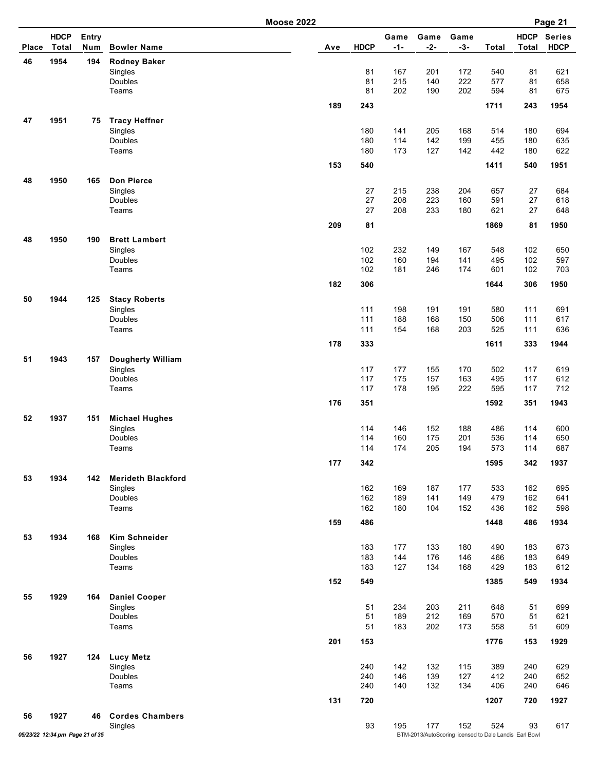## Moose 2022

| Place | HDCP Total | Entry Num | Bowler Name | Ave | HDCP | Game -1- | Game -2- | Game -3- | Total | HDCP Total | Series HDCP |
|---|---|---|---|---|---|---|---|---|---|---|---|
| 46 | 1954 | 194 | **Rodney Baker** | | | | | | | | |
| | | | Singles | | 81 | 167 | 201 | 172 | 540 | 81 | 621 |
| | | | Doubles | | 81 | 215 | 140 | 222 | 577 | 81 | 658 |
| | | | Teams | | 81 | 202 | 190 | 202 | 594 | 81 | 675 |
| | | | | 189 | 243 | | | | 1711 | 243 | 1954 |
| 47 | 1951 | 75 | **Tracy Heffner** | | | | | | | | |
| | | | Singles | | 180 | 141 | 205 | 168 | 514 | 180 | 694 |
| | | | Doubles | | 180 | 114 | 142 | 199 | 455 | 180 | 635 |
| | | | Teams | | 180 | 173 | 127 | 142 | 442 | 180 | 622 |
| | | | | 153 | 540 | | | | 1411 | 540 | 1951 |
| 48 | 1950 | 165 | **Don Pierce** | | | | | | | | |
| | | | Singles | | 27 | 215 | 238 | 204 | 657 | 27 | 684 |
| | | | Doubles | | 27 | 208 | 223 | 160 | 591 | 27 | 618 |
| | | | Teams | | 27 | 208 | 233 | 180 | 621 | 27 | 648 |
| | | | | 209 | 81 | | | | 1869 | 81 | 1950 |
| 48 | 1950 | 190 | **Brett Lambert** | | | | | | | | |
| | | | Singles | | 102 | 232 | 149 | 167 | 548 | 102 | 650 |
| | | | Doubles | | 102 | 160 | 194 | 141 | 495 | 102 | 597 |
| | | | Teams | | 102 | 181 | 246 | 174 | 601 | 102 | 703 |
| | | | | 182 | 306 | | | | 1644 | 306 | 1950 |
| 50 | 1944 | 125 | **Stacy Roberts** | | | | | | | | |
| | | | Singles | | 111 | 198 | 191 | 191 | 580 | 111 | 691 |
| | | | Doubles | | 111 | 188 | 168 | 150 | 506 | 111 | 617 |
| | | | Teams | | 111 | 154 | 168 | 203 | 525 | 111 | 636 |
| | | | | 178 | 333 | | | | 1611 | 333 | 1944 |
| 51 | 1943 | 157 | **Dougherty William** | | | | | | | | |
| | | | Singles | | 117 | 177 | 155 | 170 | 502 | 117 | 619 |
| | | | Doubles | | 117 | 175 | 157 | 163 | 495 | 117 | 612 |
| | | | Teams | | 117 | 178 | 195 | 222 | 595 | 117 | 712 |
| | | | | 176 | 351 | | | | 1592 | 351 | 1943 |
| 52 | 1937 | 151 | **Michael Hughes** | | | | | | | | |
| | | | Singles | | 114 | 146 | 152 | 188 | 486 | 114 | 600 |
| | | | Doubles | | 114 | 160 | 175 | 201 | 536 | 114 | 650 |
| | | | Teams | | 114 | 174 | 205 | 194 | 573 | 114 | 687 |
| | | | | 177 | 342 | | | | 1595 | 342 | 1937 |
| 53 | 1934 | 142 | **Merideth Blackford** | | | | | | | | |
| | | | Singles | | 162 | 169 | 187 | 177 | 533 | 162 | 695 |
| | | | Doubles | | 162 | 189 | 141 | 149 | 479 | 162 | 641 |
| | | | Teams | | 162 | 180 | 104 | 152 | 436 | 162 | 598 |
| | | | | 159 | 486 | | | | 1448 | 486 | 1934 |
| 53 | 1934 | 168 | **Kim Schneider** | | | | | | | | |
| | | | Singles | | 183 | 177 | 133 | 180 | 490 | 183 | 673 |
| | | | Doubles | | 183 | 144 | 176 | 146 | 466 | 183 | 649 |
| | | | Teams | | 183 | 127 | 134 | 168 | 429 | 183 | 612 |
| | | | | 152 | 549 | | | | 1385 | 549 | 1934 |
| 55 | 1929 | 164 | **Daniel Cooper** | | | | | | | | |
| | | | Singles | | 51 | 234 | 203 | 211 | 648 | 51 | 699 |
| | | | Doubles | | 51 | 189 | 212 | 169 | 570 | 51 | 621 |
| | | | Teams | | 51 | 183 | 202 | 173 | 558 | 51 | 609 |
| | | | | 201 | 153 | | | | 1776 | 153 | 1929 |
| 56 | 1927 | 124 | **Lucy Metz** | | | | | | | | |
| | | | Singles | | 240 | 142 | 132 | 115 | 389 | 240 | 629 |
| | | | Doubles | | 240 | 146 | 139 | 127 | 412 | 240 | 652 |
| | | | Teams | | 240 | 140 | 132 | 134 | 406 | 240 | 646 |
| | | | | 131 | 720 | | | | 1207 | 720 | 1927 |
| 56 | 1927 | 46 | **Cordes Chambers** | | | | | | | | |
| | | | Singles | | 93 | 195 | 177 | 152 | 524 | 93 | 617 |

BTM-2013/AutoScoring licensed to Dale Landis Earl Bowl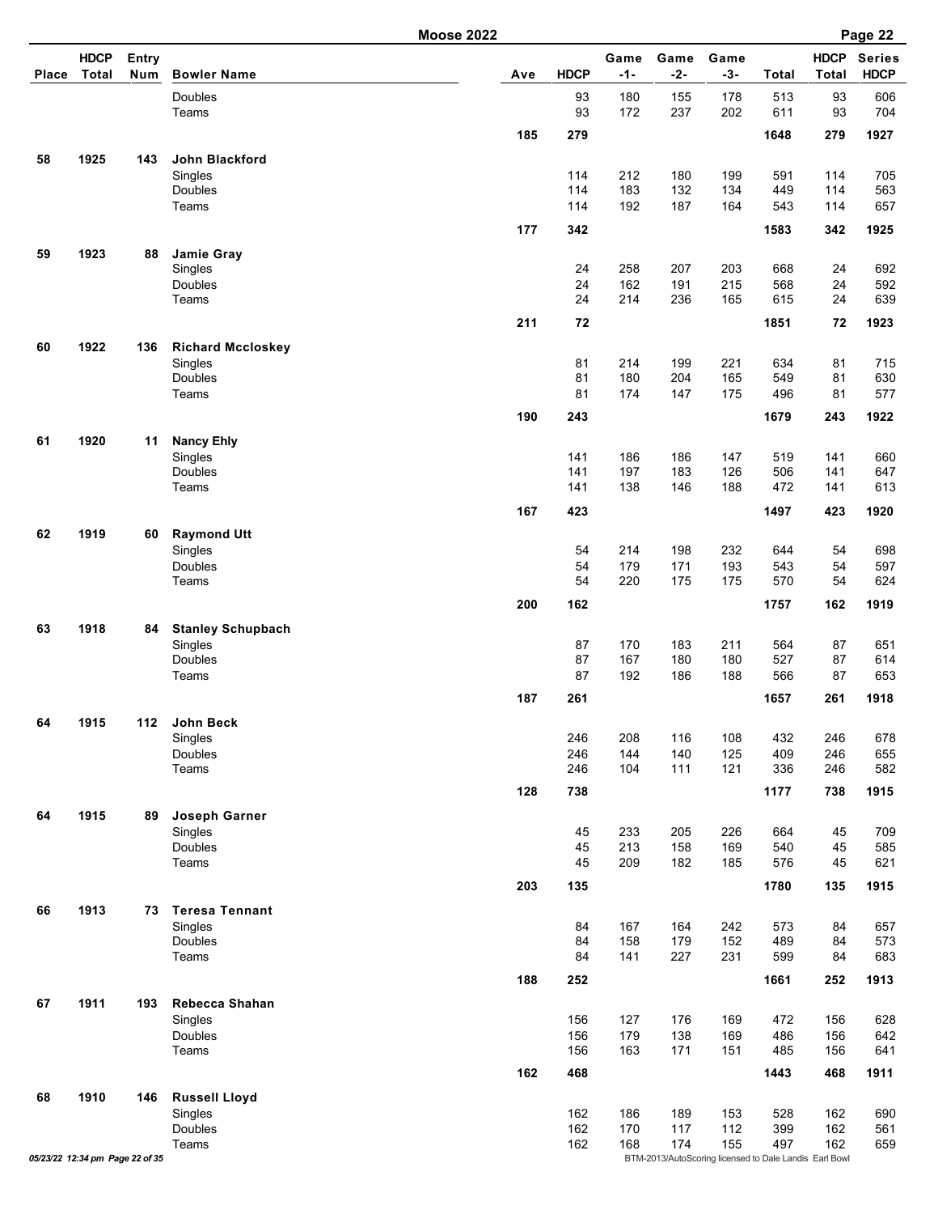# Moose 2022

| Place | HDCP Total | Entry Num | Bowler Name | Ave | HDCP | Game -1- | Game -2- | Game -3- | Total | HDCP Total | Series HDCP |
|---|---|---|---|---|---|---|---|---|---|---|---|
| | | | Doubles | | 93 | 180 | 155 | 178 | 513 | 93 | 606 |
| | | | Teams | | 93 | 172 | 237 | 202 | 611 | 93 | 704 |
| | | | | **185** | **279** | | | | **1648** | **279** | **1927** |
| **58** | **1925** | **143** | **John Blackford** | | | | | | | | |
| | | | Singles | | 114 | 212 | 180 | 199 | 591 | 114 | 705 |
| | | | Doubles | | 114 | 183 | 132 | 134 | 449 | 114 | 563 |
| | | | Teams | | 114 | 192 | 187 | 164 | 543 | 114 | 657 |
| | | | | **177** | **342** | | | | **1583** | **342** | **1925** |
| **59** | **1923** | **88** | **Jamie Gray** | | | | | | | | |
| | | | Singles | | 24 | 258 | 207 | 203 | 668 | 24 | 692 |
| | | | Doubles | | 24 | 162 | 191 | 215 | 568 | 24 | 592 |
| | | | Teams | | 24 | 214 | 236 | 165 | 615 | 24 | 639 |
| | | | | **211** | **72** | | | | **1851** | **72** | **1923** |
| **60** | **1922** | **136** | **Richard Mccloskey** | | | | | | | | |
| | | | Singles | | 81 | 214 | 199 | 221 | 634 | 81 | 715 |
| | | | Doubles | | 81 | 180 | 204 | 165 | 549 | 81 | 630 |
| | | | Teams | | 81 | 174 | 147 | 175 | 496 | 81 | 577 |
| | | | | **190** | **243** | | | | **1679** | **243** | **1922** |
| **61** | **1920** | **11** | **Nancy Ehly** | | | | | | | | |
| | | | Singles | | 141 | 186 | 186 | 147 | 519 | 141 | 660 |
| | | | Doubles | | 141 | 197 | 183 | 126 | 506 | 141 | 647 |
| | | | Teams | | 141 | 138 | 146 | 188 | 472 | 141 | 613 |
| | | | | **167** | **423** | | | | **1497** | **423** | **1920** |
| **62** | **1919** | **60** | **Raymond Utt** | | | | | | | | |
| | | | Singles | | 54 | 214 | 198 | 232 | 644 | 54 | 698 |
| | | | Doubles | | 54 | 179 | 171 | 193 | 543 | 54 | 597 |
| | | | Teams | | 54 | 220 | 175 | 175 | 570 | 54 | 624 |
| | | | | **200** | **162** | | | | **1757** | **162** | **1919** |
| **63** | **1918** | **84** | **Stanley Schupbach** | | | | | | | | |
| | | | Singles | | 87 | 170 | 183 | 211 | 564 | 87 | 651 |
| | | | Doubles | | 87 | 167 | 180 | 180 | 527 | 87 | 614 |
| | | | Teams | | 87 | 192 | 186 | 188 | 566 | 87 | 653 |
| | | | | **187** | **261** | | | | **1657** | **261** | **1918** |
| **64** | **1915** | **112** | **John Beck** | | | | | | | | |
| | | | Singles | | 246 | 208 | 116 | 108 | 432 | 246 | 678 |
| | | | Doubles | | 246 | 144 | 140 | 125 | 409 | 246 | 655 |
| | | | Teams | | 246 | 104 | 111 | 121 | 336 | 246 | 582 |
| | | | | **128** | **738** | | | | **1177** | **738** | **1915** |
| **64** | **1915** | **89** | **Joseph Garner** | | | | | | | | |
| | | | Singles | | 45 | 233 | 205 | 226 | 664 | 45 | 709 |
| | | | Doubles | | 45 | 213 | 158 | 169 | 540 | 45 | 585 |
| | | | Teams | | 45 | 209 | 182 | 185 | 576 | 45 | 621 |
| | | | | **203** | **135** | | | | **1780** | **135** | **1915** |
| **66** | **1913** | **73** | **Teresa Tennant** | | | | | | | | |
| | | | Singles | | 84 | 167 | 164 | 242 | 573 | 84 | 657 |
| | | | Doubles | | 84 | 158 | 179 | 152 | 489 | 84 | 573 |
| | | | Teams | | 84 | 141 | 227 | 231 | 599 | 84 | 683 |
| | | | | **188** | **252** | | | | **1661** | **252** | **1913** |
| **67** | **1911** | **193** | **Rebecca Shahan** | | | | | | | | |
| | | | Singles | | 156 | 127 | 176 | 169 | 472 | 156 | 628 |
| | | | Doubles | | 156 | 179 | 138 | 169 | 486 | 156 | 642 |
| | | | Teams | | 156 | 163 | 171 | 151 | 485 | 156 | 641 |
| | | | | **162** | **468** | | | | **1443** | **468** | **1911** |
| **68** | **1910** | **146** | **Russell Lloyd** | | | | | | | | |
| | | | Singles | | 162 | 186 | 189 | 153 | 528 | 162 | 690 |
| | | | Doubles | | 162 | 170 | 117 | 112 | 399 | 162 | 561 |
| | | | Teams | | 162 | 168 | 174 | 155 | 497 | 162 | 659 |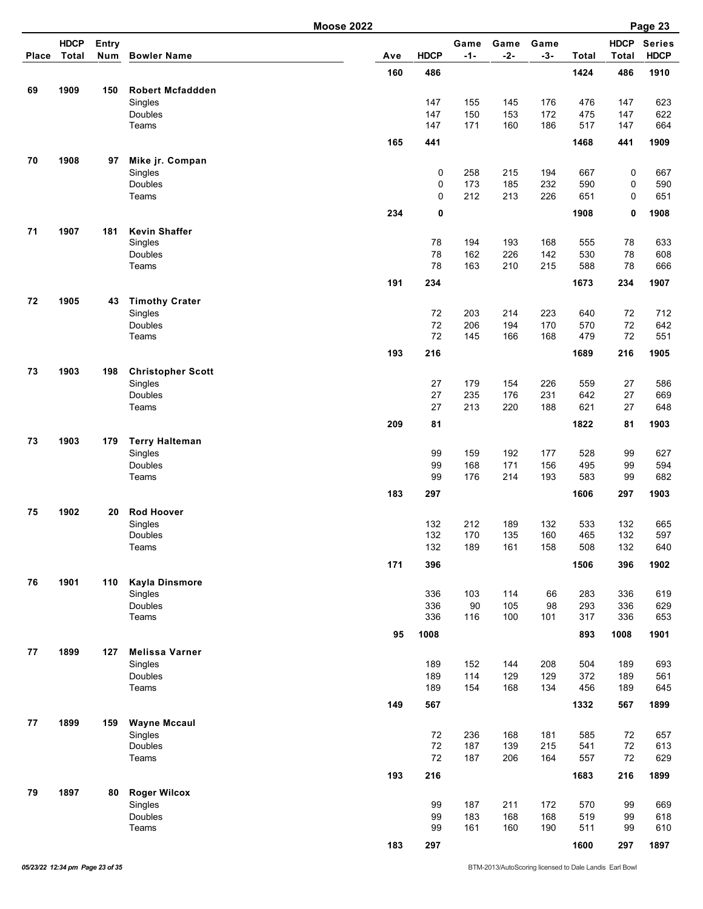## Moose 2022

| Place | HDCP Total | Entry Num | Bowler Name | Ave | HDCP | Game -1- | Game -2- | Game -3- | Total | HDCP Total | Series HDCP |
|---|---|---|---|---|---|---|---|---|---|---|---|
| | | | | 160 | 486 | | | | 1424 | 486 | 1910 |
| 69 | 1909 | 150 | **Robert Mcfaddden** | | | | | | | | |
| | | | Singles | | 147 | 155 | 145 | 176 | 476 | 147 | 623 |
| | | | Doubles | | 147 | 150 | 153 | 172 | 475 | 147 | 622 |
| | | | Teams | | 147 | 171 | 160 | 186 | 517 | 147 | 664 |
| | | | | 165 | 441 | | | | 1468 | 441 | 1909 |
| 70 | 1908 | 97 | **Mike jr. Compan** | | | | | | | | |
| | | | Singles | | 0 | 258 | 215 | 194 | 667 | 0 | 667 |
| | | | Doubles | | 0 | 173 | 185 | 232 | 590 | 0 | 590 |
| | | | Teams | | 0 | 212 | 213 | 226 | 651 | 0 | 651 |
| | | | | 234 | 0 | | | | 1908 | 0 | 1908 |
| 71 | 1907 | 181 | **Kevin Shaffer** | | | | | | | | |
| | | | Singles | | 78 | 194 | 193 | 168 | 555 | 78 | 633 |
| | | | Doubles | | 78 | 162 | 226 | 142 | 530 | 78 | 608 |
| | | | Teams | | 78 | 163 | 210 | 215 | 588 | 78 | 666 |
| | | | | 191 | 234 | | | | 1673 | 234 | 1907 |
| 72 | 1905 | 43 | **Timothy Crater** | | | | | | | | |
| | | | Singles | | 72 | 203 | 214 | 223 | 640 | 72 | 712 |
| | | | Doubles | | 72 | 206 | 194 | 170 | 570 | 72 | 642 |
| | | | Teams | | 72 | 145 | 166 | 168 | 479 | 72 | 551 |
| | | | | 193 | 216 | | | | 1689 | 216 | 1905 |
| 73 | 1903 | 198 | **Christopher Scott** | | | | | | | | |
| | | | Singles | | 27 | 179 | 154 | 226 | 559 | 27 | 586 |
| | | | Doubles | | 27 | 235 | 176 | 231 | 642 | 27 | 669 |
| | | | Teams | | 27 | 213 | 220 | 188 | 621 | 27 | 648 |
| | | | | 209 | 81 | | | | 1822 | 81 | 1903 |
| 73 | 1903 | 179 | **Terry Halteman** | | | | | | | | |
| | | | Singles | | 99 | 159 | 192 | 177 | 528 | 99 | 627 |
| | | | Doubles | | 99 | 168 | 171 | 156 | 495 | 99 | 594 |
| | | | Teams | | 99 | 176 | 214 | 193 | 583 | 99 | 682 |
| | | | | 183 | 297 | | | | 1606 | 297 | 1903 |
| 75 | 1902 | 20 | **Rod Hoover** | | | | | | | | |
| | | | Singles | | 132 | 212 | 189 | 132 | 533 | 132 | 665 |
| | | | Doubles | | 132 | 170 | 135 | 160 | 465 | 132 | 597 |
| | | | Teams | | 132 | 189 | 161 | 158 | 508 | 132 | 640 |
| | | | | 171 | 396 | | | | 1506 | 396 | 1902 |
| 76 | 1901 | 110 | **Kayla Dinsmore** | | | | | | | | |
| | | | Singles | | 336 | 103 | 114 | 66 | 283 | 336 | 619 |
| | | | Doubles | | 336 | 90 | 105 | 98 | 293 | 336 | 629 |
| | | | Teams | | 336 | 116 | 100 | 101 | 317 | 336 | 653 |
| | | | | 95 | 1008 | | | | 893 | 1008 | 1901 |
| 77 | 1899 | 127 | **Melissa Varner** | | | | | | | | |
| | | | Singles | | 189 | 152 | 144 | 208 | 504 | 189 | 693 |
| | | | Doubles | | 189 | 114 | 129 | 129 | 372 | 189 | 561 |
| | | | Teams | | 189 | 154 | 168 | 134 | 456 | 189 | 645 |
| | | | | 149 | 567 | | | | 1332 | 567 | 1899 |
| 77 | 1899 | 159 | **Wayne Mccaul** | | | | | | | | |
| | | | Singles | | 72 | 236 | 168 | 181 | 585 | 72 | 657 |
| | | | Doubles | | 72 | 187 | 139 | 215 | 541 | 72 | 613 |
| | | | Teams | | 72 | 187 | 206 | 164 | 557 | 72 | 629 |
| | | | | 193 | 216 | | | | 1683 | 216 | 1899 |
| 79 | 1897 | 80 | **Roger Wilcox** | | | | | | | | |
| | | | Singles | | 99 | 187 | 211 | 172 | 570 | 99 | 669 |
| | | | Doubles | | 99 | 183 | 168 | 168 | 519 | 99 | 618 |
| | | | Teams | | 99 | 161 | 160 | 190 | 511 | 99 | 610 |
| | | | | 183 | 297 | | | | 1600 | 297 | 1897 |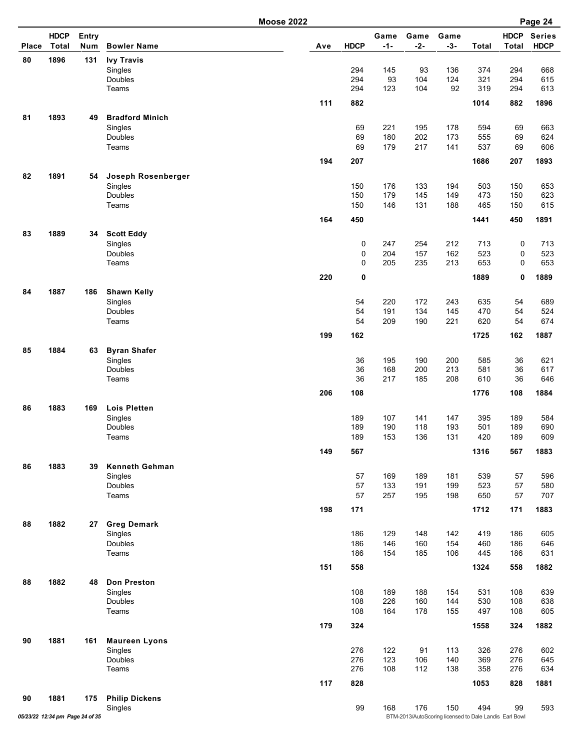| Place | HDCP Total | Entry Num | Bowler Name | Ave | HDCP | Game -1- | Game -2- | Game -3- | Total | HDCP Total | Series HDCP |
|---|---|---|---|---|---|---|---|---|---|---|---|
| 80 | 1896 | 131 | **Ivy Travis** | | | | | | | | |
| | | | Singles | | 294 | 145 | 93 | 136 | 374 | 294 | 668 |
| | | | Doubles | | 294 | 93 | 104 | 124 | 321 | 294 | 615 |
| | | | Teams | | 294 | 123 | 104 | 92 | 319 | 294 | 613 |
| | | | | 111 | 882 | | | | 1014 | 882 | 1896 |
| 81 | 1893 | 49 | **Bradford Minich** | | | | | | | | |
| | | | Singles | | 69 | 221 | 195 | 178 | 594 | 69 | 663 |
| | | | Doubles | | 69 | 180 | 202 | 173 | 555 | 69 | 624 |
| | | | Teams | | 69 | 179 | 217 | 141 | 537 | 69 | 606 |
| | | | | 194 | 207 | | | | 1686 | 207 | 1893 |
| 82 | 1891 | 54 | **Joseph Rosenberger** | | | | | | | | |
| | | | Singles | | 150 | 176 | 133 | 194 | 503 | 150 | 653 |
| | | | Doubles | | 150 | 179 | 145 | 149 | 473 | 150 | 623 |
| | | | Teams | | 150 | 146 | 131 | 188 | 465 | 150 | 615 |
| | | | | 164 | 450 | | | | 1441 | 450 | 1891 |
| 83 | 1889 | 34 | **Scott Eddy** | | | | | | | | |
| | | | Singles | | 0 | 247 | 254 | 212 | 713 | 0 | 713 |
| | | | Doubles | | 0 | 204 | 157 | 162 | 523 | 0 | 523 |
| | | | Teams | | 0 | 205 | 235 | 213 | 653 | 0 | 653 |
| | | | | 220 | 0 | | | | 1889 | 0 | 1889 |
| 84 | 1887 | 186 | **Shawn Kelly** | | | | | | | | |
| | | | Singles | | 54 | 220 | 172 | 243 | 635 | 54 | 689 |
| | | | Doubles | | 54 | 191 | 134 | 145 | 470 | 54 | 524 |
| | | | Teams | | 54 | 209 | 190 | 221 | 620 | 54 | 674 |
| | | | | 199 | 162 | | | | 1725 | 162 | 1887 |
| 85 | 1884 | 63 | **Byran Shafer** | | | | | | | | |
| | | | Singles | | 36 | 195 | 190 | 200 | 585 | 36 | 621 |
| | | | Doubles | | 36 | 168 | 200 | 213 | 581 | 36 | 617 |
| | | | Teams | | 36 | 217 | 185 | 208 | 610 | 36 | 646 |
| | | | | 206 | 108 | | | | 1776 | 108 | 1884 |
| 86 | 1883 | 169 | **Lois Pletten** | | | | | | | | |
| | | | Singles | | 189 | 107 | 141 | 147 | 395 | 189 | 584 |
| | | | Doubles | | 189 | 190 | 118 | 193 | 501 | 189 | 690 |
| | | | Teams | | 189 | 153 | 136 | 131 | 420 | 189 | 609 |
| | | | | 149 | 567 | | | | 1316 | 567 | 1883 |
| 86 | 1883 | 39 | **Kenneth Gehman** | | | | | | | | |
| | | | Singles | | 57 | 169 | 189 | 181 | 539 | 57 | 596 |
| | | | Doubles | | 57 | 133 | 191 | 199 | 523 | 57 | 580 |
| | | | Teams | | 57 | 257 | 195 | 198 | 650 | 57 | 707 |
| | | | | 198 | 171 | | | | 1712 | 171 | 1883 |
| 88 | 1882 | 27 | **Greg Demark** | | | | | | | | |
| | | | Singles | | 186 | 129 | 148 | 142 | 419 | 186 | 605 |
| | | | Doubles | | 186 | 146 | 160 | 154 | 460 | 186 | 646 |
| | | | Teams | | 186 | 154 | 185 | 106 | 445 | 186 | 631 |
| | | | | 151 | 558 | | | | 1324 | 558 | 1882 |
| 88 | 1882 | 48 | **Don Preston** | | | | | | | | |
| | | | Singles | | 108 | 189 | 188 | 154 | 531 | 108 | 639 |
| | | | Doubles | | 108 | 226 | 160 | 144 | 530 | 108 | 638 |
| | | | Teams | | 108 | 164 | 178 | 155 | 497 | 108 | 605 |
| | | | | 179 | 324 | | | | 1558 | 324 | 1882 |
| 90 | 1881 | 161 | **Maureen Lyons** | | | | | | | | |
| | | | Singles | | 276 | 122 | 91 | 113 | 326 | 276 | 602 |
| | | | Doubles | | 276 | 123 | 106 | 140 | 369 | 276 | 645 |
| | | | Teams | | 276 | 108 | 112 | 138 | 358 | 276 | 634 |
| | | | | 117 | 828 | | | | 1053 | 828 | 1881 |
| 90 | 1881 | 175 | **Philip Dickens** | | | | | | | | |
| | | | Singles | | 99 | 168 | 176 | 150 | 494 | 99 | 593 |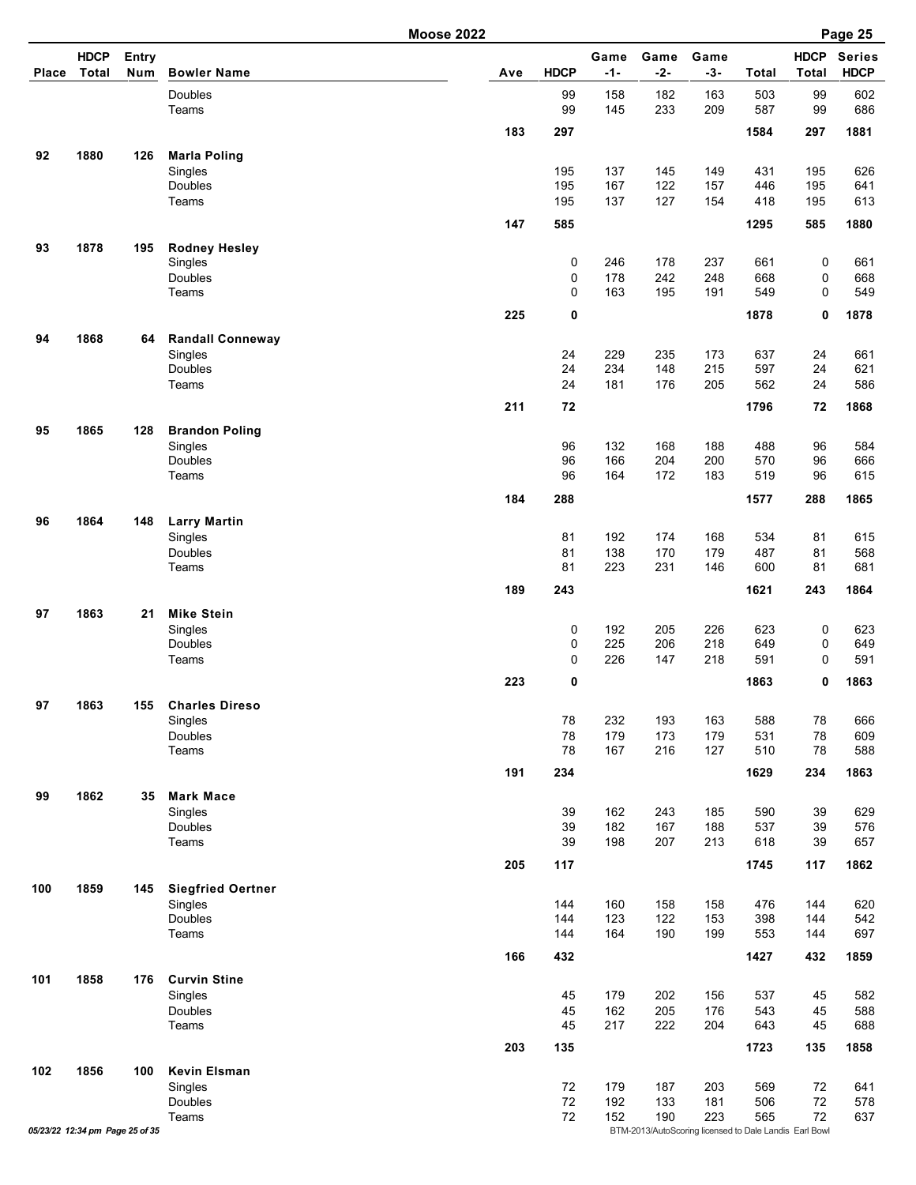# Moose 2022

| Place | HDCP Total | Entry Num | Bowler Name | Ave | HDCP | Game -1- | Game -2- | Game -3- | Total | HDCP Total | Series HDCP |
|---|---|---|---|---|---|---|---|---|---|---|---|
| | | | Doubles | | 99 | 158 | 182 | 163 | 503 | 99 | 602 |
| | | | Teams | | 99 | 145 | 233 | 209 | 587 | 99 | 686 |
| | | | | **183** | **297** | | | | **1584** | **297** | **1881** |
| **92** | **1880** | **126** | **Marla Poling** | | | | | | | | |
| | | | Singles | | 195 | 137 | 145 | 149 | 431 | 195 | 626 |
| | | | Doubles | | 195 | 167 | 122 | 157 | 446 | 195 | 641 |
| | | | Teams | | 195 | 137 | 127 | 154 | 418 | 195 | 613 |
| | | | | **147** | **585** | | | | **1295** | **585** | **1880** |
| **93** | **1878** | **195** | **Rodney Hesley** | | | | | | | | |
| | | | Singles | | 0 | 246 | 178 | 237 | 661 | 0 | 661 |
| | | | Doubles | | 0 | 178 | 242 | 248 | 668 | 0 | 668 |
| | | | Teams | | 0 | 163 | 195 | 191 | 549 | 0 | 549 |
| | | | | **225** | **0** | | | | **1878** | **0** | **1878** |
| **94** | **1868** | **64** | **Randall Conneway** | | | | | | | | |
| | | | Singles | | 24 | 229 | 235 | 173 | 637 | 24 | 661 |
| | | | Doubles | | 24 | 234 | 148 | 215 | 597 | 24 | 621 |
| | | | Teams | | 24 | 181 | 176 | 205 | 562 | 24 | 586 |
| | | | | **211** | **72** | | | | **1796** | **72** | **1868** |
| **95** | **1865** | **128** | **Brandon Poling** | | | | | | | | |
| | | | Singles | | 96 | 132 | 168 | 188 | 488 | 96 | 584 |
| | | | Doubles | | 96 | 166 | 204 | 200 | 570 | 96 | 666 |
| | | | Teams | | 96 | 164 | 172 | 183 | 519 | 96 | 615 |
| | | | | **184** | **288** | | | | **1577** | **288** | **1865** |
| **96** | **1864** | **148** | **Larry Martin** | | | | | | | | |
| | | | Singles | | 81 | 192 | 174 | 168 | 534 | 81 | 615 |
| | | | Doubles | | 81 | 138 | 170 | 179 | 487 | 81 | 568 |
| | | | Teams | | 81 | 223 | 231 | 146 | 600 | 81 | 681 |
| | | | | **189** | **243** | | | | **1621** | **243** | **1864** |
| **97** | **1863** | **21** | **Mike Stein** | | | | | | | | |
| | | | Singles | | 0 | 192 | 205 | 226 | 623 | 0 | 623 |
| | | | Doubles | | 0 | 225 | 206 | 218 | 649 | 0 | 649 |
| | | | Teams | | 0 | 226 | 147 | 218 | 591 | 0 | 591 |
| | | | | **223** | **0** | | | | **1863** | **0** | **1863** |
| **97** | **1863** | **155** | **Charles Direso** | | | | | | | | |
| | | | Singles | | 78 | 232 | 193 | 163 | 588 | 78 | 666 |
| | | | Doubles | | 78 | 179 | 173 | 179 | 531 | 78 | 609 |
| | | | Teams | | 78 | 167 | 216 | 127 | 510 | 78 | 588 |
| | | | | **191** | **234** | | | | **1629** | **234** | **1863** |
| **99** | **1862** | **35** | **Mark Mace** | | | | | | | | |
| | | | Singles | | 39 | 162 | 243 | 185 | 590 | 39 | 629 |
| | | | Doubles | | 39 | 182 | 167 | 188 | 537 | 39 | 576 |
| | | | Teams | | 39 | 198 | 207 | 213 | 618 | 39 | 657 |
| | | | | **205** | **117** | | | | **1745** | **117** | **1862** |
| **100** | **1859** | **145** | **Siegfried Oertner** | | | | | | | | |
| | | | Singles | | 144 | 160 | 158 | 158 | 476 | 144 | 620 |
| | | | Doubles | | 144 | 123 | 122 | 153 | 398 | 144 | 542 |
| | | | Teams | | 144 | 164 | 190 | 199 | 553 | 144 | 697 |
| | | | | **166** | **432** | | | | **1427** | **432** | **1859** |
| **101** | **1858** | **176** | **Curvin Stine** | | | | | | | | |
| | | | Singles | | 45 | 179 | 202 | 156 | 537 | 45 | 582 |
| | | | Doubles | | 45 | 162 | 205 | 176 | 543 | 45 | 588 |
| | | | Teams | | 45 | 217 | 222 | 204 | 643 | 45 | 688 |
| | | | | **203** | **135** | | | | **1723** | **135** | **1858** |
| **102** | **1856** | **100** | **Kevin Elsman** | | | | | | | | |
| | | | Singles | | 72 | 179 | 187 | 203 | 569 | 72 | 641 |
| | | | Doubles | | 72 | 192 | 133 | 181 | 506 | 72 | 578 |
| | | | Teams | | 72 | 152 | 190 | 223 | 565 | 72 | 637 |

BTM-2013/AutoScoring licensed to Dale Landis Earl Bowl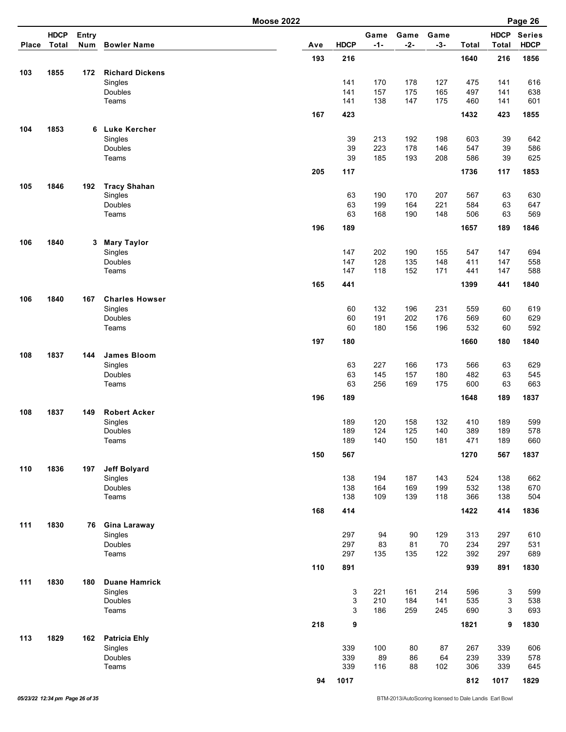## Moose 2022

| Place | HDCP Total | Entry Num | Bowler Name | Ave | HDCP | Game -1- | Game -2- | Game -3- | Total | HDCP Total | Series HDCP |
|---|---|---|---|---|---|---|---|---|---|---|---|
| | | | | 193 | 216 | | | | 1640 | 216 | 1856 |
| 103 | 1855 | 172 | **Richard Dickens** | | | | | | | | |
| | | | Singles | | 141 | 170 | 178 | 127 | 475 | 141 | 616 |
| | | | Doubles | | 141 | 157 | 175 | 165 | 497 | 141 | 638 |
| | | | Teams | | 141 | 138 | 147 | 175 | 460 | 141 | 601 |
| | | | | 167 | 423 | | | | 1432 | 423 | 1855 |
| 104 | 1853 | 6 | **Luke Kercher** | | | | | | | | |
| | | | Singles | | 39 | 213 | 192 | 198 | 603 | 39 | 642 |
| | | | Doubles | | 39 | 223 | 178 | 146 | 547 | 39 | 586 |
| | | | Teams | | 39 | 185 | 193 | 208 | 586 | 39 | 625 |
| | | | | 205 | 117 | | | | 1736 | 117 | 1853 |
| 105 | 1846 | 192 | **Tracy Shahan** | | | | | | | | |
| | | | Singles | | 63 | 190 | 170 | 207 | 567 | 63 | 630 |
| | | | Doubles | | 63 | 199 | 164 | 221 | 584 | 63 | 647 |
| | | | Teams | | 63 | 168 | 190 | 148 | 506 | 63 | 569 |
| | | | | 196 | 189 | | | | 1657 | 189 | 1846 |
| 106 | 1840 | 3 | **Mary Taylor** | | | | | | | | |
| | | | Singles | | 147 | 202 | 190 | 155 | 547 | 147 | 694 |
| | | | Doubles | | 147 | 128 | 135 | 148 | 411 | 147 | 558 |
| | | | Teams | | 147 | 118 | 152 | 171 | 441 | 147 | 588 |
| | | | | 165 | 441 | | | | 1399 | 441 | 1840 |
| 106 | 1840 | 167 | **Charles Howser** | | | | | | | | |
| | | | Singles | | 60 | 132 | 196 | 231 | 559 | 60 | 619 |
| | | | Doubles | | 60 | 191 | 202 | 176 | 569 | 60 | 629 |
| | | | Teams | | 60 | 180 | 156 | 196 | 532 | 60 | 592 |
| | | | | 197 | 180 | | | | 1660 | 180 | 1840 |
| 108 | 1837 | 144 | **James Bloom** | | | | | | | | |
| | | | Singles | | 63 | 227 | 166 | 173 | 566 | 63 | 629 |
| | | | Doubles | | 63 | 145 | 157 | 180 | 482 | 63 | 545 |
| | | | Teams | | 63 | 256 | 169 | 175 | 600 | 63 | 663 |
| | | | | 196 | 189 | | | | 1648 | 189 | 1837 |
| 108 | 1837 | 149 | **Robert Acker** | | | | | | | | |
| | | | Singles | | 189 | 120 | 158 | 132 | 410 | 189 | 599 |
| | | | Doubles | | 189 | 124 | 125 | 140 | 389 | 189 | 578 |
| | | | Teams | | 189 | 140 | 150 | 181 | 471 | 189 | 660 |
| | | | | 150 | 567 | | | | 1270 | 567 | 1837 |
| 110 | 1836 | 197 | **Jeff Bolyard** | | | | | | | | |
| | | | Singles | | 138 | 194 | 187 | 143 | 524 | 138 | 662 |
| | | | Doubles | | 138 | 164 | 169 | 199 | 532 | 138 | 670 |
| | | | Teams | | 138 | 109 | 139 | 118 | 366 | 138 | 504 |
| | | | | 168 | 414 | | | | 1422 | 414 | 1836 |
| 111 | 1830 | 76 | **Gina Laraway** | | | | | | | | |
| | | | Singles | | 297 | 94 | 90 | 129 | 313 | 297 | 610 |
| | | | Doubles | | 297 | 83 | 81 | 70 | 234 | 297 | 531 |
| | | | Teams | | 297 | 135 | 135 | 122 | 392 | 297 | 689 |
| | | | | 110 | 891 | | | | 939 | 891 | 1830 |
| 111 | 1830 | 180 | **Duane Hamrick** | | | | | | | | |
| | | | Singles | | 3 | 221 | 161 | 214 | 596 | 3 | 599 |
| | | | Doubles | | 3 | 210 | 184 | 141 | 535 | 3 | 538 |
| | | | Teams | | 3 | 186 | 259 | 245 | 690 | 3 | 693 |
| | | | | 218 | 9 | | | | 1821 | 9 | 1830 |
| 113 | 1829 | 162 | **Patricia Ehly** | | | | | | | | |
| | | | Singles | | 339 | 100 | 80 | 87 | 267 | 339 | 606 |
| | | | Doubles | | 339 | 89 | 86 | 64 | 239 | 339 | 578 |
| | | | Teams | | 339 | 116 | 88 | 102 | 306 | 339 | 645 |
| | | | | 94 | 1017 | | | | 812 | 1017 | 1829 |

*05/23/22 12:34 pm Page 26 of 35* BTM-2013/AutoScoring licensed to Dale Landis Earl Bowl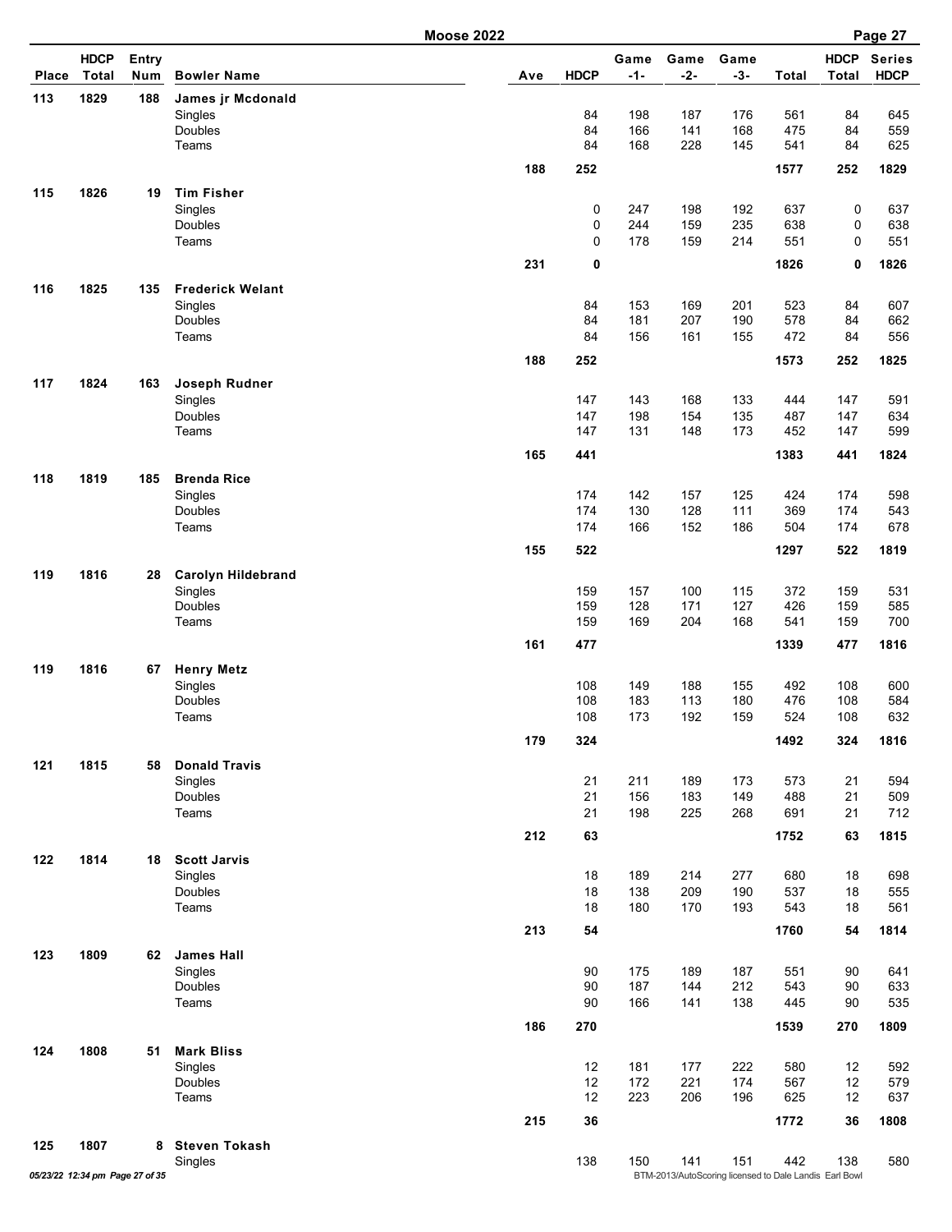| Place | HDCP Total | Entry Num | Bowler Name | Ave | HDCP | Game -1- | Game -2- | Game -3- | Total | HDCP Total | Series HDCP |
|---|---|---|---|---|---|---|---|---|---|---|---|
| 113 | 1829 | 188 | **James jr Mcdonald** | | | | | | | | |
| | | | Singles | | 84 | 198 | 187 | 176 | 561 | 84 | 645 |
| | | | Doubles | | 84 | 166 | 141 | 168 | 475 | 84 | 559 |
| | | | Teams | | 84 | 168 | 228 | 145 | 541 | 84 | 625 |
| | | | | 188 | 252 | | | | 1577 | 252 | 1829 |
| 115 | 1826 | 19 | **Tim Fisher** | | | | | | | | |
| | | | Singles | | 0 | 247 | 198 | 192 | 637 | 0 | 637 |
| | | | Doubles | | 0 | 244 | 159 | 235 | 638 | 0 | 638 |
| | | | Teams | | 0 | 178 | 159 | 214 | 551 | 0 | 551 |
| | | | | 231 | 0 | | | | 1826 | 0 | 1826 |
| 116 | 1825 | 135 | **Frederick Welant** | | | | | | | | |
| | | | Singles | | 84 | 153 | 169 | 201 | 523 | 84 | 607 |
| | | | Doubles | | 84 | 181 | 207 | 190 | 578 | 84 | 662 |
| | | | Teams | | 84 | 156 | 161 | 155 | 472 | 84 | 556 |
| | | | | 188 | 252 | | | | 1573 | 252 | 1825 |
| 117 | 1824 | 163 | **Joseph Rudner** | | | | | | | | |
| | | | Singles | | 147 | 143 | 168 | 133 | 444 | 147 | 591 |
| | | | Doubles | | 147 | 198 | 154 | 135 | 487 | 147 | 634 |
| | | | Teams | | 147 | 131 | 148 | 173 | 452 | 147 | 599 |
| | | | | 165 | 441 | | | | 1383 | 441 | 1824 |
| 118 | 1819 | 185 | **Brenda Rice** | | | | | | | | |
| | | | Singles | | 174 | 142 | 157 | 125 | 424 | 174 | 598 |
| | | | Doubles | | 174 | 130 | 128 | 111 | 369 | 174 | 543 |
| | | | Teams | | 174 | 166 | 152 | 186 | 504 | 174 | 678 |
| | | | | 155 | 522 | | | | 1297 | 522 | 1819 |
| 119 | 1816 | 28 | **Carolyn Hildebrand** | | | | | | | | |
| | | | Singles | | 159 | 157 | 100 | 115 | 372 | 159 | 531 |
| | | | Doubles | | 159 | 128 | 171 | 127 | 426 | 159 | 585 |
| | | | Teams | | 159 | 169 | 204 | 168 | 541 | 159 | 700 |
| | | | | 161 | 477 | | | | 1339 | 477 | 1816 |
| 119 | 1816 | 67 | **Henry Metz** | | | | | | | | |
| | | | Singles | | 108 | 149 | 188 | 155 | 492 | 108 | 600 |
| | | | Doubles | | 108 | 183 | 113 | 180 | 476 | 108 | 584 |
| | | | Teams | | 108 | 173 | 192 | 159 | 524 | 108 | 632 |
| | | | | 179 | 324 | | | | 1492 | 324 | 1816 |
| 121 | 1815 | 58 | **Donald Travis** | | | | | | | | |
| | | | Singles | | 21 | 211 | 189 | 173 | 573 | 21 | 594 |
| | | | Doubles | | 21 | 156 | 183 | 149 | 488 | 21 | 509 |
| | | | Teams | | 21 | 198 | 225 | 268 | 691 | 21 | 712 |
| | | | | 212 | 63 | | | | 1752 | 63 | 1815 |
| 122 | 1814 | 18 | **Scott Jarvis** | | | | | | | | |
| | | | Singles | | 18 | 189 | 214 | 277 | 680 | 18 | 698 |
| | | | Doubles | | 18 | 138 | 209 | 190 | 537 | 18 | 555 |
| | | | Teams | | 18 | 180 | 170 | 193 | 543 | 18 | 561 |
| | | | | 213 | 54 | | | | 1760 | 54 | 1814 |
| 123 | 1809 | 62 | **James Hall** | | | | | | | | |
| | | | Singles | | 90 | 175 | 189 | 187 | 551 | 90 | 641 |
| | | | Doubles | | 90 | 187 | 144 | 212 | 543 | 90 | 633 |
| | | | Teams | | 90 | 166 | 141 | 138 | 445 | 90 | 535 |
| | | | | 186 | 270 | | | | 1539 | 270 | 1809 |
| 124 | 1808 | 51 | **Mark Bliss** | | | | | | | | |
| | | | Singles | | 12 | 181 | 177 | 222 | 580 | 12 | 592 |
| | | | Doubles | | 12 | 172 | 221 | 174 | 567 | 12 | 579 |
| | | | Teams | | 12 | 223 | 206 | 196 | 625 | 12 | 637 |
| | | | | 215 | 36 | | | | 1772 | 36 | 1808 |
| 125 | 1807 | 8 | **Steven Tokash** | | | | | | | | |
| | | | Singles | | 138 | 150 | 141 | 151 | 442 | 138 | 580 |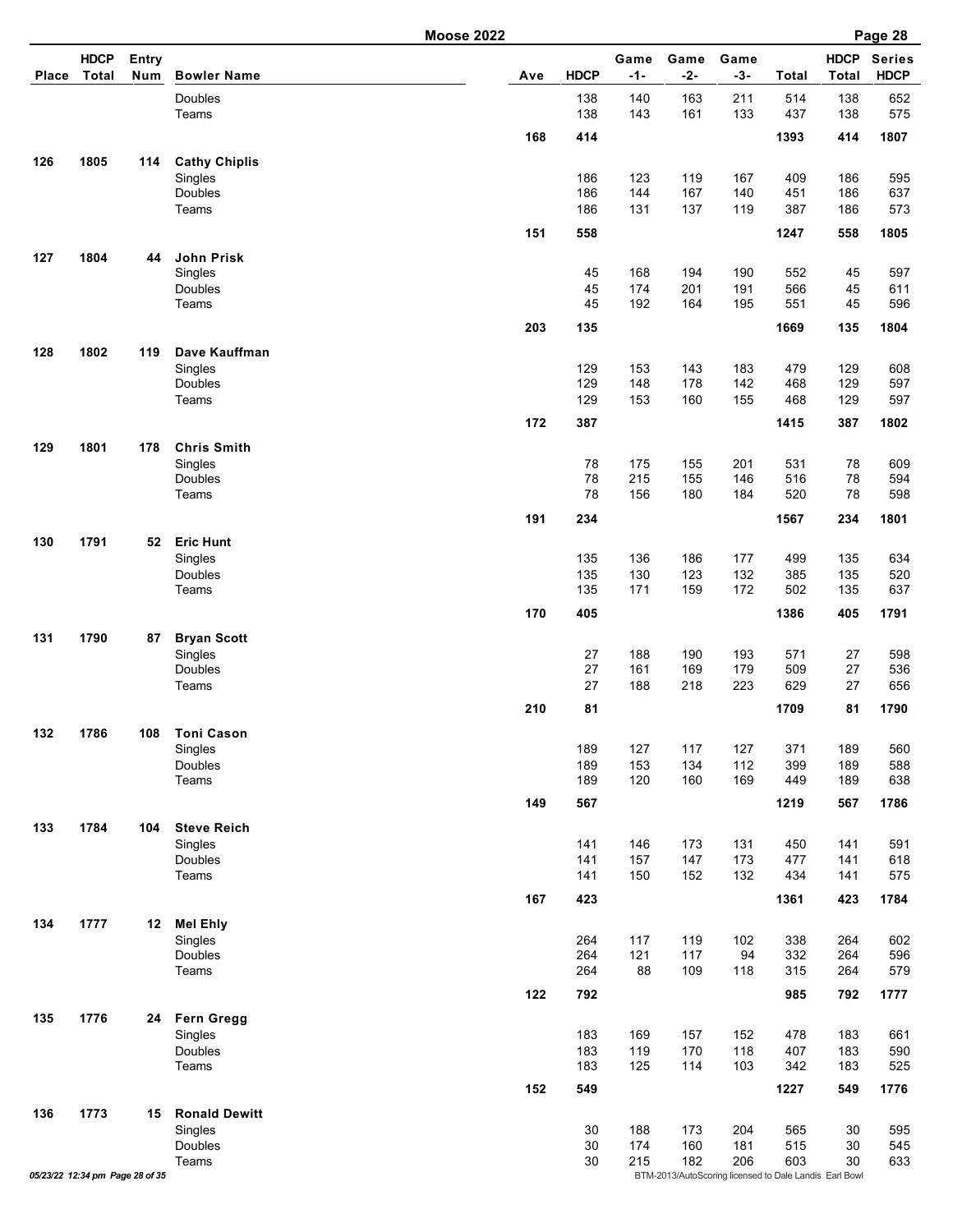| Place | HDCP Total | Entry Num | Bowler Name | Ave | HDCP | Game -1- | Game -2- | Game -3- | Total | HDCP Total | Series HDCP |
|---|---|---|---|---|---|---|---|---|---|---|---|
| | | | Doubles | | 138 | 140 | 163 | 211 | 514 | 138 | 652 |
| | | | Teams | | 138 | 143 | 161 | 133 | 437 | 138 | 575 |
| | | | | **168** | **414** | | | | **1393** | **414** | **1807** |
| **126** | **1805** | **114** | **Cathy Chiplis** | | | | | | | | |
| | | | Singles | | 186 | 123 | 119 | 167 | 409 | 186 | 595 |
| | | | Doubles | | 186 | 144 | 167 | 140 | 451 | 186 | 637 |
| | | | Teams | | 186 | 131 | 137 | 119 | 387 | 186 | 573 |
| | | | | **151** | **558** | | | | **1247** | **558** | **1805** |
| **127** | **1804** | **44** | **John Prisk** | | | | | | | | |
| | | | Singles | | 45 | 168 | 194 | 190 | 552 | 45 | 597 |
| | | | Doubles | | 45 | 174 | 201 | 191 | 566 | 45 | 611 |
| | | | Teams | | 45 | 192 | 164 | 195 | 551 | 45 | 596 |
| | | | | **203** | **135** | | | | **1669** | **135** | **1804** |
| **128** | **1802** | **119** | **Dave Kauffman** | | | | | | | | |
| | | | Singles | | 129 | 153 | 143 | 183 | 479 | 129 | 608 |
| | | | Doubles | | 129 | 148 | 178 | 142 | 468 | 129 | 597 |
| | | | Teams | | 129 | 153 | 160 | 155 | 468 | 129 | 597 |
| | | | | **172** | **387** | | | | **1415** | **387** | **1802** |
| **129** | **1801** | **178** | **Chris Smith** | | | | | | | | |
| | | | Singles | | 78 | 175 | 155 | 201 | 531 | 78 | 609 |
| | | | Doubles | | 78 | 215 | 155 | 146 | 516 | 78 | 594 |
| | | | Teams | | 78 | 156 | 180 | 184 | 520 | 78 | 598 |
| | | | | **191** | **234** | | | | **1567** | **234** | **1801** |
| **130** | **1791** | **52** | **Eric Hunt** | | | | | | | | |
| | | | Singles | | 135 | 136 | 186 | 177 | 499 | 135 | 634 |
| | | | Doubles | | 135 | 130 | 123 | 132 | 385 | 135 | 520 |
| | | | Teams | | 135 | 171 | 159 | 172 | 502 | 135 | 637 |
| | | | | **170** | **405** | | | | **1386** | **405** | **1791** |
| **131** | **1790** | **87** | **Bryan Scott** | | | | | | | | |
| | | | Singles | | 27 | 188 | 190 | 193 | 571 | 27 | 598 |
| | | | Doubles | | 27 | 161 | 169 | 179 | 509 | 27 | 536 |
| | | | Teams | | 27 | 188 | 218 | 223 | 629 | 27 | 656 |
| | | | | **210** | **81** | | | | **1709** | **81** | **1790** |
| **132** | **1786** | **108** | **Toni Cason** | | | | | | | | |
| | | | Singles | | 189 | 127 | 117 | 127 | 371 | 189 | 560 |
| | | | Doubles | | 189 | 153 | 134 | 112 | 399 | 189 | 588 |
| | | | Teams | | 189 | 120 | 160 | 169 | 449 | 189 | 638 |
| | | | | **149** | **567** | | | | **1219** | **567** | **1786** |
| **133** | **1784** | **104** | **Steve Reich** | | | | | | | | |
| | | | Singles | | 141 | 146 | 173 | 131 | 450 | 141 | 591 |
| | | | Doubles | | 141 | 157 | 147 | 173 | 477 | 141 | 618 |
| | | | Teams | | 141 | 150 | 152 | 132 | 434 | 141 | 575 |
| | | | | **167** | **423** | | | | **1361** | **423** | **1784** |
| **134** | **1777** | **12** | **Mel Ehly** | | | | | | | | |
| | | | Singles | | 264 | 117 | 119 | 102 | 338 | 264 | 602 |
| | | | Doubles | | 264 | 121 | 117 | 94 | 332 | 264 | 596 |
| | | | Teams | | 264 | 88 | 109 | 118 | 315 | 264 | 579 |
| | | | | **122** | **792** | | | | **985** | **792** | **1777** |
| **135** | **1776** | **24** | **Fern Gregg** | | | | | | | | |
| | | | Singles | | 183 | 169 | 157 | 152 | 478 | 183 | 661 |
| | | | Doubles | | 183 | 119 | 170 | 118 | 407 | 183 | 590 |
| | | | Teams | | 183 | 125 | 114 | 103 | 342 | 183 | 525 |
| | | | | **152** | **549** | | | | **1227** | **549** | **1776** |
| **136** | **1773** | **15** | **Ronald Dewitt** | | | | | | | | |
| | | | Singles | | 30 | 188 | 173 | 204 | 565 | 30 | 595 |
| | | | Doubles | | 30 | 174 | 160 | 181 | 515 | 30 | 545 |
| | | | Teams | | 30 | 215 | 182 | 206 | 603 | 30 | 633 |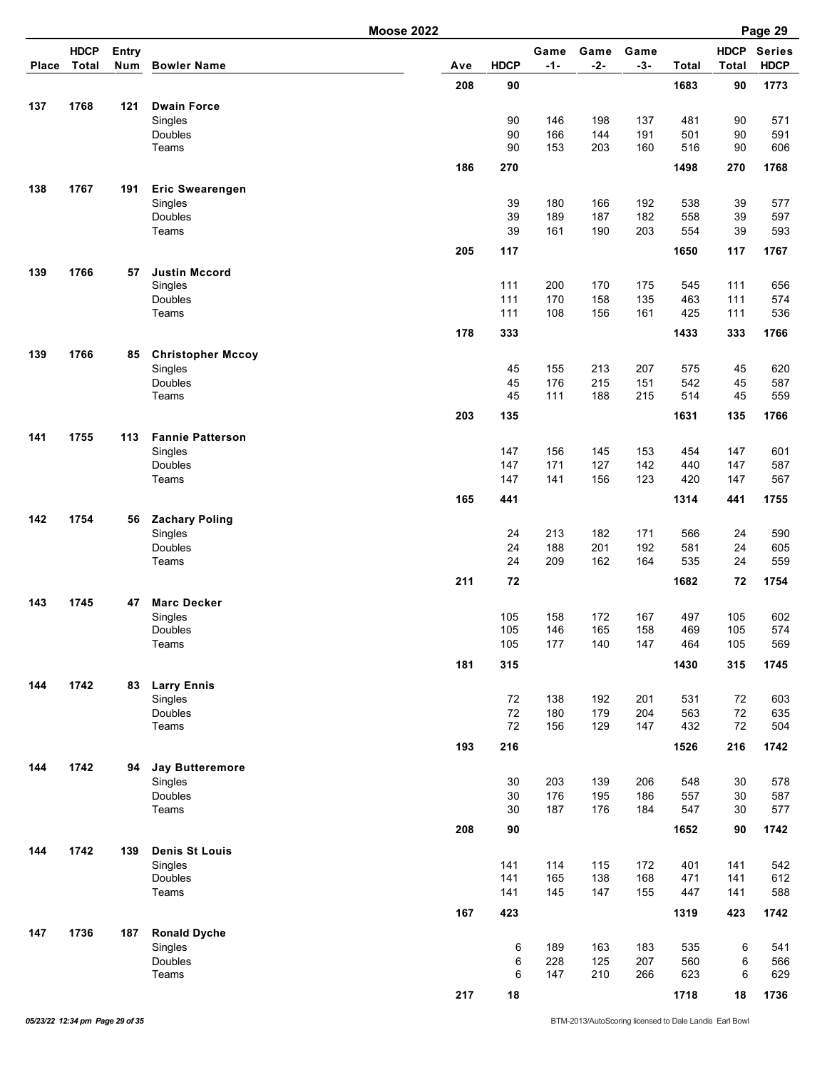# Moose 2022

| Place | HDCP Total | Entry Num | Bowler Name | Ave | HDCP | Game -1- | Game -2- | Game -3- | Total | HDCP Total | Series HDCP |
|---|---|---|---|---|---|---|---|---|---|---|---|
| | | | | 208 | 90 | | | | 1683 | 90 | 1773 |
| 137 | 1768 | 121 | **Dwain Force** | | | | | | | | |
| | | | Singles | | 90 | 146 | 198 | 137 | 481 | 90 | 571 |
| | | | Doubles | | 90 | 166 | 144 | 191 | 501 | 90 | 591 |
| | | | Teams | | 90 | 153 | 203 | 160 | 516 | 90 | 606 |
| | | | | 186 | 270 | | | | 1498 | 270 | 1768 |
| 138 | 1767 | 191 | **Eric Swearengen** | | | | | | | | |
| | | | Singles | | 39 | 180 | 166 | 192 | 538 | 39 | 577 |
| | | | Doubles | | 39 | 189 | 187 | 182 | 558 | 39 | 597 |
| | | | Teams | | 39 | 161 | 190 | 203 | 554 | 39 | 593 |
| | | | | 205 | 117 | | | | 1650 | 117 | 1767 |
| 139 | 1766 | 57 | **Justin Mccord** | | | | | | | | |
| | | | Singles | | 111 | 200 | 170 | 175 | 545 | 111 | 656 |
| | | | Doubles | | 111 | 170 | 158 | 135 | 463 | 111 | 574 |
| | | | Teams | | 111 | 108 | 156 | 161 | 425 | 111 | 536 |
| | | | | 178 | 333 | | | | 1433 | 333 | 1766 |
| 139 | 1766 | 85 | **Christopher Mccoy** | | | | | | | | |
| | | | Singles | | 45 | 155 | 213 | 207 | 575 | 45 | 620 |
| | | | Doubles | | 45 | 176 | 215 | 151 | 542 | 45 | 587 |
| | | | Teams | | 45 | 111 | 188 | 215 | 514 | 45 | 559 |
| | | | | 203 | 135 | | | | 1631 | 135 | 1766 |
| 141 | 1755 | 113 | **Fannie Patterson** | | | | | | | | |
| | | | Singles | | 147 | 156 | 145 | 153 | 454 | 147 | 601 |
| | | | Doubles | | 147 | 171 | 127 | 142 | 440 | 147 | 587 |
| | | | Teams | | 147 | 141 | 156 | 123 | 420 | 147 | 567 |
| | | | | 165 | 441 | | | | 1314 | 441 | 1755 |
| 142 | 1754 | 56 | **Zachary Poling** | | | | | | | | |
| | | | Singles | | 24 | 213 | 182 | 171 | 566 | 24 | 590 |
| | | | Doubles | | 24 | 188 | 201 | 192 | 581 | 24 | 605 |
| | | | Teams | | 24 | 209 | 162 | 164 | 535 | 24 | 559 |
| | | | | 211 | 72 | | | | 1682 | 72 | 1754 |
| 143 | 1745 | 47 | **Marc Decker** | | | | | | | | |
| | | | Singles | | 105 | 158 | 172 | 167 | 497 | 105 | 602 |
| | | | Doubles | | 105 | 146 | 165 | 158 | 469 | 105 | 574 |
| | | | Teams | | 105 | 177 | 140 | 147 | 464 | 105 | 569 |
| | | | | 181 | 315 | | | | 1430 | 315 | 1745 |
| 144 | 1742 | 83 | **Larry Ennis** | | | | | | | | |
| | | | Singles | | 72 | 138 | 192 | 201 | 531 | 72 | 603 |
| | | | Doubles | | 72 | 180 | 179 | 204 | 563 | 72 | 635 |
| | | | Teams | | 72 | 156 | 129 | 147 | 432 | 72 | 504 |
| | | | | 193 | 216 | | | | 1526 | 216 | 1742 |
| 144 | 1742 | 94 | **Jay Butteremore** | | | | | | | | |
| | | | Singles | | 30 | 203 | 139 | 206 | 548 | 30 | 578 |
| | | | Doubles | | 30 | 176 | 195 | 186 | 557 | 30 | 587 |
| | | | Teams | | 30 | 187 | 176 | 184 | 547 | 30 | 577 |
| | | | | 208 | 90 | | | | 1652 | 90 | 1742 |
| 144 | 1742 | 139 | **Denis St Louis** | | | | | | | | |
| | | | Singles | | 141 | 114 | 115 | 172 | 401 | 141 | 542 |
| | | | Doubles | | 141 | 165 | 138 | 168 | 471 | 141 | 612 |
| | | | Teams | | 141 | 145 | 147 | 155 | 447 | 141 | 588 |
| | | | | 167 | 423 | | | | 1319 | 423 | 1742 |
| 147 | 1736 | 187 | **Ronald Dyche** | | | | | | | | |
| | | | Singles | | 6 | 189 | 163 | 183 | 535 | 6 | 541 |
| | | | Doubles | | 6 | 228 | 125 | 207 | 560 | 6 | 566 |
| | | | Teams | | 6 | 147 | 210 | 266 | 623 | 6 | 629 |
| | | | | 217 | 18 | | | | 1718 | 18 | 1736 |

*05/23/22 12:34 pm Page 29 of 35*

BTM-2013/AutoScoring licensed to Dale Landis Earl Bowl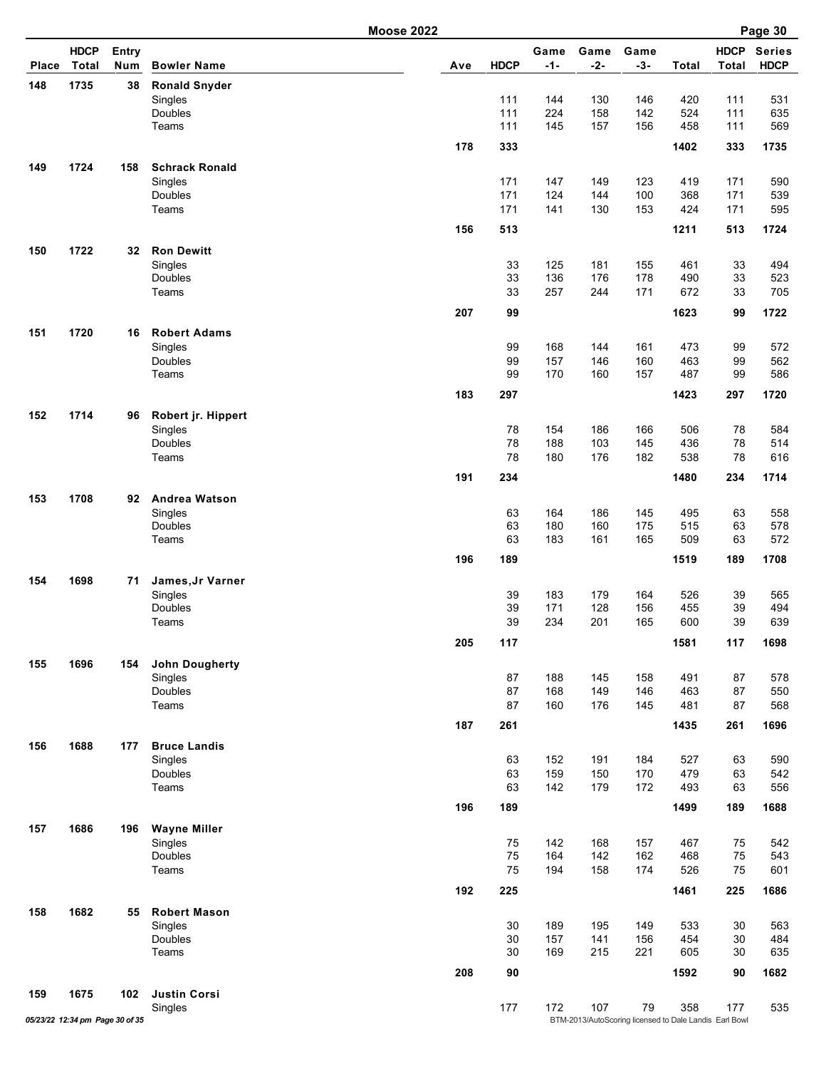# Moose 2022

| Place | HDCP Total | Entry Num | Bowler Name | Ave | HDCP | Game -1- | Game -2- | Game -3- | Total | HDCP Total | Series HDCP |
|---|---|---|---|---|---|---|---|---|---|---|---|
| 148 | 1735 | 38 | **Ronald Snyder** | | | | | | | | |
| | | | Singles | | 111 | 144 | 130 | 146 | 420 | 111 | 531 |
| | | | Doubles | | 111 | 224 | 158 | 142 | 524 | 111 | 635 |
| | | | Teams | | 111 | 145 | 157 | 156 | 458 | 111 | 569 |
| | | | | 178 | 333 | | | | 1402 | 333 | 1735 |
| 149 | 1724 | 158 | **Schrack Ronald** | | | | | | | | |
| | | | Singles | | 171 | 147 | 149 | 123 | 419 | 171 | 590 |
| | | | Doubles | | 171 | 124 | 144 | 100 | 368 | 171 | 539 |
| | | | Teams | | 171 | 141 | 130 | 153 | 424 | 171 | 595 |
| | | | | 156 | 513 | | | | 1211 | 513 | 1724 |
| 150 | 1722 | 32 | **Ron Dewitt** | | | | | | | | |
| | | | Singles | | 33 | 125 | 181 | 155 | 461 | 33 | 494 |
| | | | Doubles | | 33 | 136 | 176 | 178 | 490 | 33 | 523 |
| | | | Teams | | 33 | 257 | 244 | 171 | 672 | 33 | 705 |
| | | | | 207 | 99 | | | | 1623 | 99 | 1722 |
| 151 | 1720 | 16 | **Robert Adams** | | | | | | | | |
| | | | Singles | | 99 | 168 | 144 | 161 | 473 | 99 | 572 |
| | | | Doubles | | 99 | 157 | 146 | 160 | 463 | 99 | 562 |
| | | | Teams | | 99 | 170 | 160 | 157 | 487 | 99 | 586 |
| | | | | 183 | 297 | | | | 1423 | 297 | 1720 |
| 152 | 1714 | 96 | **Robert jr. Hippert** | | | | | | | | |
| | | | Singles | | 78 | 154 | 186 | 166 | 506 | 78 | 584 |
| | | | Doubles | | 78 | 188 | 103 | 145 | 436 | 78 | 514 |
| | | | Teams | | 78 | 180 | 176 | 182 | 538 | 78 | 616 |
| | | | | 191 | 234 | | | | 1480 | 234 | 1714 |
| 153 | 1708 | 92 | **Andrea Watson** | | | | | | | | |
| | | | Singles | | 63 | 164 | 186 | 145 | 495 | 63 | 558 |
| | | | Doubles | | 63 | 180 | 160 | 175 | 515 | 63 | 578 |
| | | | Teams | | 63 | 183 | 161 | 165 | 509 | 63 | 572 |
| | | | | 196 | 189 | | | | 1519 | 189 | 1708 |
| 154 | 1698 | 71 | **James,Jr Varner** | | | | | | | | |
| | | | Singles | | 39 | 183 | 179 | 164 | 526 | 39 | 565 |
| | | | Doubles | | 39 | 171 | 128 | 156 | 455 | 39 | 494 |
| | | | Teams | | 39 | 234 | 201 | 165 | 600 | 39 | 639 |
| | | | | 205 | 117 | | | | 1581 | 117 | 1698 |
| 155 | 1696 | 154 | **John Dougherty** | | | | | | | | |
| | | | Singles | | 87 | 188 | 145 | 158 | 491 | 87 | 578 |
| | | | Doubles | | 87 | 168 | 149 | 146 | 463 | 87 | 550 |
| | | | Teams | | 87 | 160 | 176 | 145 | 481 | 87 | 568 |
| | | | | 187 | 261 | | | | 1435 | 261 | 1696 |
| 156 | 1688 | 177 | **Bruce Landis** | | | | | | | | |
| | | | Singles | | 63 | 152 | 191 | 184 | 527 | 63 | 590 |
| | | | Doubles | | 63 | 159 | 150 | 170 | 479 | 63 | 542 |
| | | | Teams | | 63 | 142 | 179 | 172 | 493 | 63 | 556 |
| | | | | 196 | 189 | | | | 1499 | 189 | 1688 |
| 157 | 1686 | 196 | **Wayne Miller** | | | | | | | | |
| | | | Singles | | 75 | 142 | 168 | 157 | 467 | 75 | 542 |
| | | | Doubles | | 75 | 164 | 142 | 162 | 468 | 75 | 543 |
| | | | Teams | | 75 | 194 | 158 | 174 | 526 | 75 | 601 |
| | | | | 192 | 225 | | | | 1461 | 225 | 1686 |
| 158 | 1682 | 55 | **Robert Mason** | | | | | | | | |
| | | | Singles | | 30 | 189 | 195 | 149 | 533 | 30 | 563 |
| | | | Doubles | | 30 | 157 | 141 | 156 | 454 | 30 | 484 |
| | | | Teams | | 30 | 169 | 215 | 221 | 605 | 30 | 635 |
| | | | | 208 | 90 | | | | 1592 | 90 | 1682 |
| 159 | 1675 | 102 | **Justin Corsi** | | | | | | | | |
| | | | Singles | | 177 | 172 | 107 | 79 | 358 | 177 | 535 |

BTM-2013/AutoScoring licensed to Dale Landis Earl Bowl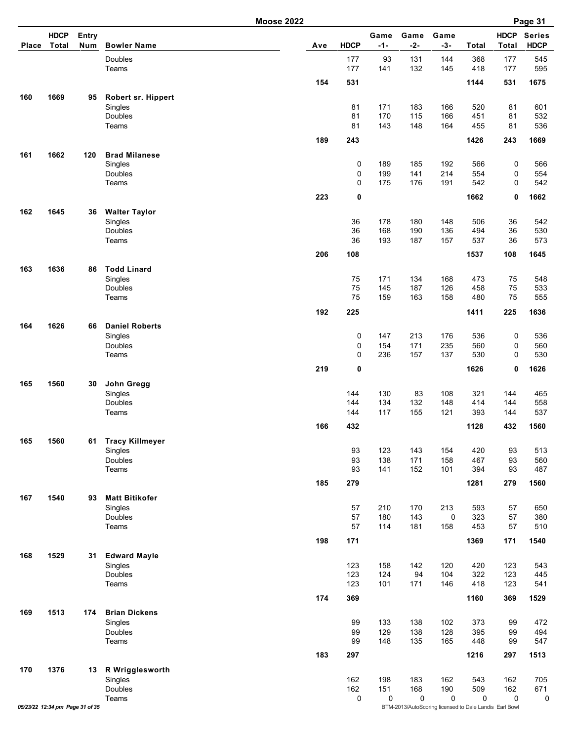| Place | HDCP Total | Entry Num | Bowler Name | Ave | HDCP | Game -1- | Game -2- | Game -3- | Total | HDCP Total | Series HDCP |
|---|---|---|---|---|---|---|---|---|---|---|---|
| | | | Doubles | | 177 | 93 | 131 | 144 | 368 | 177 | 545 |
| | | | Teams | | 177 | 141 | 132 | 145 | 418 | 177 | 595 |
| | | | | **154** | **531** | | | | **1144** | **531** | **1675** |
| **160** | **1669** | **95** | **Robert sr. Hippert** | | | | | | | | |
| | | | Singles | | 81 | 171 | 183 | 166 | 520 | 81 | 601 |
| | | | Doubles | | 81 | 170 | 115 | 166 | 451 | 81 | 532 |
| | | | Teams | | 81 | 143 | 148 | 164 | 455 | 81 | 536 |
| | | | | **189** | **243** | | | | **1426** | **243** | **1669** |
| **161** | **1662** | **120** | **Brad Milanese** | | | | | | | | |
| | | | Singles | | 0 | 189 | 185 | 192 | 566 | 0 | 566 |
| | | | Doubles | | 0 | 199 | 141 | 214 | 554 | 0 | 554 |
| | | | Teams | | 0 | 175 | 176 | 191 | 542 | 0 | 542 |
| | | | | **223** | **0** | | | | **1662** | **0** | **1662** |
| **162** | **1645** | **36** | **Walter Taylor** | | | | | | | | |
| | | | Singles | | 36 | 178 | 180 | 148 | 506 | 36 | 542 |
| | | | Doubles | | 36 | 168 | 190 | 136 | 494 | 36 | 530 |
| | | | Teams | | 36 | 193 | 187 | 157 | 537 | 36 | 573 |
| | | | | **206** | **108** | | | | **1537** | **108** | **1645** |
| **163** | **1636** | **86** | **Todd Linard** | | | | | | | | |
| | | | Singles | | 75 | 171 | 134 | 168 | 473 | 75 | 548 |
| | | | Doubles | | 75 | 145 | 187 | 126 | 458 | 75 | 533 |
| | | | Teams | | 75 | 159 | 163 | 158 | 480 | 75 | 555 |
| | | | | **192** | **225** | | | | **1411** | **225** | **1636** |
| **164** | **1626** | **66** | **Daniel Roberts** | | | | | | | | |
| | | | Singles | | 0 | 147 | 213 | 176 | 536 | 0 | 536 |
| | | | Doubles | | 0 | 154 | 171 | 235 | 560 | 0 | 560 |
| | | | Teams | | 0 | 236 | 157 | 137 | 530 | 0 | 530 |
| | | | | **219** | **0** | | | | **1626** | **0** | **1626** |
| **165** | **1560** | **30** | **John Gregg** | | | | | | | | |
| | | | Singles | | 144 | 130 | 83 | 108 | 321 | 144 | 465 |
| | | | Doubles | | 144 | 134 | 132 | 148 | 414 | 144 | 558 |
| | | | Teams | | 144 | 117 | 155 | 121 | 393 | 144 | 537 |
| | | | | **166** | **432** | | | | **1128** | **432** | **1560** |
| **165** | **1560** | **61** | **Tracy Killmeyer** | | | | | | | | |
| | | | Singles | | 93 | 123 | 143 | 154 | 420 | 93 | 513 |
| | | | Doubles | | 93 | 138 | 171 | 158 | 467 | 93 | 560 |
| | | | Teams | | 93 | 141 | 152 | 101 | 394 | 93 | 487 |
| | | | | **185** | **279** | | | | **1281** | **279** | **1560** |
| **167** | **1540** | **93** | **Matt Bitikofer** | | | | | | | | |
| | | | Singles | | 57 | 210 | 170 | 213 | 593 | 57 | 650 |
| | | | Doubles | | 57 | 180 | 143 | 0 | 323 | 57 | 380 |
| | | | Teams | | 57 | 114 | 181 | 158 | 453 | 57 | 510 |
| | | | | **198** | **171** | | | | **1369** | **171** | **1540** |
| **168** | **1529** | **31** | **Edward Mayle** | | | | | | | | |
| | | | Singles | | 123 | 158 | 142 | 120 | 420 | 123 | 543 |
| | | | Doubles | | 123 | 124 | 94 | 104 | 322 | 123 | 445 |
| | | | Teams | | 123 | 101 | 171 | 146 | 418 | 123 | 541 |
| | | | | **174** | **369** | | | | **1160** | **369** | **1529** |
| **169** | **1513** | **174** | **Brian Dickens** | | | | | | | | |
| | | | Singles | | 99 | 133 | 138 | 102 | 373 | 99 | 472 |
| | | | Doubles | | 99 | 129 | 138 | 128 | 395 | 99 | 494 |
| | | | Teams | | 99 | 148 | 135 | 165 | 448 | 99 | 547 |
| | | | | **183** | **297** | | | | **1216** | **297** | **1513** |
| **170** | **1376** | **13** | **R Wrigglesworth** | | | | | | | | |
| | | | Singles | | 162 | 198 | 183 | 162 | 543 | 162 | 705 |
| | | | Doubles | | 162 | 151 | 168 | 190 | 509 | 162 | 671 |
| | | | Teams | | 0 | 0 | 0 | 0 | 0 | 0 | 0 |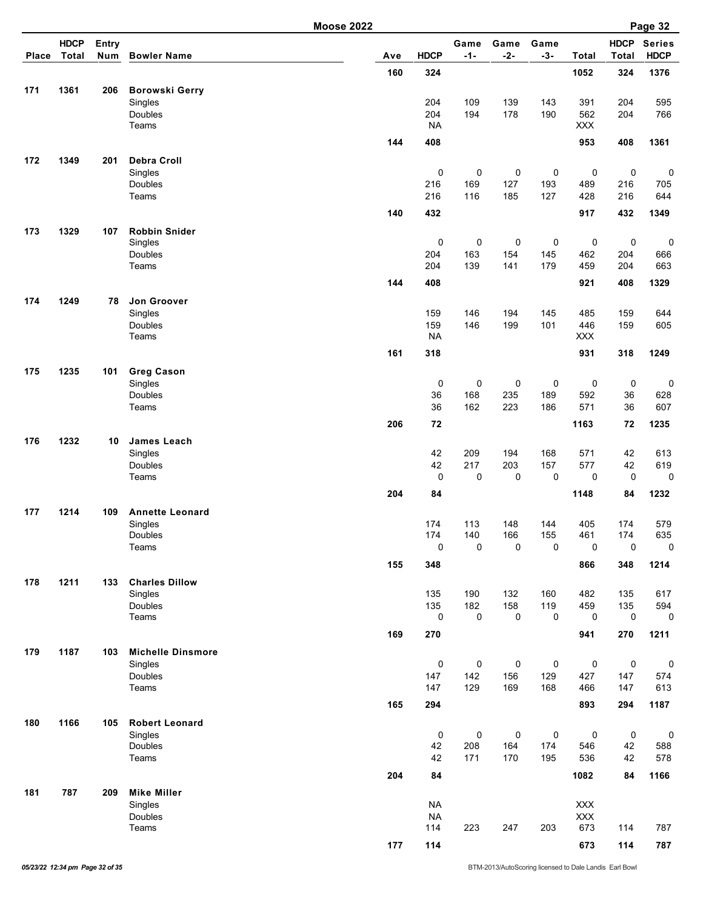# Moose 2022

| Place | HDCP Total | Entry Num | Bowler Name | Ave | HDCP | Game -1- | Game -2- | Game -3- | Total | HDCP Total | Series HDCP |
|---|---|---|---|---|---|---|---|---|---|---|---|
| | | | | 160 | 324 | | | | 1052 | 324 | 1376 |
| 171 | 1361 | 206 | **Borowski Gerry** | | | | | | | | |
| | | | Singles | | 204 | 109 | 139 | 143 | 391 | 204 | 595 |
| | | | Doubles | | 204 | 194 | 178 | 190 | 562 | 204 | 766 |
| | | | Teams | | NA | | | | XXX | | |
| | | | | 144 | 408 | | | | 953 | 408 | 1361 |
| 172 | 1349 | 201 | **Debra Croll** | | | | | | | | |
| | | | Singles | | 0 | 0 | 0 | 0 | 0 | 0 | 0 |
| | | | Doubles | | 216 | 169 | 127 | 193 | 489 | 216 | 705 |
| | | | Teams | | 216 | 116 | 185 | 127 | 428 | 216 | 644 |
| | | | | 140 | 432 | | | | 917 | 432 | 1349 |
| 173 | 1329 | 107 | **Robbin Snider** | | | | | | | | |
| | | | Singles | | 0 | 0 | 0 | 0 | 0 | 0 | 0 |
| | | | Doubles | | 204 | 163 | 154 | 145 | 462 | 204 | 666 |
| | | | Teams | | 204 | 139 | 141 | 179 | 459 | 204 | 663 |
| | | | | 144 | 408 | | | | 921 | 408 | 1329 |
| 174 | 1249 | 78 | **Jon Groover** | | | | | | | | |
| | | | Singles | | 159 | 146 | 194 | 145 | 485 | 159 | 644 |
| | | | Doubles | | 159 | 146 | 199 | 101 | 446 | 159 | 605 |
| | | | Teams | | NA | | | | XXX | | |
| | | | | 161 | 318 | | | | 931 | 318 | 1249 |
| 175 | 1235 | 101 | **Greg Cason** | | | | | | | | |
| | | | Singles | | 0 | 0 | 0 | 0 | 0 | 0 | 0 |
| | | | Doubles | | 36 | 168 | 235 | 189 | 592 | 36 | 628 |
| | | | Teams | | 36 | 162 | 223 | 186 | 571 | 36 | 607 |
| | | | | 206 | 72 | | | | 1163 | 72 | 1235 |
| 176 | 1232 | 10 | **James Leach** | | | | | | | | |
| | | | Singles | | 42 | 209 | 194 | 168 | 571 | 42 | 613 |
| | | | Doubles | | 42 | 217 | 203 | 157 | 577 | 42 | 619 |
| | | | Teams | | 0 | 0 | 0 | 0 | 0 | 0 | 0 |
| | | | | 204 | 84 | | | | 1148 | 84 | 1232 |
| 177 | 1214 | 109 | **Annette Leonard** | | | | | | | | |
| | | | Singles | | 174 | 113 | 148 | 144 | 405 | 174 | 579 |
| | | | Doubles | | 174 | 140 | 166 | 155 | 461 | 174 | 635 |
| | | | Teams | | 0 | 0 | 0 | 0 | 0 | 0 | 0 |
| | | | | 155 | 348 | | | | 866 | 348 | 1214 |
| 178 | 1211 | 133 | **Charles Dillow** | | | | | | | | |
| | | | Singles | | 135 | 190 | 132 | 160 | 482 | 135 | 617 |
| | | | Doubles | | 135 | 182 | 158 | 119 | 459 | 135 | 594 |
| | | | Teams | | 0 | 0 | 0 | 0 | 0 | 0 | 0 |
| | | | | 169 | 270 | | | | 941 | 270 | 1211 |
| 179 | 1187 | 103 | **Michelle Dinsmore** | | | | | | | | |
| | | | Singles | | 0 | 0 | 0 | 0 | 0 | 0 | 0 |
| | | | Doubles | | 147 | 142 | 156 | 129 | 427 | 147 | 574 |
| | | | Teams | | 147 | 129 | 169 | 168 | 466 | 147 | 613 |
| | | | | 165 | 294 | | | | 893 | 294 | 1187 |
| 180 | 1166 | 105 | **Robert Leonard** | | | | | | | | |
| | | | Singles | | 0 | 0 | 0 | 0 | 0 | 0 | 0 |
| | | | Doubles | | 42 | 208 | 164 | 174 | 546 | 42 | 588 |
| | | | Teams | | 42 | 171 | 170 | 195 | 536 | 42 | 578 |
| | | | | 204 | 84 | | | | 1082 | 84 | 1166 |
| 181 | 787 | 209 | **Mike Miller** | | | | | | | | |
| | | | Singles | | NA | | | | XXX | | |
| | | | Doubles | | NA | | | | XXX | | |
| | | | Teams | | 114 | 223 | 247 | 203 | 673 | 114 | 787 |
| | | | | 177 | 114 | | | | 673 | 114 | 787 |

*05/23/22 12:34 pm Page 32 of 35*

BTM-2013/AutoScoring licensed to Dale Landis Earl Bowl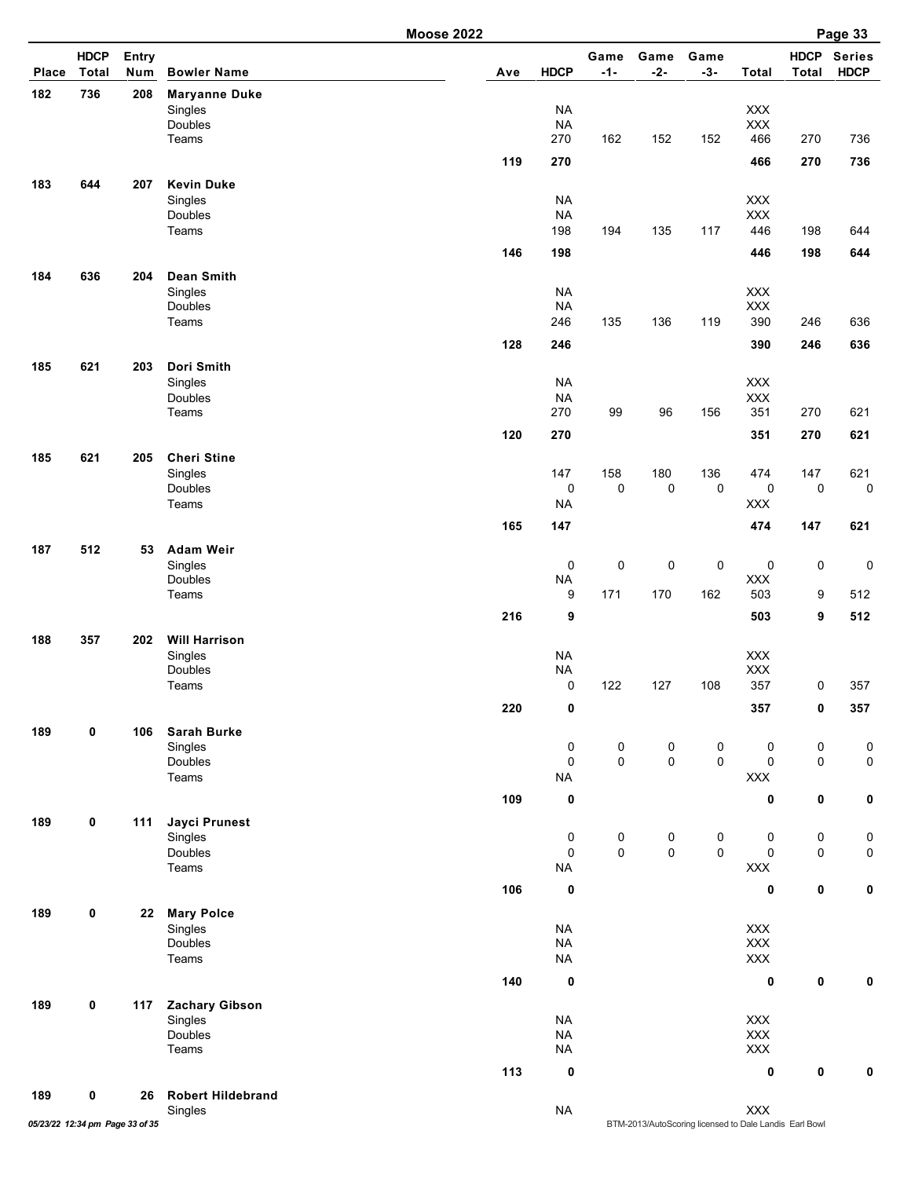# Moose 2022

| Place | HDCP Total | Entry Num | Bowler Name | Ave | HDCP | Game -1- | Game -2- | Game -3- | Total | HDCP Total | Series HDCP |
|---|---|---|---|---|---|---|---|---|---|---|---|
| 182 | 736 | 208 | **Maryanne Duke** | | | | | | | | |
| | | | Singles | | NA | | | | XXX | | |
| | | | Doubles | | NA | | | | XXX | | |
| | | | Teams | | 270 | 162 | 152 | 152 | 466 | 270 | 736 |
| | | | | 119 | **270** | | | | **466** | **270** | **736** |
| 183 | 644 | 207 | **Kevin Duke** | | | | | | | | |
| | | | Singles | | NA | | | | XXX | | |
| | | | Doubles | | NA | | | | XXX | | |
| | | | Teams | | 198 | 194 | 135 | 117 | 446 | 198 | 644 |
| | | | | 146 | **198** | | | | **446** | **198** | **644** |
| 184 | 636 | 204 | **Dean Smith** | | | | | | | | |
| | | | Singles | | NA | | | | XXX | | |
| | | | Doubles | | NA | | | | XXX | | |
| | | | Teams | | 246 | 135 | 136 | 119 | 390 | 246 | 636 |
| | | | | 128 | **246** | | | | **390** | **246** | **636** |
| 185 | 621 | 203 | **Dori Smith** | | | | | | | | |
| | | | Singles | | NA | | | | XXX | | |
| | | | Doubles | | NA | | | | XXX | | |
| | | | Teams | | 270 | 99 | 96 | 156 | 351 | 270 | 621 |
| | | | | 120 | **270** | | | | **351** | **270** | **621** |
| 185 | 621 | 205 | **Cheri Stine** | | | | | | | | |
| | | | Singles | | 147 | 158 | 180 | 136 | 474 | 147 | 621 |
| | | | Doubles | | 0 | 0 | 0 | 0 | 0 | 0 | 0 |
| | | | Teams | | NA | | | | XXX | | |
| | | | | 165 | **147** | | | | **474** | **147** | **621** |
| 187 | 512 | 53 | **Adam Weir** | | | | | | | | |
| | | | Singles | | 0 | 0 | 0 | 0 | 0 | 0 | 0 |
| | | | Doubles | | NA | | | | XXX | | |
| | | | Teams | | 9 | 171 | 170 | 162 | 503 | 9 | 512 |
| | | | | 216 | **9** | | | | **503** | **9** | **512** |
| 188 | 357 | 202 | **Will Harrison** | | | | | | | | |
| | | | Singles | | NA | | | | XXX | | |
| | | | Doubles | | NA | | | | XXX | | |
| | | | Teams | | 0 | 122 | 127 | 108 | 357 | 0 | 357 |
| | | | | 220 | **0** | | | | **357** | **0** | **357** |
| 189 | 0 | 106 | **Sarah Burke** | | | | | | | | |
| | | | Singles | | 0 | 0 | 0 | 0 | 0 | 0 | 0 |
| | | | Doubles | | 0 | 0 | 0 | 0 | 0 | 0 | 0 |
| | | | Teams | | NA | | | | XXX | | |
| | | | | 109 | **0** | | | | **0** | **0** | **0** |
| 189 | 0 | 111 | **Jayci Prunest** | | | | | | | | |
| | | | Singles | | 0 | 0 | 0 | 0 | 0 | 0 | 0 |
| | | | Doubles | | 0 | 0 | 0 | 0 | 0 | 0 | 0 |
| | | | Teams | | NA | | | | XXX | | |
| | | | | 106 | **0** | | | | **0** | **0** | **0** |
| 189 | 0 | 22 | **Mary Polce** | | | | | | | | |
| | | | Singles | | NA | | | | XXX | | |
| | | | Doubles | | NA | | | | XXX | | |
| | | | Teams | | NA | | | | XXX | | |
| | | | | 140 | **0** | | | | **0** | **0** | **0** |
| 189 | 0 | 117 | **Zachary Gibson** | | | | | | | | |
| | | | Singles | | NA | | | | XXX | | |
| | | | Doubles | | NA | | | | XXX | | |
| | | | Teams | | NA | | | | XXX | | |
| | | | | 113 | **0** | | | | **0** | **0** | **0** |
| 189 | 0 | 26 | **Robert Hildebrand** | | | | | | | | |
| | | | Singles | | NA | | | | XXX | | |

BTM-2013/AutoScoring licensed to Dale Landis Earl Bowl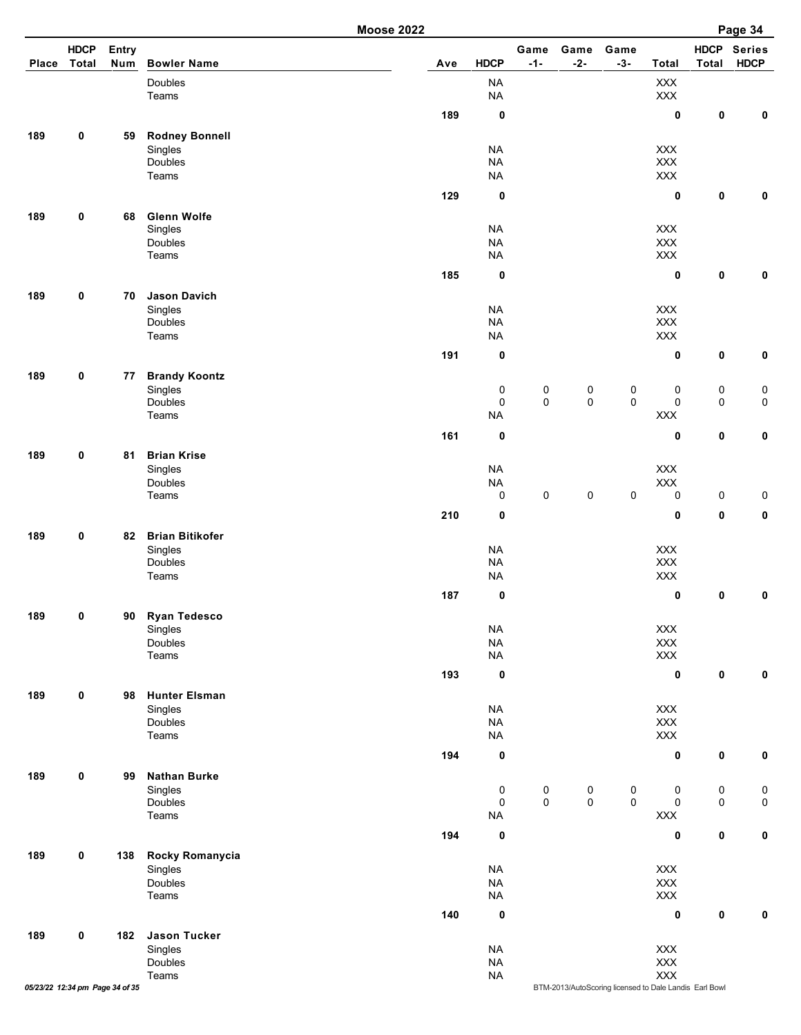# Moose 2022

| Place | HDCP Total | Entry Num | Bowler Name | Ave | HDCP | Game -1- | Game -2- | Game -3- | Total | HDCP Total | Series HDCP |
|---|---|---|---|---|---|---|---|---|---|---|---|
| | | | Doubles | | NA | | | | XXX | | |
| | | | Teams | | NA | | | | XXX | | |
| | | | | 189 | 0 | | | | 0 | 0 | 0 |
| 189 | 0 | 59 | **Rodney Bonnell** | | | | | | | | |
| | | | Singles | | NA | | | | XXX | | |
| | | | Doubles | | NA | | | | XXX | | |
| | | | Teams | | NA | | | | XXX | | |
| | | | | 129 | 0 | | | | 0 | 0 | 0 |
| 189 | 0 | 68 | **Glenn Wolfe** | | | | | | | | |
| | | | Singles | | NA | | | | XXX | | |
| | | | Doubles | | NA | | | | XXX | | |
| | | | Teams | | NA | | | | XXX | | |
| | | | | 185 | 0 | | | | 0 | 0 | 0 |
| 189 | 0 | 70 | **Jason Davich** | | | | | | | | |
| | | | Singles | | NA | | | | XXX | | |
| | | | Doubles | | NA | | | | XXX | | |
| | | | Teams | | NA | | | | XXX | | |
| | | | | 191 | 0 | | | | 0 | 0 | 0 |
| 189 | 0 | 77 | **Brandy Koontz** | | | | | | | | |
| | | | Singles | | 0 | 0 | 0 | 0 | 0 | 0 | 0 |
| | | | Doubles | | 0 | 0 | 0 | 0 | 0 | 0 | 0 |
| | | | Teams | | NA | | | | XXX | | |
| | | | | 161 | 0 | | | | 0 | 0 | 0 |
| 189 | 0 | 81 | **Brian Krise** | | | | | | | | |
| | | | Singles | | NA | | | | XXX | | |
| | | | Doubles | | NA | | | | XXX | | |
| | | | Teams | | 0 | 0 | 0 | 0 | 0 | 0 | 0 |
| | | | | 210 | 0 | | | | 0 | 0 | 0 |
| 189 | 0 | 82 | **Brian Bitikofer** | | | | | | | | |
| | | | Singles | | NA | | | | XXX | | |
| | | | Doubles | | NA | | | | XXX | | |
| | | | Teams | | NA | | | | XXX | | |
| | | | | 187 | 0 | | | | 0 | 0 | 0 |
| 189 | 0 | 90 | **Ryan Tedesco** | | | | | | | | |
| | | | Singles | | NA | | | | XXX | | |
| | | | Doubles | | NA | | | | XXX | | |
| | | | Teams | | NA | | | | XXX | | |
| | | | | 193 | 0 | | | | 0 | 0 | 0 |
| 189 | 0 | 98 | **Hunter Elsman** | | | | | | | | |
| | | | Singles | | NA | | | | XXX | | |
| | | | Doubles | | NA | | | | XXX | | |
| | | | Teams | | NA | | | | XXX | | |
| | | | | 194 | 0 | | | | 0 | 0 | 0 |
| 189 | 0 | 99 | **Nathan Burke** | | | | | | | | |
| | | | Singles | | 0 | 0 | 0 | 0 | 0 | 0 | 0 |
| | | | Doubles | | 0 | 0 | 0 | 0 | 0 | 0 | 0 |
| | | | Teams | | NA | | | | XXX | | |
| | | | | 194 | 0 | | | | 0 | 0 | 0 |
| 189 | 0 | 138 | **Rocky Romanycia** | | | | | | | | |
| | | | Singles | | NA | | | | XXX | | |
| | | | Doubles | | NA | | | | XXX | | |
| | | | Teams | | NA | | | | XXX | | |
| | | | | 140 | 0 | | | | 0 | 0 | 0 |
| 189 | 0 | 182 | **Jason Tucker** | | | | | | | | |
| | | | Singles | | NA | | | | XXX | | |
| | | | Doubles | | NA | | | | XXX | | |
| | | | Teams | | NA | | | | XXX | | |

05/23/22 12:34 pm

BTM-2013/AutoScoring licensed to Dale Landis Earl Bowl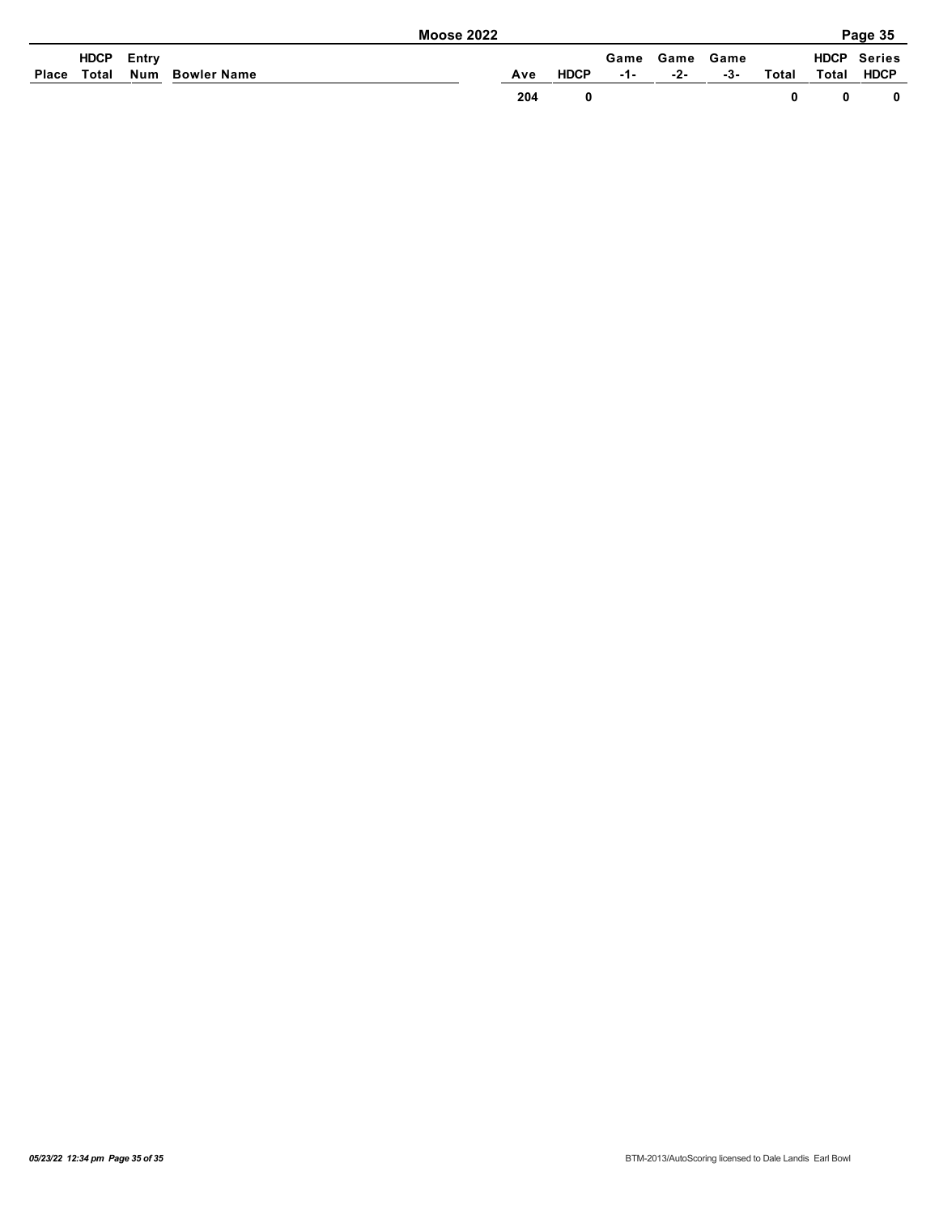## Moose 2022

| Place | HDCP Total | Entry Num | Bowler Name | Ave | HDCP | Game -1- | Game -2- | Game -3- | Total | HDCP Total | Series HDCP |
|---|---|---|---|---|---|---|---|---|---|---|---|
| | | | | 204 | 0 | | | | 0 | 0 | 0 |

BTM-2013/AutoScoring licensed to Dale Landis Earl Bowl